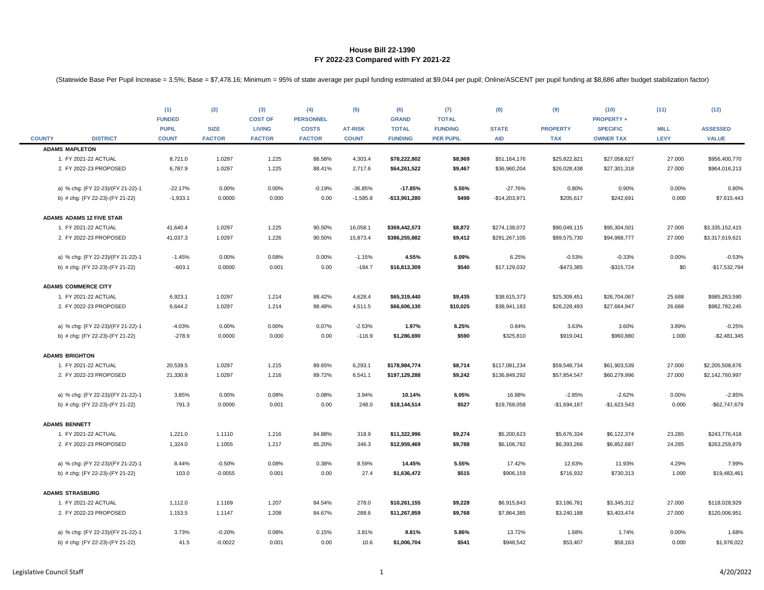# House Bill 22-1390
## FY 2022-23 Compared with FY 2021-22

(Statewide Base Per Pupil Increase = 3.5%; Base = $7,478.16; Minimum = 95% of state average per pupil funding estimated at $9,044 per pupil; Online/ASCENT per pupil funding at $8,686 after budget stabilization factor)

| COUNTY | DISTRICT | (1) FUNDED PUPIL COUNT | (2) SIZE FACTOR | (3) COST OF LIVING FACTOR | (4) PERSONNEL COSTS FACTOR | (5) AT-RISK COUNT | (6) GRAND TOTAL FUNDING | (7) TOTAL FUNDING PER PUPIL | (8) STATE AID | (9) PROPERTY TAX | (10) PROPERTY + SPECIFIC OWNER TAX | (11) MILL LEVY | (12) ASSESSED VALUE |
|---|---|---|---|---|---|---|---|---|---|---|---|---|---|
| **ADAMS** | **MAPLETON** | | | | | | | | | | | | |
| | 1. FY 2021-22 ACTUAL | 8,721.0 | 1.0297 | 1.225 | 88.58% | 4,303.4 | **$78,222,802** | **$8,969** | $51,164,176 | $25,822,821 | $27,058,627 | 27.000 | $956,400,770 |
| | 2. FY 2022-23 PROPOSED | 6,787.9 | 1.0297 | 1.225 | 88.41% | 2,717.6 | **$64,261,522** | **$9,467** | $36,960,204 | $26,028,438 | $27,301,318 | 27.000 | $964,016,213 |
| | a) % chg: (FY 22-23)/(FY 21-22)-1 | -22.17% | 0.00% | 0.00% | -0.19% | -36.85% | **-17.85%** | **5.55%** | -27.76% | 0.80% | 0.90% | 0.00% | 0.80% |
| | b) # chg: (FY 22-23)-(FY 21-22) | -1,933.1 | 0.0000 | 0.000 | 0.00 | -1,585.8 | **-$13,961,280** | **$498** | -$14,203,971 | $205,617 | $242,691 | 0.000 | $7,615,443 |
| **ADAMS** | **ADAMS 12 FIVE STAR** | | | | | | | | | | | | |
| | 1. FY 2021-22 ACTUAL | 41,640.4 | 1.0297 | 1.225 | 90.50% | 16,058.1 | **$369,442,573** | **$8,872** | $274,138,072 | $90,049,115 | $95,304,501 | 27.000 | $3,335,152,415 |
| | 2. FY 2022-23 PROPOSED | 41,037.3 | 1.0297 | 1.226 | 90.50% | 15,873.4 | **$386,255,882** | **$9,412** | $291,267,105 | $89,575,730 | $94,988,777 | 27.000 | $3,317,619,621 |
| | a) % chg: (FY 22-23)/(FY 21-22)-1 | -1.45% | 0.00% | 0.08% | 0.00% | -1.15% | **4.55%** | **6.09%** | 6.25% | -0.53% | -0.33% | 0.00% | -0.53% |
| | b) # chg: (FY 22-23)-(FY 21-22) | -603.1 | 0.0000 | 0.001 | 0.00 | -184.7 | **$16,813,309** | **$540** | $17,129,032 | -$473,385 | -$315,724 | $0 | -$17,532,794 |
| **ADAMS** | **COMMERCE CITY** | | | | | | | | | | | | |
| | 1. FY 2021-22 ACTUAL | 6,923.1 | 1.0297 | 1.214 | 88.42% | 4,628.4 | **$65,319,440** | **$9,435** | $38,615,373 | $25,309,451 | $26,704,067 | 25.688 | $985,263,590 |
| | 2. FY 2022-23 PROPOSED | 6,644.2 | 1.0297 | 1.214 | 88.48% | 4,511.5 | **$66,606,130** | **$10,025** | $38,941,183 | $26,228,493 | $27,664,947 | 26.688 | $982,782,245 |
| | a) % chg: (FY 22-23)/(FY 21-22)-1 | -4.03% | 0.00% | 0.00% | 0.07% | -2.53% | **1.97%** | **6.25%** | 0.84% | 3.63% | 3.60% | 3.89% | -0.25% |
| | b) # chg: (FY 22-23)-(FY 21-22) | -278.9 | 0.0000 | 0.000 | 0.00 | -116.9 | **$1,286,690** | **$590** | $325,810 | $919,041 | $960,880 | 1.000 | -$2,481,345 |
| **ADAMS** | **BRIGHTON** | | | | | | | | | | | | |
| | 1. FY 2021-22 ACTUAL | 20,539.5 | 1.0297 | 1.215 | 89.65% | 6,293.1 | **$178,984,774** | **$8,714** | $117,081,234 | $59,548,734 | $61,903,539 | 27.000 | $2,205,508,676 |
| | 2. FY 2022-23 PROPOSED | 21,330.8 | 1.0297 | 1.216 | 89.72% | 6,541.1 | **$197,129,288** | **$9,242** | $136,849,292 | $57,854,547 | $60,279,996 | 27.000 | $2,142,760,997 |
| | a) % chg: (FY 22-23)/(FY 21-22)-1 | 3.85% | 0.00% | 0.08% | 0.08% | 3.94% | **10.14%** | **6.05%** | 16.88% | -2.85% | -2.62% | 0.00% | -2.85% |
| | b) # chg: (FY 22-23)-(FY 21-22) | 791.3 | 0.0000 | 0.001 | 0.00 | 248.0 | **$18,144,514** | **$527** | $19,768,058 | -$1,694,187 | -$1,623,543 | 0.000 | -$62,747,679 |
| **ADAMS** | **BENNETT** | | | | | | | | | | | | |
| | 1. FY 2021-22 ACTUAL | 1,221.0 | 1.1110 | 1.216 | 84.88% | 318.9 | **$11,322,996** | **$9,274** | $5,200,623 | $5,676,334 | $6,122,374 | 23.285 | $243,776,418 |
| | 2. FY 2022-23 PROPOSED | 1,324.0 | 1.1055 | 1.217 | 85.20% | 346.3 | **$12,959,469** | **$9,788** | $6,106,782 | $6,393,266 | $6,852,687 | 24.285 | $263,259,879 |
| | a) % chg: (FY 22-23)/(FY 21-22)-1 | 8.44% | -0.50% | 0.08% | 0.38% | 8.59% | **14.45%** | **5.55%** | 17.42% | 12.63% | 11.93% | 4.29% | 7.99% |
| | b) # chg: (FY 22-23)-(FY 21-22) | 103.0 | -0.0055 | 0.001 | 0.00 | 27.4 | **$1,636,472** | **$515** | $906,159 | $716,932 | $730,313 | 1.000 | $19,483,461 |
| **ADAMS** | **STRASBURG** | | | | | | | | | | | | |
| | 1. FY 2021-22 ACTUAL | 1,112.0 | 1.1169 | 1.207 | 84.54% | 278.0 | **$10,261,155** | **$9,228** | $6,915,843 | $3,186,781 | $3,345,312 | 27.000 | $118,028,929 |
| | 2. FY 2022-23 PROPOSED | 1,153.5 | 1.1147 | 1.208 | 84.67% | 288.6 | **$11,267,859** | **$9,768** | $7,864,385 | $3,240,188 | $3,403,474 | 27.000 | $120,006,951 |
| | a) % chg: (FY 22-23)/(FY 21-22)-1 | 3.73% | -0.20% | 0.08% | 0.15% | 3.81% | **9.81%** | **5.86%** | 13.72% | 1.68% | 1.74% | 0.00% | 1.68% |
| | b) # chg: (FY 22-23)-(FY 21-22) | 41.5 | -0.0022 | 0.001 | 0.00 | 10.6 | **$1,006,704** | **$541** | $948,542 | $53,407 | $58,163 | 0.000 | $1,978,022 |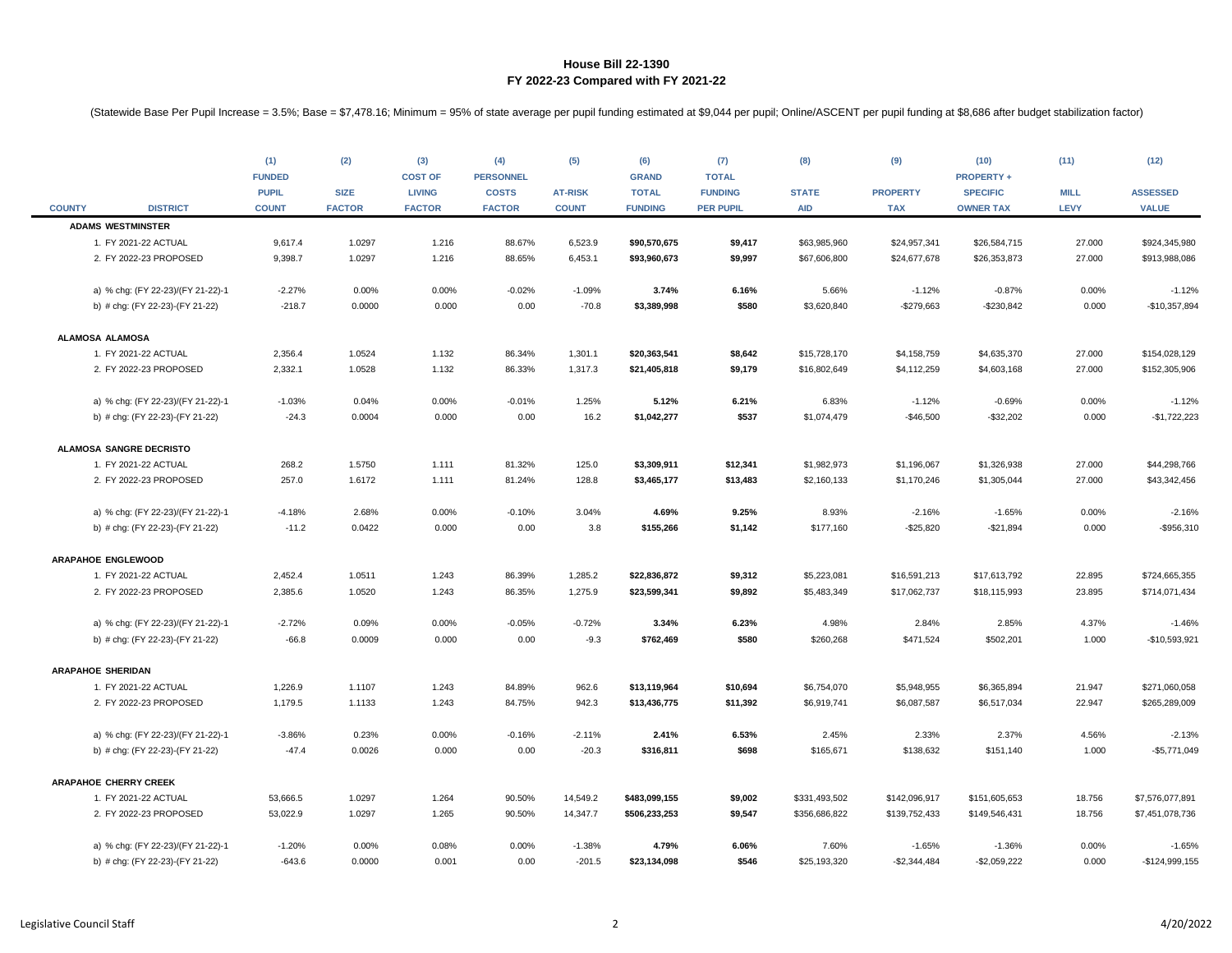# House Bill 22-1390
## FY 2022-23 Compared with FY 2021-22

(Statewide Base Per Pupil Increase = 3.5%; Base = $7,478.16; Minimum = 95% of state average per pupil funding estimated at $9,044 per pupil; Online/ASCENT per pupil funding at $8,686 after budget stabilization factor)

| COUNTY | DISTRICT | (1) FUNDED PUPIL COUNT | (2) SIZE FACTOR | (3) COST OF LIVING FACTOR | (4) PERSONNEL COSTS FACTOR | (5) AT-RISK COUNT | (6) GRAND TOTAL FUNDING | (7) TOTAL FUNDING PER PUPIL | (8) STATE AID | (9) PROPERTY TAX | (10) PROPERTY + SPECIFIC OWNER TAX | (11) MILL LEVY | (12) ASSESSED VALUE |
|---|---|---|---|---|---|---|---|---|---|---|---|---|---|
| **ADAMS** | **WESTMINSTER** | | | | | | | | | | | | |
| | 1. FY 2021-22 ACTUAL | 9,617.4 | 1.0297 | 1.216 | 88.67% | 6,523.9 | **$90,570,675** | **$9,417** | $63,985,960 | $24,957,341 | $26,584,715 | 27.000 | $924,345,980 |
| | 2. FY 2022-23 PROPOSED | 9,398.7 | 1.0297 | 1.216 | 88.65% | 6,453.1 | **$93,960,673** | **$9,997** | $67,606,800 | $24,677,678 | $26,353,873 | 27.000 | $913,988,086 |
| | a) % chg: (FY 22-23)/(FY 21-22)-1 | -2.27% | 0.00% | 0.00% | -0.02% | -1.09% | **3.74%** | **6.16%** | 5.66% | -1.12% | -0.87% | 0.00% | -1.12% |
| | b) # chg: (FY 22-23)-(FY 21-22) | -218.7 | 0.0000 | 0.000 | 0.00 | -70.8 | **$3,389,998** | **$580** | $3,620,840 | -$279,663 | -$230,842 | 0.000 | -$10,357,894 |
| **ALAMOSA** | **ALAMOSA** | | | | | | | | | | | | |
| | 1. FY 2021-22 ACTUAL | 2,356.4 | 1.0524 | 1.132 | 86.34% | 1,301.1 | **$20,363,541** | **$8,642** | $15,728,170 | $4,158,759 | $4,635,370 | 27.000 | $154,028,129 |
| | 2. FY 2022-23 PROPOSED | 2,332.1 | 1.0528 | 1.132 | 86.33% | 1,317.3 | **$21,405,818** | **$9,179** | $16,802,649 | $4,112,259 | $4,603,168 | 27.000 | $152,305,906 |
| | a) % chg: (FY 22-23)/(FY 21-22)-1 | -1.03% | 0.04% | 0.00% | -0.01% | 1.25% | **5.12%** | **6.21%** | 6.83% | -1.12% | -0.69% | 0.00% | -1.12% |
| | b) # chg: (FY 22-23)-(FY 21-22) | -24.3 | 0.0004 | 0.000 | 0.00 | 16.2 | **$1,042,277** | **$537** | $1,074,479 | -$46,500 | -$32,202 | 0.000 | -$1,722,223 |
| **ALAMOSA** | **SANGRE DECRISTO** | | | | | | | | | | | | |
| | 1. FY 2021-22 ACTUAL | 268.2 | 1.5750 | 1.111 | 81.32% | 125.0 | **$3,309,911** | **$12,341** | $1,982,973 | $1,196,067 | $1,326,938 | 27.000 | $44,298,766 |
| | 2. FY 2022-23 PROPOSED | 257.0 | 1.6172 | 1.111 | 81.24% | 128.8 | **$3,465,177** | **$13,483** | $2,160,133 | $1,170,246 | $1,305,044 | 27.000 | $43,342,456 |
| | a) % chg: (FY 22-23)/(FY 21-22)-1 | -4.18% | 2.68% | 0.00% | -0.10% | 3.04% | **4.69%** | **9.25%** | 8.93% | -2.16% | -1.65% | 0.00% | -2.16% |
| | b) # chg: (FY 22-23)-(FY 21-22) | -11.2 | 0.0422 | 0.000 | 0.00 | 3.8 | **$155,266** | **$1,142** | $177,160 | -$25,820 | -$21,894 | 0.000 | -$956,310 |
| **ARAPAHOE** | **ENGLEWOOD** | | | | | | | | | | | | |
| | 1. FY 2021-22 ACTUAL | 2,452.4 | 1.0511 | 1.243 | 86.39% | 1,285.2 | **$22,836,872** | **$9,312** | $5,223,081 | $16,591,213 | $17,613,792 | 22.895 | $724,665,355 |
| | 2. FY 2022-23 PROPOSED | 2,385.6 | 1.0520 | 1.243 | 86.35% | 1,275.9 | **$23,599,341** | **$9,892** | $5,483,349 | $17,062,737 | $18,115,993 | 23.895 | $714,071,434 |
| | a) % chg: (FY 22-23)/(FY 21-22)-1 | -2.72% | 0.09% | 0.00% | -0.05% | -0.72% | **3.34%** | **6.23%** | 4.98% | 2.84% | 2.85% | 4.37% | -1.46% |
| | b) # chg: (FY 22-23)-(FY 21-22) | -66.8 | 0.0009 | 0.000 | 0.00 | -9.3 | **$762,469** | **$580** | $260,268 | $471,524 | $502,201 | 1.000 | -$10,593,921 |
| **ARAPAHOE** | **SHERIDAN** | | | | | | | | | | | | |
| | 1. FY 2021-22 ACTUAL | 1,226.9 | 1.1107 | 1.243 | 84.89% | 962.6 | **$13,119,964** | **$10,694** | $6,754,070 | $5,948,955 | $6,365,894 | 21.947 | $271,060,058 |
| | 2. FY 2022-23 PROPOSED | 1,179.5 | 1.1133 | 1.243 | 84.75% | 942.3 | **$13,436,775** | **$11,392** | $6,919,741 | $6,087,587 | $6,517,034 | 22.947 | $265,289,009 |
| | a) % chg: (FY 22-23)/(FY 21-22)-1 | -3.86% | 0.23% | 0.00% | -0.16% | -2.11% | **2.41%** | **6.53%** | 2.45% | 2.33% | 2.37% | 4.56% | -2.13% |
| | b) # chg: (FY 22-23)-(FY 21-22) | -47.4 | 0.0026 | 0.000 | 0.00 | -20.3 | **$316,811** | **$698** | $165,671 | $138,632 | $151,140 | 1.000 | -$5,771,049 |
| **ARAPAHOE** | **CHERRY CREEK** | | | | | | | | | | | | |
| | 1. FY 2021-22 ACTUAL | 53,666.5 | 1.0297 | 1.264 | 90.50% | 14,549.2 | **$483,099,155** | **$9,002** | $331,493,502 | $142,096,917 | $151,605,653 | 18.756 | $7,576,077,891 |
| | 2. FY 2022-23 PROPOSED | 53,022.9 | 1.0297 | 1.265 | 90.50% | 14,347.7 | **$506,233,253** | **$9,547** | $356,686,822 | $139,752,433 | $149,546,431 | 18.756 | $7,451,078,736 |
| | a) % chg: (FY 22-23)/(FY 21-22)-1 | -1.20% | 0.00% | 0.08% | 0.00% | -1.38% | **4.79%** | **6.06%** | 7.60% | -1.65% | -1.36% | 0.00% | -1.65% |
| | b) # chg: (FY 22-23)-(FY 21-22) | -643.6 | 0.0000 | 0.001 | 0.00 | -201.5 | **$23,134,098** | **$546** | $25,193,320 | -$2,344,484 | -$2,059,222 | 0.000 | -$124,999,155 |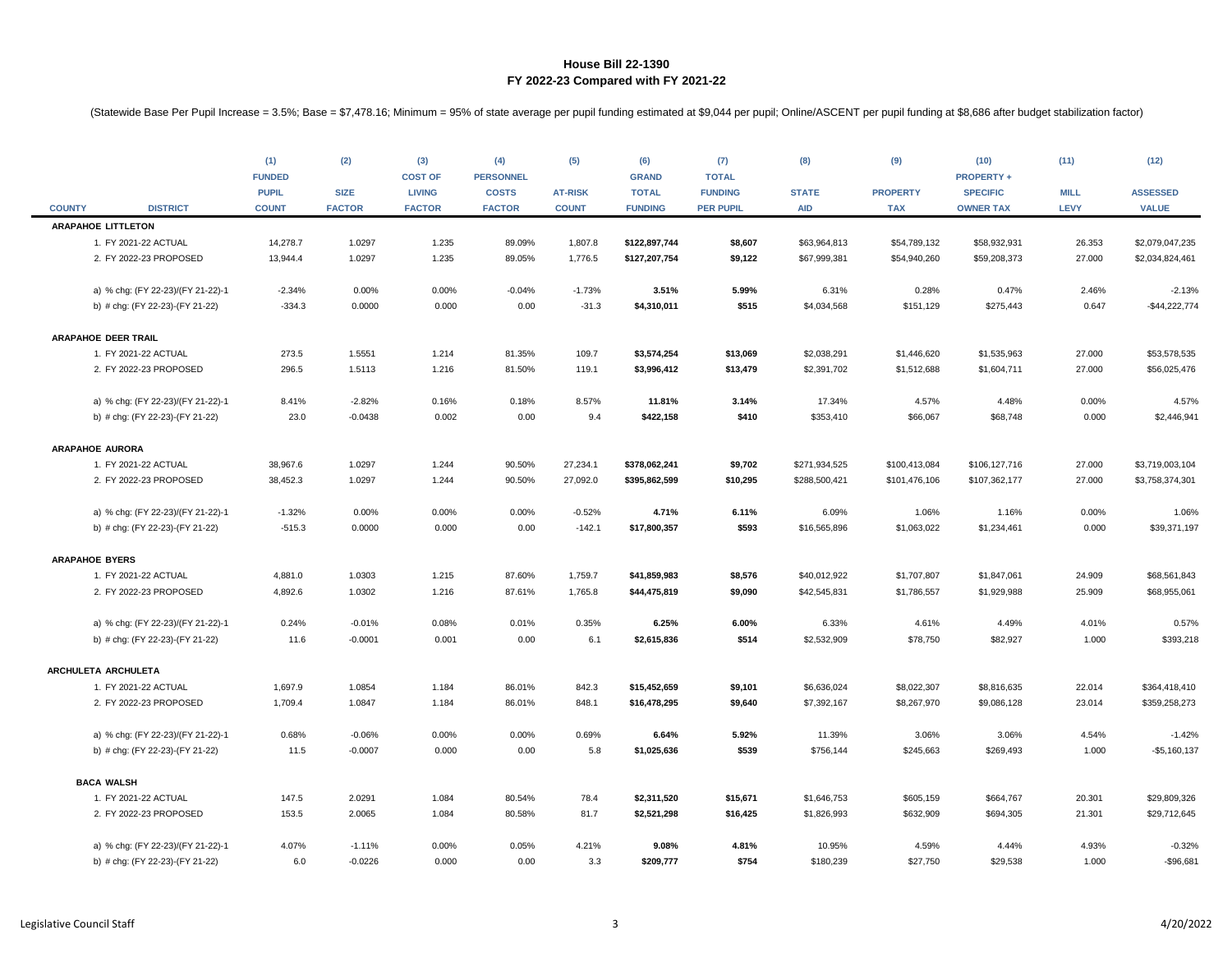## House Bill 22-1390
## FY 2022-23 Compared with FY 2021-22

(Statewide Base Per Pupil Increase = 3.5%; Base = $7,478.16; Minimum = 95% of state average per pupil funding estimated at $9,044 per pupil; Online/ASCENT per pupil funding at $8,686 after budget stabilization factor)

| COUNTY | DISTRICT | (1) FUNDED PUPIL COUNT | (2) SIZE FACTOR | (3) COST OF LIVING FACTOR | (4) PERSONNEL COSTS FACTOR | (5) AT-RISK COUNT | (6) GRAND TOTAL FUNDING | (7) TOTAL FUNDING PER PUPIL | (8) STATE AID | (9) PROPERTY TAX | (10) PROPERTY + SPECIFIC OWNER TAX | (11) MILL LEVY | (12) ASSESSED VALUE |
|---|---|---|---|---|---|---|---|---|---|---|---|---|---|
| **ARAPAHOE** | **LITTLETON** | | | | | | | | | | | | |
| | 1. FY 2021-22 ACTUAL | 14,278.7 | 1.0297 | 1.235 | 89.09% | 1,807.8 | **$122,897,744** | **$8,607** | $63,964,813 | $54,789,132 | $58,932,931 | 26.353 | $2,079,047,235 |
| | 2. FY 2022-23 PROPOSED | 13,944.4 | 1.0297 | 1.235 | 89.05% | 1,776.5 | **$127,207,754** | **$9,122** | $67,999,381 | $54,940,260 | $59,208,373 | 27.000 | $2,034,824,461 |
| | a) % chg: (FY 22-23)/(FY 21-22)-1 | -2.34% | 0.00% | 0.00% | -0.04% | -1.73% | **3.51%** | **5.99%** | 6.31% | 0.28% | 0.47% | 2.46% | -2.13% |
| | b) # chg: (FY 22-23)-(FY 21-22) | -334.3 | 0.0000 | 0.000 | 0.00 | -31.3 | **$4,310,011** | **$515** | $4,034,568 | $151,129 | $275,443 | 0.647 | -$44,222,774 |
| **ARAPAHOE** | **DEER TRAIL** | | | | | | | | | | | | |
| | 1. FY 2021-22 ACTUAL | 273.5 | 1.5551 | 1.214 | 81.35% | 109.7 | **$3,574,254** | **$13,069** | $2,038,291 | $1,446,620 | $1,535,963 | 27.000 | $53,578,535 |
| | 2. FY 2022-23 PROPOSED | 296.5 | 1.5113 | 1.216 | 81.50% | 119.1 | **$3,996,412** | **$13,479** | $2,391,702 | $1,512,688 | $1,604,711 | 27.000 | $56,025,476 |
| | a) % chg: (FY 22-23)/(FY 21-22)-1 | 8.41% | -2.82% | 0.16% | 0.18% | 8.57% | **11.81%** | **3.14%** | 17.34% | 4.57% | 4.48% | 0.00% | 4.57% |
| | b) # chg: (FY 22-23)-(FY 21-22) | 23.0 | -0.0438 | 0.002 | 0.00 | 9.4 | **$422,158** | **$410** | $353,410 | $66,067 | $68,748 | 0.000 | $2,446,941 |
| **ARAPAHOE** | **AURORA** | | | | | | | | | | | | |
| | 1. FY 2021-22 ACTUAL | 38,967.6 | 1.0297 | 1.244 | 90.50% | 27,234.1 | **$378,062,241** | **$9,702** | $271,934,525 | $100,413,084 | $106,127,716 | 27.000 | $3,719,003,104 |
| | 2. FY 2022-23 PROPOSED | 38,452.3 | 1.0297 | 1.244 | 90.50% | 27,092.0 | **$395,862,599** | **$10,295** | $288,500,421 | $101,476,106 | $107,362,177 | 27.000 | $3,758,374,301 |
| | a) % chg: (FY 22-23)/(FY 21-22)-1 | -1.32% | 0.00% | 0.00% | 0.00% | -0.52% | **4.71%** | **6.11%** | 6.09% | 1.06% | 1.16% | 0.00% | 1.06% |
| | b) # chg: (FY 22-23)-(FY 21-22) | -515.3 | 0.0000 | 0.000 | 0.00 | -142.1 | **$17,800,357** | **$593** | $16,565,896 | $1,063,022 | $1,234,461 | 0.000 | $39,371,197 |
| **ARAPAHOE** | **BYERS** | | | | | | | | | | | | |
| | 1. FY 2021-22 ACTUAL | 4,881.0 | 1.0303 | 1.215 | 87.60% | 1,759.7 | **$41,859,983** | **$8,576** | $40,012,922 | $1,707,807 | $1,847,061 | 24.909 | $68,561,843 |
| | 2. FY 2022-23 PROPOSED | 4,892.6 | 1.0302 | 1.216 | 87.61% | 1,765.8 | **$44,475,819** | **$9,090** | $42,545,831 | $1,786,557 | $1,929,988 | 25.909 | $68,955,061 |
| | a) % chg: (FY 22-23)/(FY 21-22)-1 | 0.24% | -0.01% | 0.08% | 0.01% | 0.35% | **6.25%** | **6.00%** | 6.33% | 4.61% | 4.49% | 4.01% | 0.57% |
| | b) # chg: (FY 22-23)-(FY 21-22) | 11.6 | -0.0001 | 0.001 | 0.00 | 6.1 | **$2,615,836** | **$514** | $2,532,909 | $78,750 | $82,927 | 1.000 | $393,218 |
| **ARCHULETA** | **ARCHULETA** | | | | | | | | | | | | |
| | 1. FY 2021-22 ACTUAL | 1,697.9 | 1.0854 | 1.184 | 86.01% | 842.3 | **$15,452,659** | **$9,101** | $6,636,024 | $8,022,307 | $8,816,635 | 22.014 | $364,418,410 |
| | 2. FY 2022-23 PROPOSED | 1,709.4 | 1.0847 | 1.184 | 86.01% | 848.1 | **$16,478,295** | **$9,640** | $7,392,167 | $8,267,970 | $9,086,128 | 23.014 | $359,258,273 |
| | a) % chg: (FY 22-23)/(FY 21-22)-1 | 0.68% | -0.06% | 0.00% | 0.00% | 0.69% | **6.64%** | **5.92%** | 11.39% | 3.06% | 3.06% | 4.54% | -1.42% |
| | b) # chg: (FY 22-23)-(FY 21-22) | 11.5 | -0.0007 | 0.000 | 0.00 | 5.8 | **$1,025,636** | **$539** | $756,144 | $245,663 | $269,493 | 1.000 | -$5,160,137 |
| **BACA** | **WALSH** | | | | | | | | | | | | |
| | 1. FY 2021-22 ACTUAL | 147.5 | 2.0291 | 1.084 | 80.54% | 78.4 | **$2,311,520** | **$15,671** | $1,646,753 | $605,159 | $664,767 | 20.301 | $29,809,326 |
| | 2. FY 2022-23 PROPOSED | 153.5 | 2.0065 | 1.084 | 80.58% | 81.7 | **$2,521,298** | **$16,425** | $1,826,993 | $632,909 | $694,305 | 21.301 | $29,712,645 |
| | a) % chg: (FY 22-23)/(FY 21-22)-1 | 4.07% | -1.11% | 0.00% | 0.05% | 4.21% | **9.08%** | **4.81%** | 10.95% | 4.59% | 4.44% | 4.93% | -0.32% |
| | b) # chg: (FY 22-23)-(FY 21-22) | 6.0 | -0.0226 | 0.000 | 0.00 | 3.3 | **$209,777** | **$754** | $180,239 | $27,750 | $29,538 | 1.000 | -$96,681 |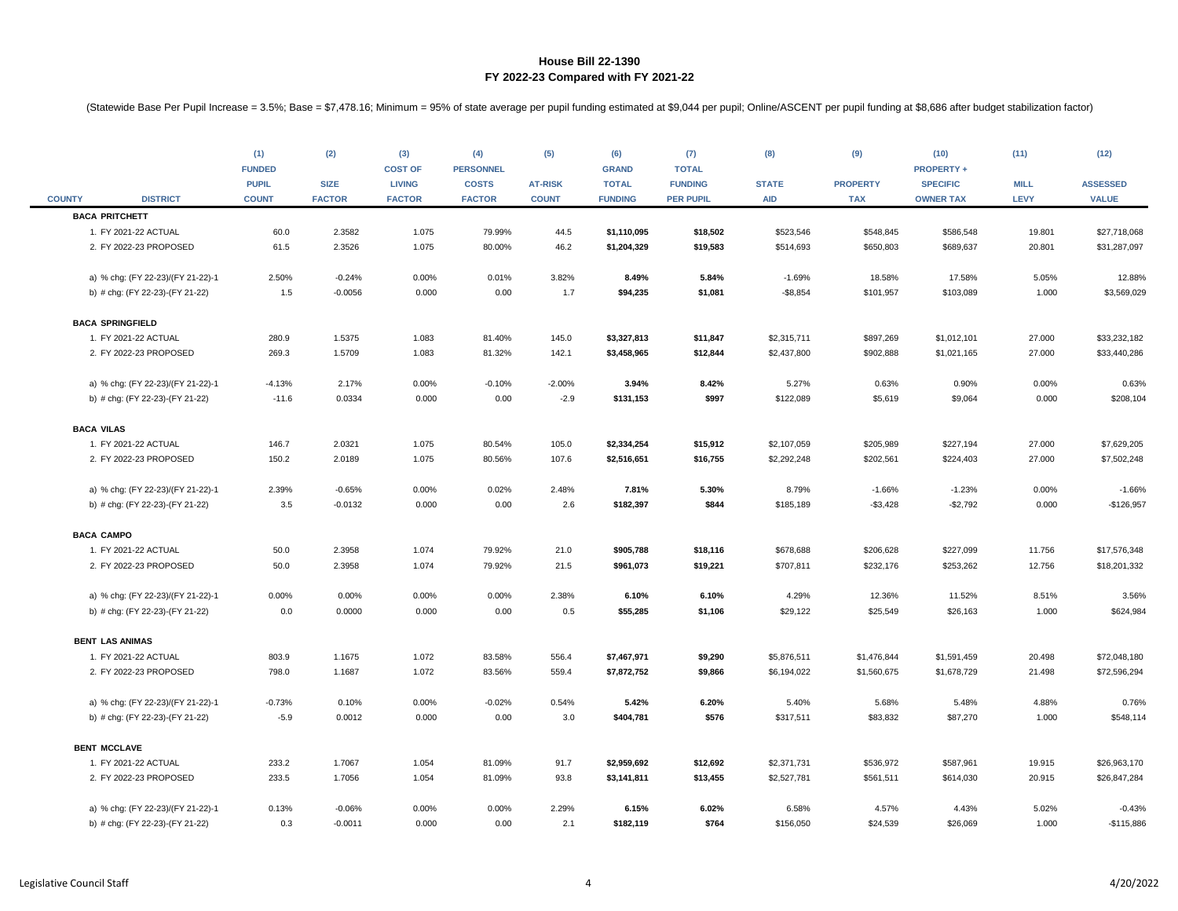# House Bill 22-1390
## FY 2022-23 Compared with FY 2021-22

(Statewide Base Per Pupil Increase = 3.5%; Base = $7,478.16; Minimum = 95% of state average per pupil funding estimated at $9,044 per pupil; Online/ASCENT per pupil funding at $8,686 after budget stabilization factor)

| COUNTY | DISTRICT | (1) FUNDED PUPIL COUNT | (2) SIZE FACTOR | (3) COST OF LIVING FACTOR | (4) PERSONNEL COSTS FACTOR | (5) AT-RISK COUNT | (6) GRAND TOTAL FUNDING | (7) TOTAL FUNDING PER PUPIL | (8) STATE AID | (9) PROPERTY TAX | (10) PROPERTY + SPECIFIC OWNER TAX | (11) MILL LEVY | (12) ASSESSED VALUE |
|---|---|---|---|---|---|---|---|---|---|---|---|---|---|
| **BACA PRITCHETT** | | | | | | | | | | | | | |
| | 1. FY 2021-22 ACTUAL | 60.0 | 2.3582 | 1.075 | 79.99% | 44.5 | **$1,110,095** | **$18,502** | $523,546 | $548,845 | $586,548 | 19.801 | $27,718,068 |
| | 2. FY 2022-23 PROPOSED | 61.5 | 2.3526 | 1.075 | 80.00% | 46.2 | **$1,204,329** | **$19,583** | $514,693 | $650,803 | $689,637 | 20.801 | $31,287,097 |
| | a) % chg: (FY 22-23)/(FY 21-22)-1 | 2.50% | -0.24% | 0.00% | 0.01% | 3.82% | **8.49%** | **5.84%** | -1.69% | 18.58% | 17.58% | 5.05% | 12.88% |
| | b) # chg: (FY 22-23)-(FY 21-22) | 1.5 | -0.0056 | 0.000 | 0.00 | 1.7 | **$94,235** | **$1,081** | -$8,854 | $101,957 | $103,089 | 1.000 | $3,569,029 |
| **BACA SPRINGFIELD** | | | | | | | | | | | | | |
| | 1. FY 2021-22 ACTUAL | 280.9 | 1.5375 | 1.083 | 81.40% | 145.0 | **$3,327,813** | **$11,847** | $2,315,711 | $897,269 | $1,012,101 | 27.000 | $33,232,182 |
| | 2. FY 2022-23 PROPOSED | 269.3 | 1.5709 | 1.083 | 81.32% | 142.1 | **$3,458,965** | **$12,844** | $2,437,800 | $902,888 | $1,021,165 | 27.000 | $33,440,286 |
| | a) % chg: (FY 22-23)/(FY 21-22)-1 | -4.13% | 2.17% | 0.00% | -0.10% | -2.00% | **3.94%** | **8.42%** | 5.27% | 0.63% | 0.90% | 0.00% | 0.63% |
| | b) # chg: (FY 22-23)-(FY 21-22) | -11.6 | 0.0334 | 0.000 | 0.00 | -2.9 | **$131,153** | **$997** | $122,089 | $5,619 | $9,064 | 0.000 | $208,104 |
| **BACA VILAS** | | | | | | | | | | | | | |
| | 1. FY 2021-22 ACTUAL | 146.7 | 2.0321 | 1.075 | 80.54% | 105.0 | **$2,334,254** | **$15,912** | $2,107,059 | $205,989 | $227,194 | 27.000 | $7,629,205 |
| | 2. FY 2022-23 PROPOSED | 150.2 | 2.0189 | 1.075 | 80.56% | 107.6 | **$2,516,651** | **$16,755** | $2,292,248 | $202,561 | $224,403 | 27.000 | $7,502,248 |
| | a) % chg: (FY 22-23)/(FY 21-22)-1 | 2.39% | -0.65% | 0.00% | 0.02% | 2.48% | **7.81%** | **5.30%** | 8.79% | -1.66% | -1.23% | 0.00% | -1.66% |
| | b) # chg: (FY 22-23)-(FY 21-22) | 3.5 | -0.0132 | 0.000 | 0.00 | 2.6 | **$182,397** | **$844** | $185,189 | -$3,428 | -$2,792 | 0.000 | -$126,957 |
| **BACA CAMPO** | | | | | | | | | | | | | |
| | 1. FY 2021-22 ACTUAL | 50.0 | 2.3958 | 1.074 | 79.92% | 21.0 | **$905,788** | **$18,116** | $678,688 | $206,628 | $227,099 | 11.756 | $17,576,348 |
| | 2. FY 2022-23 PROPOSED | 50.0 | 2.3958 | 1.074 | 79.92% | 21.5 | **$961,073** | **$19,221** | $707,811 | $232,176 | $253,262 | 12.756 | $18,201,332 |
| | a) % chg: (FY 22-23)/(FY 21-22)-1 | 0.00% | 0.00% | 0.00% | 0.00% | 2.38% | **6.10%** | **6.10%** | 4.29% | 12.36% | 11.52% | 8.51% | 3.56% |
| | b) # chg: (FY 22-23)-(FY 21-22) | 0.0 | 0.0000 | 0.000 | 0.00 | 0.5 | **$55,285** | **$1,106** | $29,122 | $25,549 | $26,163 | 1.000 | $624,984 |
| **BENT LAS ANIMAS** | | | | | | | | | | | | | |
| | 1. FY 2021-22 ACTUAL | 803.9 | 1.1675 | 1.072 | 83.58% | 556.4 | **$7,467,971** | **$9,290** | $5,876,511 | $1,476,844 | $1,591,459 | 20.498 | $72,048,180 |
| | 2. FY 2022-23 PROPOSED | 798.0 | 1.1687 | 1.072 | 83.56% | 559.4 | **$7,872,752** | **$9,866** | $6,194,022 | $1,560,675 | $1,678,729 | 21.498 | $72,596,294 |
| | a) % chg: (FY 22-23)/(FY 21-22)-1 | -0.73% | 0.10% | 0.00% | -0.02% | 0.54% | **5.42%** | **6.20%** | 5.40% | 5.68% | 5.48% | 4.88% | 0.76% |
| | b) # chg: (FY 22-23)-(FY 21-22) | -5.9 | 0.0012 | 0.000 | 0.00 | 3.0 | **$404,781** | **$576** | $317,511 | $83,832 | $87,270 | 1.000 | $548,114 |
| **BENT MCCLAVE** | | | | | | | | | | | | | |
| | 1. FY 2021-22 ACTUAL | 233.2 | 1.7067 | 1.054 | 81.09% | 91.7 | **$2,959,692** | **$12,692** | $2,371,731 | $536,972 | $587,961 | 19.915 | $26,963,170 |
| | 2. FY 2022-23 PROPOSED | 233.5 | 1.7056 | 1.054 | 81.09% | 93.8 | **$3,141,811** | **$13,455** | $2,527,781 | $561,511 | $614,030 | 20.915 | $26,847,284 |
| | a) % chg: (FY 22-23)/(FY 21-22)-1 | 0.13% | -0.06% | 0.00% | 0.00% | 2.29% | **6.15%** | **6.02%** | 6.58% | 4.57% | 4.43% | 5.02% | -0.43% |
| | b) # chg: (FY 22-23)-(FY 21-22) | 0.3 | -0.0011 | 0.000 | 0.00 | 2.1 | **$182,119** | **$764** | $156,050 | $24,539 | $26,069 | 1.000 | -$115,886 |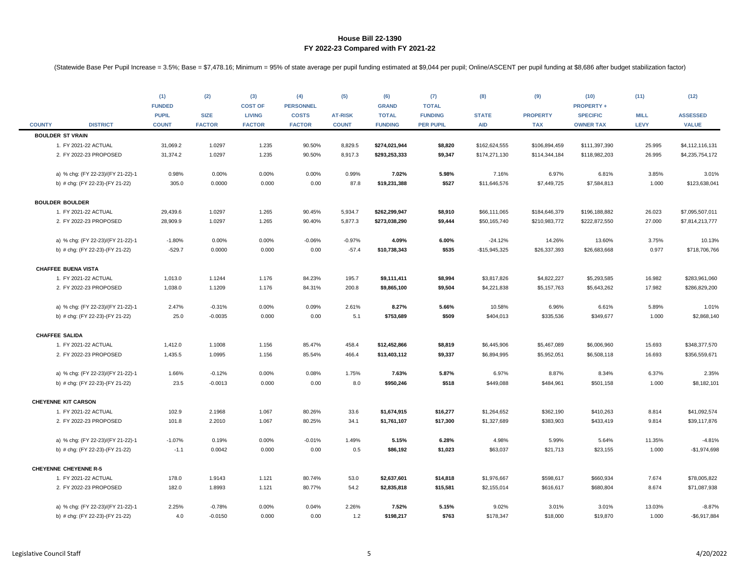**House Bill 22-1390**
**FY 2022-23 Compared with FY 2021-22**

(Statewide Base Per Pupil Increase = 3.5%; Base = $7,478.16; Minimum = 95% of state average per pupil funding estimated at $9,044 per pupil; Online/ASCENT per pupil funding at $8,686 after budget stabilization factor)

| COUNTY | DISTRICT | (1) FUNDED PUPIL COUNT | (2) SIZE FACTOR | (3) COST OF LIVING FACTOR | (4) PERSONNEL COSTS FACTOR | (5) AT-RISK COUNT | (6) GRAND TOTAL FUNDING | (7) TOTAL FUNDING PER PUPIL | (8) STATE AID | (9) PROPERTY TAX | (10) PROPERTY + SPECIFIC OWNER TAX | (11) MILL LEVY | (12) ASSESSED VALUE |
|---|---|---|---|---|---|---|---|---|---|---|---|---|---|
| **BOULDER ST VRAIN** | | | | | | | | | | | | | |
| | 1. FY 2021-22 ACTUAL | 31,069.2 | 1.0297 | 1.235 | 90.50% | 8,829.5 | **$274,021,944** | **$8,820** | $162,624,555 | $106,894,459 | $111,397,390 | 25.995 | $4,112,116,131 |
| | 2. FY 2022-23 PROPOSED | 31,374.2 | 1.0297 | 1.235 | 90.50% | 8,917.3 | **$293,253,333** | **$9,347** | $174,271,130 | $114,344,184 | $118,982,203 | 26.995 | $4,235,754,172 |
| | a) % chg: (FY 22-23)/(FY 21-22)-1 | 0.98% | 0.00% | 0.00% | 0.00% | 0.99% | **7.02%** | **5.98%** | 7.16% | 6.97% | 6.81% | 3.85% | 3.01% |
| | b) # chg: (FY 22-23)-(FY 21-22) | 305.0 | 0.0000 | 0.000 | 0.00 | 87.8 | **$19,231,388** | **$527** | $11,646,576 | $7,449,725 | $7,584,813 | 1.000 | $123,638,041 |
| **BOULDER BOULDER** | | | | | | | | | | | | | |
| | 1. FY 2021-22 ACTUAL | 29,439.6 | 1.0297 | 1.265 | 90.45% | 5,934.7 | **$262,299,947** | **$8,910** | $66,111,065 | $184,646,379 | $196,188,882 | 26.023 | $7,095,507,011 |
| | 2. FY 2022-23 PROPOSED | 28,909.9 | 1.0297 | 1.265 | 90.40% | 5,877.3 | **$273,038,290** | **$9,444** | $50,165,740 | $210,983,772 | $222,872,550 | 27.000 | $7,814,213,777 |
| | a) % chg: (FY 22-23)/(FY 21-22)-1 | -1.80% | 0.00% | 0.00% | -0.06% | -0.97% | **4.09%** | **6.00%** | -24.12% | 14.26% | 13.60% | 3.75% | 10.13% |
| | b) # chg: (FY 22-23)-(FY 21-22) | -529.7 | 0.0000 | 0.000 | 0.00 | -57.4 | **$10,738,343** | **$535** | -$15,945,325 | $26,337,393 | $26,683,668 | 0.977 | $718,706,766 |
| **CHAFFEE BUENA VISTA** | | | | | | | | | | | | | |
| | 1. FY 2021-22 ACTUAL | 1,013.0 | 1.1244 | 1.176 | 84.23% | 195.7 | **$9,111,411** | **$8,994** | $3,817,826 | $4,822,227 | $5,293,585 | 16.982 | $283,961,060 |
| | 2. FY 2022-23 PROPOSED | 1,038.0 | 1.1209 | 1.176 | 84.31% | 200.8 | **$9,865,100** | **$9,504** | $4,221,838 | $5,157,763 | $5,643,262 | 17.982 | $286,829,200 |
| | a) % chg: (FY 22-23)/(FY 21-22)-1 | 2.47% | -0.31% | 0.00% | 0.09% | 2.61% | **8.27%** | **5.66%** | 10.58% | 6.96% | 6.61% | 5.89% | 1.01% |
| | b) # chg: (FY 22-23)-(FY 21-22) | 25.0 | -0.0035 | 0.000 | 0.00 | 5.1 | **$753,689** | **$509** | $404,013 | $335,536 | $349,677 | 1.000 | $2,868,140 |
| **CHAFFEE SALIDA** | | | | | | | | | | | | | |
| | 1. FY 2021-22 ACTUAL | 1,412.0 | 1.1008 | 1.156 | 85.47% | 458.4 | **$12,452,866** | **$8,819** | $6,445,906 | $5,467,089 | $6,006,960 | 15.693 | $348,377,570 |
| | 2. FY 2022-23 PROPOSED | 1,435.5 | 1.0995 | 1.156 | 85.54% | 466.4 | **$13,403,112** | **$9,337** | $6,894,995 | $5,952,051 | $6,508,118 | 16.693 | $356,559,671 |
| | a) % chg: (FY 22-23)/(FY 21-22)-1 | 1.66% | -0.12% | 0.00% | 0.08% | 1.75% | **7.63%** | **5.87%** | 6.97% | 8.87% | 8.34% | 6.37% | 2.35% |
| | b) # chg: (FY 22-23)-(FY 21-22) | 23.5 | -0.0013 | 0.000 | 0.00 | 8.0 | **$950,246** | **$518** | $449,088 | $484,961 | $501,158 | 1.000 | $8,182,101 |
| **CHEYENNE KIT CARSON** | | | | | | | | | | | | | |
| | 1. FY 2021-22 ACTUAL | 102.9 | 2.1968 | 1.067 | 80.26% | 33.6 | **$1,674,915** | **$16,277** | $1,264,652 | $362,190 | $410,263 | 8.814 | $41,092,574 |
| | 2. FY 2022-23 PROPOSED | 101.8 | 2.2010 | 1.067 | 80.25% | 34.1 | **$1,761,107** | **$17,300** | $1,327,689 | $383,903 | $433,419 | 9.814 | $39,117,876 |
| | a) % chg: (FY 22-23)/(FY 21-22)-1 | -1.07% | 0.19% | 0.00% | -0.01% | 1.49% | **5.15%** | **6.28%** | 4.98% | 5.99% | 5.64% | 11.35% | -4.81% |
| | b) # chg: (FY 22-23)-(FY 21-22) | -1.1 | 0.0042 | 0.000 | 0.00 | 0.5 | **$86,192** | **$1,023** | $63,037 | $21,713 | $23,155 | 1.000 | -$1,974,698 |
| **CHEYENNE CHEYENNE R-5** | | | | | | | | | | | | | |
| | 1. FY 2021-22 ACTUAL | 178.0 | 1.9143 | 1.121 | 80.74% | 53.0 | **$2,637,601** | **$14,818** | $1,976,667 | $598,617 | $660,934 | 7.674 | $78,005,822 |
| | 2. FY 2022-23 PROPOSED | 182.0 | 1.8993 | 1.121 | 80.77% | 54.2 | **$2,835,818** | **$15,581** | $2,155,014 | $616,617 | $680,804 | 8.674 | $71,087,938 |
| | a) % chg: (FY 22-23)/(FY 21-22)-1 | 2.25% | -0.78% | 0.00% | 0.04% | 2.26% | **7.52%** | **5.15%** | 9.02% | 3.01% | 3.01% | 13.03% | -8.87% |
| | b) # chg: (FY 22-23)-(FY 21-22) | 4.0 | -0.0150 | 0.000 | 0.00 | 1.2 | **$198,217** | **$763** | $178,347 | $18,000 | $19,870 | 1.000 | -$6,917,884 |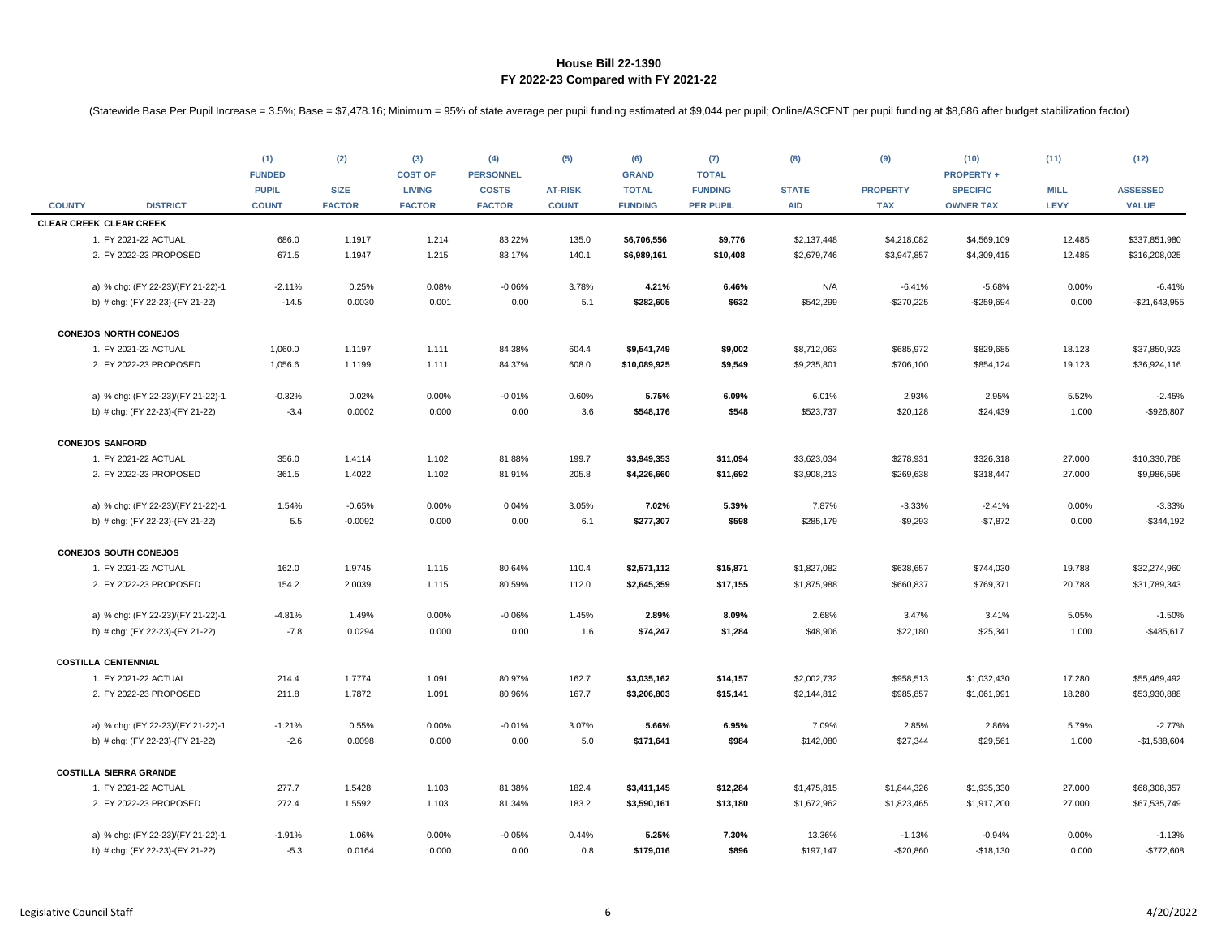# House Bill 22-1390
## FY 2022-23 Compared with FY 2021-22

(Statewide Base Per Pupil Increase = 3.5%; Base = $7,478.16; Minimum = 95% of state average per pupil funding estimated at $9,044 per pupil; Online/ASCENT per pupil funding at $8,686 after budget stabilization factor)

| COUNTY | DISTRICT | (1) FUNDED PUPIL COUNT | (2) SIZE FACTOR | (3) COST OF LIVING FACTOR | (4) PERSONNEL COSTS FACTOR | (5) AT-RISK COUNT | (6) GRAND TOTAL FUNDING | (7) TOTAL FUNDING PER PUPIL | (8) STATE AID | (9) PROPERTY TAX | (10) PROPERTY + SPECIFIC OWNER TAX | (11) MILL LEVY | (12) ASSESSED VALUE |
|---|---|---|---|---|---|---|---|---|---|---|---|---|---|
| **CLEAR CREEK** | **CLEAR CREEK** | | | | | | | | | | | | |
| | 1. FY 2021-22 ACTUAL | 686.0 | 1.1917 | 1.214 | 83.22% | 135.0 | **$6,706,556** | **$9,776** | $2,137,448 | $4,218,082 | $4,569,109 | 12.485 | $337,851,980 |
| | 2. FY 2022-23 PROPOSED | 671.5 | 1.1947 | 1.215 | 83.17% | 140.1 | **$6,989,161** | **$10,408** | $2,679,746 | $3,947,857 | $4,309,415 | 12.485 | $316,208,025 |
| | a) % chg: (FY 22-23)/(FY 21-22)-1 | -2.11% | 0.25% | 0.08% | -0.06% | 3.78% | **4.21%** | **6.46%** | N/A | -6.41% | -5.68% | 0.00% | -6.41% |
| | b) # chg: (FY 22-23)-(FY 21-22) | -14.5 | 0.0030 | 0.001 | 0.00 | 5.1 | **$282,605** | **$632** | $542,299 | -$270,225 | -$259,694 | 0.000 | -$21,643,955 |
| **CONEJOS** | **NORTH CONEJOS** | | | | | | | | | | | | |
| | 1. FY 2021-22 ACTUAL | 1,060.0 | 1.1197 | 1.111 | 84.38% | 604.4 | **$9,541,749** | **$9,002** | $8,712,063 | $685,972 | $829,685 | 18.123 | $37,850,923 |
| | 2. FY 2022-23 PROPOSED | 1,056.6 | 1.1199 | 1.111 | 84.37% | 608.0 | **$10,089,925** | **$9,549** | $9,235,801 | $706,100 | $854,124 | 19.123 | $36,924,116 |
| | a) % chg: (FY 22-23)/(FY 21-22)-1 | -0.32% | 0.02% | 0.00% | -0.01% | 0.60% | **5.75%** | **6.09%** | 6.01% | 2.93% | 2.95% | 5.52% | -2.45% |
| | b) # chg: (FY 22-23)-(FY 21-22) | -3.4 | 0.0002 | 0.000 | 0.00 | 3.6 | **$548,176** | **$548** | $523,737 | $20,128 | $24,439 | 1.000 | -$926,807 |
| **CONEJOS** | **SANFORD** | | | | | | | | | | | | |
| | 1. FY 2021-22 ACTUAL | 356.0 | 1.4114 | 1.102 | 81.88% | 199.7 | **$3,949,353** | **$11,094** | $3,623,034 | $278,931 | $326,318 | 27.000 | $10,330,788 |
| | 2. FY 2022-23 PROPOSED | 361.5 | 1.4022 | 1.102 | 81.91% | 205.8 | **$4,226,660** | **$11,692** | $3,908,213 | $269,638 | $318,447 | 27.000 | $9,986,596 |
| | a) % chg: (FY 22-23)/(FY 21-22)-1 | 1.54% | -0.65% | 0.00% | 0.04% | 3.05% | **7.02%** | **5.39%** | 7.87% | -3.33% | -2.41% | 0.00% | -3.33% |
| | b) # chg: (FY 22-23)-(FY 21-22) | 5.5 | -0.0092 | 0.000 | 0.00 | 6.1 | **$277,307** | **$598** | $285,179 | -$9,293 | -$7,872 | 0.000 | -$344,192 |
| **CONEJOS** | **SOUTH CONEJOS** | | | | | | | | | | | | |
| | 1. FY 2021-22 ACTUAL | 162.0 | 1.9745 | 1.115 | 80.64% | 110.4 | **$2,571,112** | **$15,871** | $1,827,082 | $638,657 | $744,030 | 19.788 | $32,274,960 |
| | 2. FY 2022-23 PROPOSED | 154.2 | 2.0039 | 1.115 | 80.59% | 112.0 | **$2,645,359** | **$17,155** | $1,875,988 | $660,837 | $769,371 | 20.788 | $31,789,343 |
| | a) % chg: (FY 22-23)/(FY 21-22)-1 | -4.81% | 1.49% | 0.00% | -0.06% | 1.45% | **2.89%** | **8.09%** | 2.68% | 3.47% | 3.41% | 5.05% | -1.50% |
| | b) # chg: (FY 22-23)-(FY 21-22) | -7.8 | 0.0294 | 0.000 | 0.00 | 1.6 | **$74,247** | **$1,284** | $48,906 | $22,180 | $25,341 | 1.000 | -$485,617 |
| **COSTILLA** | **CENTENNIAL** | | | | | | | | | | | | |
| | 1. FY 2021-22 ACTUAL | 214.4 | 1.7774 | 1.091 | 80.97% | 162.7 | **$3,035,162** | **$14,157** | $2,002,732 | $958,513 | $1,032,430 | 17.280 | $55,469,492 |
| | 2. FY 2022-23 PROPOSED | 211.8 | 1.7872 | 1.091 | 80.96% | 167.7 | **$3,206,803** | **$15,141** | $2,144,812 | $985,857 | $1,061,991 | 18.280 | $53,930,888 |
| | a) % chg: (FY 22-23)/(FY 21-22)-1 | -1.21% | 0.55% | 0.00% | -0.01% | 3.07% | **5.66%** | **6.95%** | 7.09% | 2.85% | 2.86% | 5.79% | -2.77% |
| | b) # chg: (FY 22-23)-(FY 21-22) | -2.6 | 0.0098 | 0.000 | 0.00 | 5.0 | **$171,641** | **$984** | $142,080 | $27,344 | $29,561 | 1.000 | -$1,538,604 |
| **COSTILLA** | **SIERRA GRANDE** | | | | | | | | | | | | |
| | 1. FY 2021-22 ACTUAL | 277.7 | 1.5428 | 1.103 | 81.38% | 182.4 | **$3,411,145** | **$12,284** | $1,475,815 | $1,844,326 | $1,935,330 | 27.000 | $68,308,357 |
| | 2. FY 2022-23 PROPOSED | 272.4 | 1.5592 | 1.103 | 81.34% | 183.2 | **$3,590,161** | **$13,180** | $1,672,962 | $1,823,465 | $1,917,200 | 27.000 | $67,535,749 |
| | a) % chg: (FY 22-23)/(FY 21-22)-1 | -1.91% | 1.06% | 0.00% | -0.05% | 0.44% | **5.25%** | **7.30%** | 13.36% | -1.13% | -0.94% | 0.00% | -1.13% |
| | b) # chg: (FY 22-23)-(FY 21-22) | -5.3 | 0.0164 | 0.000 | 0.00 | 0.8 | **$179,016** | **$896** | $197,147 | -$20,860 | -$18,130 | 0.000 | -$772,608 |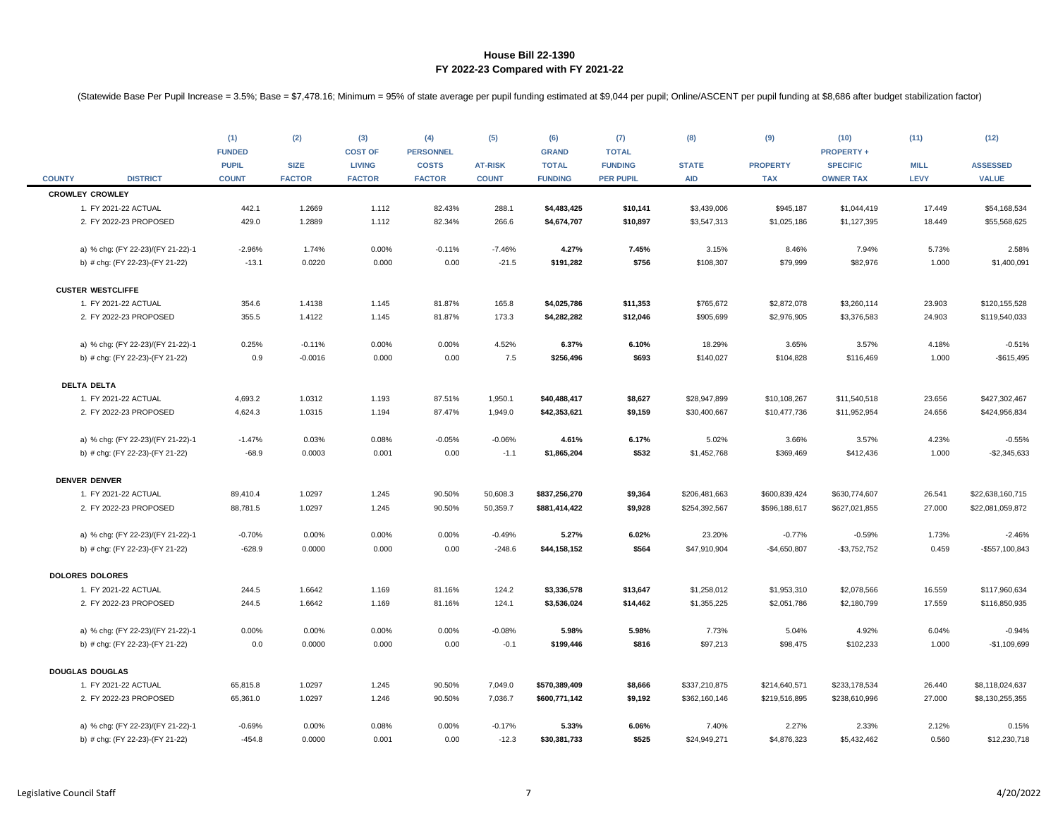## House Bill 22-1390
## FY 2022-23 Compared with FY 2021-22

(Statewide Base Per Pupil Increase = 3.5%; Base = $7,478.16; Minimum = 95% of state average per pupil funding estimated at $9,044 per pupil; Online/ASCENT per pupil funding at $8,686 after budget stabilization factor)

| COUNTY | DISTRICT | (1) FUNDED PUPIL COUNT | (2) SIZE FACTOR | (3) COST OF LIVING FACTOR | (4) PERSONNEL COSTS FACTOR | (5) AT-RISK COUNT | (6) GRAND TOTAL FUNDING | (7) TOTAL FUNDING PER PUPIL | (8) STATE AID | (9) PROPERTY TAX | (10) PROPERTY + SPECIFIC OWNER TAX | (11) MILL LEVY | (12) ASSESSED VALUE |
|---|---|---|---|---|---|---|---|---|---|---|---|---|---|
| **CROWLEY** | **CROWLEY** | | | | | | | | | | | | |
| | 1. FY 2021-22 ACTUAL | 442.1 | 1.2669 | 1.112 | 82.43% | 288.1 | **$4,483,425** | **$10,141** | $3,439,006 | $945,187 | $1,044,419 | 17.449 | $54,168,534 |
| | 2. FY 2022-23 PROPOSED | 429.0 | 1.2889 | 1.112 | 82.34% | 266.6 | **$4,674,707** | **$10,897** | $3,547,313 | $1,025,186 | $1,127,395 | 18.449 | $55,568,625 |
| | a) % chg: (FY 22-23)/(FY 21-22)-1 | -2.96% | 1.74% | 0.00% | -0.11% | -7.46% | **4.27%** | **7.45%** | 3.15% | 8.46% | 7.94% | 5.73% | 2.58% |
| | b) # chg: (FY 22-23)-(FY 21-22) | -13.1 | 0.0220 | 0.000 | 0.00 | -21.5 | **$191,282** | **$756** | $108,307 | $79,999 | $82,976 | 1.000 | $1,400,091 |
| **CUSTER** | **WESTCLIFFE** | | | | | | | | | | | | |
| | 1. FY 2021-22 ACTUAL | 354.6 | 1.4138 | 1.145 | 81.87% | 165.8 | **$4,025,786** | **$11,353** | $765,672 | $2,872,078 | $3,260,114 | 23.903 | $120,155,528 |
| | 2. FY 2022-23 PROPOSED | 355.5 | 1.4122 | 1.145 | 81.87% | 173.3 | **$4,282,282** | **$12,046** | $905,699 | $2,976,905 | $3,376,583 | 24.903 | $119,540,033 |
| | a) % chg: (FY 22-23)/(FY 21-22)-1 | 0.25% | -0.11% | 0.00% | 0.00% | 4.52% | **6.37%** | **6.10%** | 18.29% | 3.65% | 3.57% | 4.18% | -0.51% |
| | b) # chg: (FY 22-23)-(FY 21-22) | 0.9 | -0.0016 | 0.000 | 0.00 | 7.5 | **$256,496** | **$693** | $140,027 | $104,828 | $116,469 | 1.000 | -$615,495 |
| **DELTA** | **DELTA** | | | | | | | | | | | | |
| | 1. FY 2021-22 ACTUAL | 4,693.2 | 1.0312 | 1.193 | 87.51% | 1,950.1 | **$40,488,417** | **$8,627** | $28,947,899 | $10,108,267 | $11,540,518 | 23.656 | $427,302,467 |
| | 2. FY 2022-23 PROPOSED | 4,624.3 | 1.0315 | 1.194 | 87.47% | 1,949.0 | **$42,353,621** | **$9,159** | $30,400,667 | $10,477,736 | $11,952,954 | 24.656 | $424,956,834 |
| | a) % chg: (FY 22-23)/(FY 21-22)-1 | -1.47% | 0.03% | 0.08% | -0.05% | -0.06% | **4.61%** | **6.17%** | 5.02% | 3.66% | 3.57% | 4.23% | -0.55% |
| | b) # chg: (FY 22-23)-(FY 21-22) | -68.9 | 0.0003 | 0.001 | 0.00 | -1.1 | **$1,865,204** | **$532** | $1,452,768 | $369,469 | $412,436 | 1.000 | -$2,345,633 |
| **DENVER** | **DENVER** | | | | | | | | | | | | |
| | 1. FY 2021-22 ACTUAL | 89,410.4 | 1.0297 | 1.245 | 90.50% | 50,608.3 | **$837,256,270** | **$9,364** | $206,481,663 | $600,839,424 | $630,774,607 | 26.541 | $22,638,160,715 |
| | 2. FY 2022-23 PROPOSED | 88,781.5 | 1.0297 | 1.245 | 90.50% | 50,359.7 | **$881,414,422** | **$9,928** | $254,392,567 | $596,188,617 | $627,021,855 | 27.000 | $22,081,059,872 |
| | a) % chg: (FY 22-23)/(FY 21-22)-1 | -0.70% | 0.00% | 0.00% | 0.00% | -0.49% | **5.27%** | **6.02%** | 23.20% | -0.77% | -0.59% | 1.73% | -2.46% |
| | b) # chg: (FY 22-23)-(FY 21-22) | -628.9 | 0.0000 | 0.000 | 0.00 | -248.6 | **$44,158,152** | **$564** | $47,910,904 | -$4,650,807 | -$3,752,752 | 0.459 | -$557,100,843 |
| **DOLORES** | **DOLORES** | | | | | | | | | | | | |
| | 1. FY 2021-22 ACTUAL | 244.5 | 1.6642 | 1.169 | 81.16% | 124.2 | **$3,336,578** | **$13,647** | $1,258,012 | $1,953,310 | $2,078,566 | 16.559 | $117,960,634 |
| | 2. FY 2022-23 PROPOSED | 244.5 | 1.6642 | 1.169 | 81.16% | 124.1 | **$3,536,024** | **$14,462** | $1,355,225 | $2,051,786 | $2,180,799 | 17.559 | $116,850,935 |
| | a) % chg: (FY 22-23)/(FY 21-22)-1 | 0.00% | 0.00% | 0.00% | 0.00% | -0.08% | **5.98%** | **5.98%** | 7.73% | 5.04% | 4.92% | 6.04% | -0.94% |
| | b) # chg: (FY 22-23)-(FY 21-22) | 0.0 | 0.0000 | 0.000 | 0.00 | -0.1 | **$199,446** | **$816** | $97,213 | $98,475 | $102,233 | 1.000 | -$1,109,699 |
| **DOUGLAS** | **DOUGLAS** | | | | | | | | | | | | |
| | 1. FY 2021-22 ACTUAL | 65,815.8 | 1.0297 | 1.245 | 90.50% | 7,049.0 | **$570,389,409** | **$8,666** | $337,210,875 | $214,640,571 | $233,178,534 | 26.440 | $8,118,024,637 |
| | 2. FY 2022-23 PROPOSED | 65,361.0 | 1.0297 | 1.246 | 90.50% | 7,036.7 | **$600,771,142** | **$9,192** | $362,160,146 | $219,516,895 | $238,610,996 | 27.000 | $8,130,255,355 |
| | a) % chg: (FY 22-23)/(FY 21-22)-1 | -0.69% | 0.00% | 0.08% | 0.00% | -0.17% | **5.33%** | **6.06%** | 7.40% | 2.27% | 2.33% | 2.12% | 0.15% |
| | b) # chg: (FY 22-23)-(FY 21-22) | -454.8 | 0.0000 | 0.001 | 0.00 | -12.3 | **$30,381,733** | **$525** | $24,949,271 | $4,876,323 | $5,432,462 | 0.560 | $12,230,718 |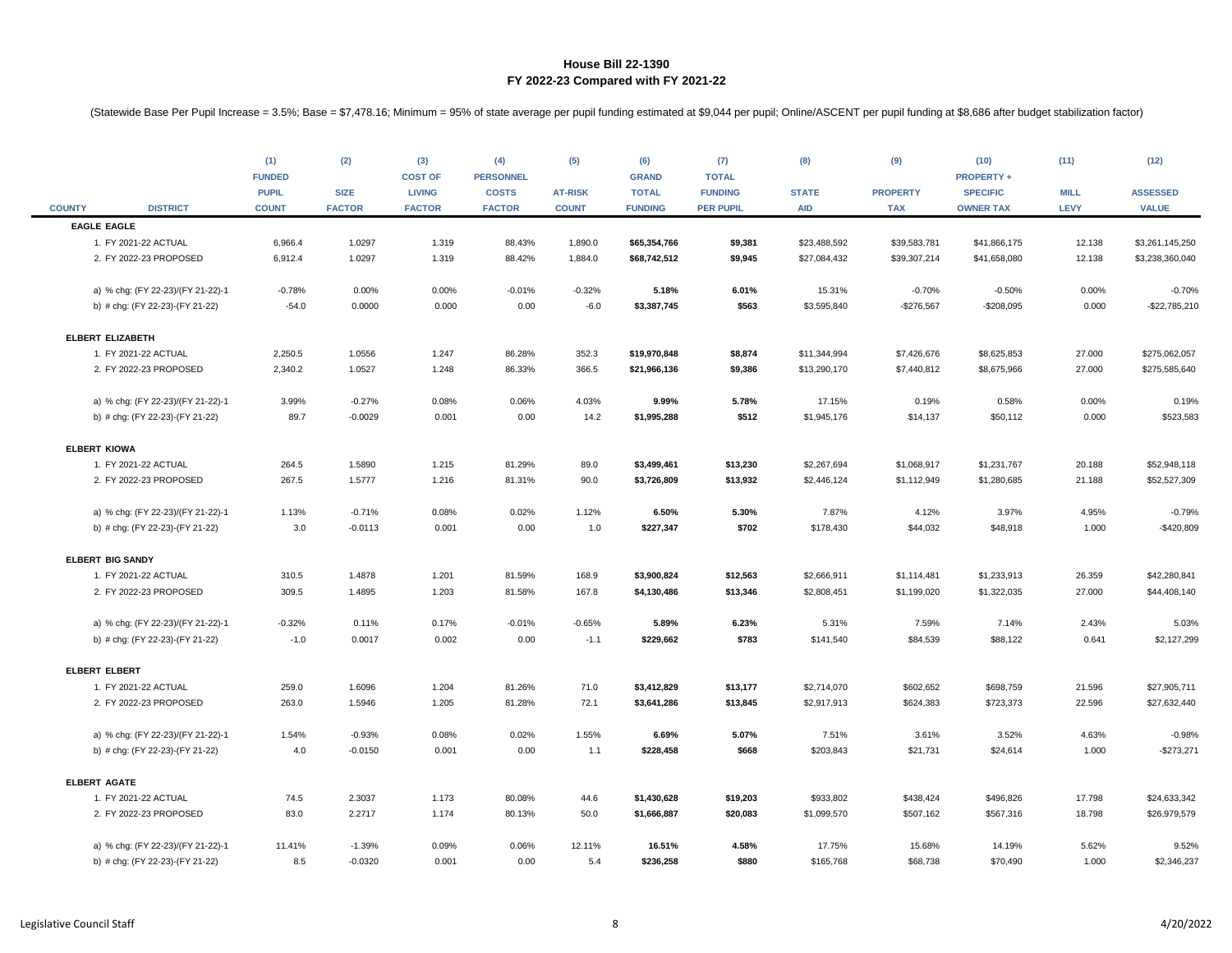# House Bill 22-1390
## FY 2022-23 Compared with FY 2021-22

(Statewide Base Per Pupil Increase = 3.5%; Base = $7,478.16; Minimum = 95% of state average per pupil funding estimated at $9,044 per pupil; Online/ASCENT per pupil funding at $8,686 after budget stabilization factor)

| COUNTY | DISTRICT | (1) FUNDED PUPIL COUNT | (2) SIZE FACTOR | (3) COST OF LIVING FACTOR | (4) PERSONNEL COSTS FACTOR | (5) AT-RISK COUNT | (6) GRAND TOTAL FUNDING | (7) TOTAL FUNDING PER PUPIL | (8) STATE AID | (9) PROPERTY TAX | (10) PROPERTY + SPECIFIC OWNER TAX | (11) MILL LEVY | (12) ASSESSED VALUE |
|---|---|---|---|---|---|---|---|---|---|---|---|---|---|
| **EAGLE** | **EAGLE** | | | | | | | | | | | | |
| | 1. FY 2021-22 ACTUAL | 6,966.4 | 1.0297 | 1.319 | 88.43% | 1,890.0 | **$65,354,766** | **$9,381** | $23,488,592 | $39,583,781 | $41,866,175 | 12.138 | $3,261,145,250 |
| | 2. FY 2022-23 PROPOSED | 6,912.4 | 1.0297 | 1.319 | 88.42% | 1,884.0 | **$68,742,512** | **$9,945** | $27,084,432 | $39,307,214 | $41,658,080 | 12.138 | $3,238,360,040 |
| | a) % chg: (FY 22-23)/(FY 21-22)-1 | -0.78% | 0.00% | 0.00% | -0.01% | -0.32% | **5.18%** | **6.01%** | 15.31% | -0.70% | -0.50% | 0.00% | -0.70% |
| | b) # chg: (FY 22-23)-(FY 21-22) | -54.0 | 0.0000 | 0.000 | 0.00 | -6.0 | **$3,387,745** | **$563** | $3,595,840 | -$276,567 | -$208,095 | 0.000 | -$22,785,210 |
| **ELBERT** | **ELIZABETH** | | | | | | | | | | | | |
| | 1. FY 2021-22 ACTUAL | 2,250.5 | 1.0556 | 1.247 | 86.28% | 352.3 | **$19,970,848** | **$8,874** | $11,344,994 | $7,426,676 | $8,625,853 | 27.000 | $275,062,057 |
| | 2. FY 2022-23 PROPOSED | 2,340.2 | 1.0527 | 1.248 | 86.33% | 366.5 | **$21,966,136** | **$9,386** | $13,290,170 | $7,440,812 | $8,675,966 | 27.000 | $275,585,640 |
| | a) % chg: (FY 22-23)/(FY 21-22)-1 | 3.99% | -0.27% | 0.08% | 0.06% | 4.03% | **9.99%** | **5.78%** | 17.15% | 0.19% | 0.58% | 0.00% | 0.19% |
| | b) # chg: (FY 22-23)-(FY 21-22) | 89.7 | -0.0029 | 0.001 | 0.00 | 14.2 | **$1,995,288** | **$512** | $1,945,176 | $14,137 | $50,112 | 0.000 | $523,583 |
| **ELBERT** | **KIOWA** | | | | | | | | | | | | |
| | 1. FY 2021-22 ACTUAL | 264.5 | 1.5890 | 1.215 | 81.29% | 89.0 | **$3,499,461** | **$13,230** | $2,267,694 | $1,068,917 | $1,231,767 | 20.188 | $52,948,118 |
| | 2. FY 2022-23 PROPOSED | 267.5 | 1.5777 | 1.216 | 81.31% | 90.0 | **$3,726,809** | **$13,932** | $2,446,124 | $1,112,949 | $1,280,685 | 21.188 | $52,527,309 |
| | a) % chg: (FY 22-23)/(FY 21-22)-1 | 1.13% | -0.71% | 0.08% | 0.02% | 1.12% | **6.50%** | **5.30%** | 7.87% | 4.12% | 3.97% | 4.95% | -0.79% |
| | b) # chg: (FY 22-23)-(FY 21-22) | 3.0 | -0.0113 | 0.001 | 0.00 | 1.0 | **$227,347** | **$702** | $178,430 | $44,032 | $48,918 | 1.000 | -$420,809 |
| **ELBERT** | **BIG SANDY** | | | | | | | | | | | | |
| | 1. FY 2021-22 ACTUAL | 310.5 | 1.4878 | 1.201 | 81.59% | 168.9 | **$3,900,824** | **$12,563** | $2,666,911 | $1,114,481 | $1,233,913 | 26.359 | $42,280,841 |
| | 2. FY 2022-23 PROPOSED | 309.5 | 1.4895 | 1.203 | 81.58% | 167.8 | **$4,130,486** | **$13,346** | $2,808,451 | $1,199,020 | $1,322,035 | 27.000 | $44,408,140 |
| | a) % chg: (FY 22-23)/(FY 21-22)-1 | -0.32% | 0.11% | 0.17% | -0.01% | -0.65% | **5.89%** | **6.23%** | 5.31% | 7.59% | 7.14% | 2.43% | 5.03% |
| | b) # chg: (FY 22-23)-(FY 21-22) | -1.0 | 0.0017 | 0.002 | 0.00 | -1.1 | **$229,662** | **$783** | $141,540 | $84,539 | $88,122 | 0.641 | $2,127,299 |
| **ELBERT** | **ELBERT** | | | | | | | | | | | | |
| | 1. FY 2021-22 ACTUAL | 259.0 | 1.6096 | 1.204 | 81.26% | 71.0 | **$3,412,829** | **$13,177** | $2,714,070 | $602,652 | $698,759 | 21.596 | $27,905,711 |
| | 2. FY 2022-23 PROPOSED | 263.0 | 1.5946 | 1.205 | 81.28% | 72.1 | **$3,641,286** | **$13,845** | $2,917,913 | $624,383 | $723,373 | 22.596 | $27,632,440 |
| | a) % chg: (FY 22-23)/(FY 21-22)-1 | 1.54% | -0.93% | 0.08% | 0.02% | 1.55% | **6.69%** | **5.07%** | 7.51% | 3.61% | 3.52% | 4.63% | -0.98% |
| | b) # chg: (FY 22-23)-(FY 21-22) | 4.0 | -0.0150 | 0.001 | 0.00 | 1.1 | **$228,458** | **$668** | $203,843 | $21,731 | $24,614 | 1.000 | -$273,271 |
| **ELBERT** | **AGATE** | | | | | | | | | | | | |
| | 1. FY 2021-22 ACTUAL | 74.5 | 2.3037 | 1.173 | 80.08% | 44.6 | **$1,430,628** | **$19,203** | $933,802 | $438,424 | $496,826 | 17.798 | $24,633,342 |
| | 2. FY 2022-23 PROPOSED | 83.0 | 2.2717 | 1.174 | 80.13% | 50.0 | **$1,666,887** | **$20,083** | $1,099,570 | $507,162 | $567,316 | 18.798 | $26,979,579 |
| | a) % chg: (FY 22-23)/(FY 21-22)-1 | 11.41% | -1.39% | 0.09% | 0.06% | 12.11% | **16.51%** | **4.58%** | 17.75% | 15.68% | 14.19% | 5.62% | 9.52% |
| | b) # chg: (FY 22-23)-(FY 21-22) | 8.5 | -0.0320 | 0.001 | 0.00 | 5.4 | **$236,258** | **$880** | $165,768 | $68,738 | $70,490 | 1.000 | $2,346,237 |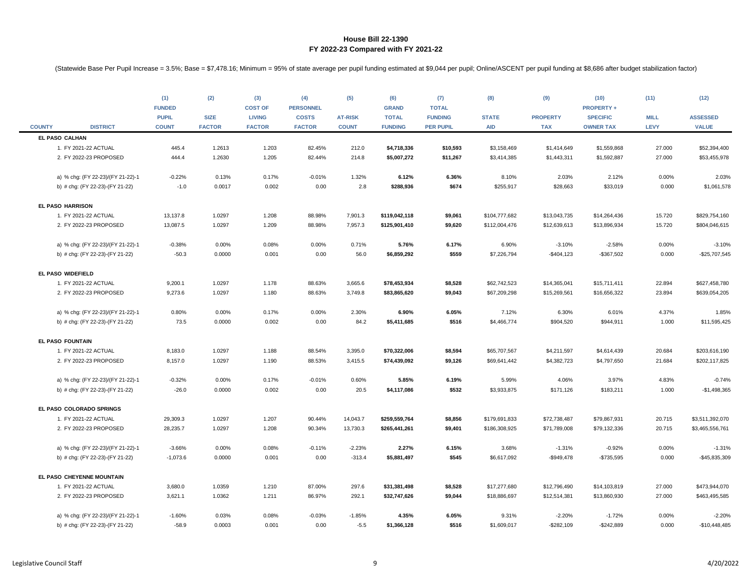# House Bill 22-1390
## FY 2022-23 Compared with FY 2021-22

(Statewide Base Per Pupil Increase = 3.5%; Base = $7,478.16; Minimum = 95% of state average per pupil funding estimated at $9,044 per pupil; Online/ASCENT per pupil funding at $8,686 after budget stabilization factor)

| COUNTY | DISTRICT | (1) FUNDED PUPIL COUNT | (2) SIZE FACTOR | (3) COST OF LIVING FACTOR | (4) PERSONNEL COSTS FACTOR | (5) AT-RISK COUNT | (6) GRAND TOTAL FUNDING | (7) TOTAL FUNDING PER PUPIL | (8) STATE AID | (9) PROPERTY TAX | (10) PROPERTY + SPECIFIC OWNER TAX | (11) MILL LEVY | (12) ASSESSED VALUE |
|---|---|---|---|---|---|---|---|---|---|---|---|---|---|
| **EL PASO** | **CALHAN** | | | | | | | | | | | | |
| | 1. FY 2021-22 ACTUAL | 445.4 | 1.2613 | 1.203 | 82.45% | 212.0 | **$4,718,336** | **$10,593** | $3,158,469 | $1,414,649 | $1,559,868 | 27.000 | $52,394,400 |
| | 2. FY 2022-23 PROPOSED | 444.4 | 1.2630 | 1.205 | 82.44% | 214.8 | **$5,007,272** | **$11,267** | $3,414,385 | $1,443,311 | $1,592,887 | 27.000 | $53,455,978 |
| | a) % chg: (FY 22-23)/(FY 21-22)-1 | -0.22% | 0.13% | 0.17% | -0.01% | 1.32% | **6.12%** | **6.36%** | 8.10% | 2.03% | 2.12% | 0.00% | 2.03% |
| | b) # chg: (FY 22-23)-(FY 21-22) | -1.0 | 0.0017 | 0.002 | 0.00 | 2.8 | **$288,936** | **$674** | $255,917 | $28,663 | $33,019 | 0.000 | $1,061,578 |
| **EL PASO** | **HARRISON** | | | | | | | | | | | | |
| | 1. FY 2021-22 ACTUAL | 13,137.8 | 1.0297 | 1.208 | 88.98% | 7,901.3 | **$119,042,118** | **$9,061** | $104,777,682 | $13,043,735 | $14,264,436 | 15.720 | $829,754,160 |
| | 2. FY 2022-23 PROPOSED | 13,087.5 | 1.0297 | 1.209 | 88.98% | 7,957.3 | **$125,901,410** | **$9,620** | $112,004,476 | $12,639,613 | $13,896,934 | 15.720 | $804,046,615 |
| | a) % chg: (FY 22-23)/(FY 21-22)-1 | -0.38% | 0.00% | 0.08% | 0.00% | 0.71% | **5.76%** | **6.17%** | 6.90% | -3.10% | -2.58% | 0.00% | -3.10% |
| | b) # chg: (FY 22-23)-(FY 21-22) | -50.3 | 0.0000 | 0.001 | 0.00 | 56.0 | **$6,859,292** | **$559** | $7,226,794 | -$404,123 | -$367,502 | 0.000 | -$25,707,545 |
| **EL PASO** | **WIDEFIELD** | | | | | | | | | | | | |
| | 1. FY 2021-22 ACTUAL | 9,200.1 | 1.0297 | 1.178 | 88.63% | 3,665.6 | **$78,453,934** | **$8,528** | $62,742,523 | $14,365,041 | $15,711,411 | 22.894 | $627,458,780 |
| | 2. FY 2022-23 PROPOSED | 9,273.6 | 1.0297 | 1.180 | 88.63% | 3,749.8 | **$83,865,620** | **$9,043** | $67,209,298 | $15,269,561 | $16,656,322 | 23.894 | $639,054,205 |
| | a) % chg: (FY 22-23)/(FY 21-22)-1 | 0.80% | 0.00% | 0.17% | 0.00% | 2.30% | **6.90%** | **6.05%** | 7.12% | 6.30% | 6.01% | 4.37% | 1.85% |
| | b) # chg: (FY 22-23)-(FY 21-22) | 73.5 | 0.0000 | 0.002 | 0.00 | 84.2 | **$5,411,685** | **$516** | $4,466,774 | $904,520 | $944,911 | 1.000 | $11,595,425 |
| **EL PASO** | **FOUNTAIN** | | | | | | | | | | | | |
| | 1. FY 2021-22 ACTUAL | 8,183.0 | 1.0297 | 1.188 | 88.54% | 3,395.0 | **$70,322,006** | **$8,594** | $65,707,567 | $4,211,597 | $4,614,439 | 20.684 | $203,616,190 |
| | 2. FY 2022-23 PROPOSED | 8,157.0 | 1.0297 | 1.190 | 88.53% | 3,415.5 | **$74,439,092** | **$9,126** | $69,641,442 | $4,382,723 | $4,797,650 | 21.684 | $202,117,825 |
| | a) % chg: (FY 22-23)/(FY 21-22)-1 | -0.32% | 0.00% | 0.17% | -0.01% | 0.60% | **5.85%** | **6.19%** | 5.99% | 4.06% | 3.97% | 4.83% | -0.74% |
| | b) # chg: (FY 22-23)-(FY 21-22) | -26.0 | 0.0000 | 0.002 | 0.00 | 20.5 | **$4,117,086** | **$532** | $3,933,875 | $171,126 | $183,211 | 1.000 | -$1,498,365 |
| **EL PASO** | **COLORADO SPRINGS** | | | | | | | | | | | | |
| | 1. FY 2021-22 ACTUAL | 29,309.3 | 1.0297 | 1.207 | 90.44% | 14,043.7 | **$259,559,764** | **$8,856** | $179,691,833 | $72,738,487 | $79,867,931 | 20.715 | $3,511,392,070 |
| | 2. FY 2022-23 PROPOSED | 28,235.7 | 1.0297 | 1.208 | 90.34% | 13,730.3 | **$265,441,261** | **$9,401** | $186,308,925 | $71,789,008 | $79,132,336 | 20.715 | $3,465,556,761 |
| | a) % chg: (FY 22-23)/(FY 21-22)-1 | -3.66% | 0.00% | 0.08% | -0.11% | -2.23% | **2.27%** | **6.15%** | 3.68% | -1.31% | -0.92% | 0.00% | -1.31% |
| | b) # chg: (FY 22-23)-(FY 21-22) | -1,073.6 | 0.0000 | 0.001 | 0.00 | -313.4 | **$5,881,497** | **$545** | $6,617,092 | -$949,478 | -$735,595 | 0.000 | -$45,835,309 |
| **EL PASO** | **CHEYENNE MOUNTAIN** | | | | | | | | | | | | |
| | 1. FY 2021-22 ACTUAL | 3,680.0 | 1.0359 | 1.210 | 87.00% | 297.6 | **$31,381,498** | **$8,528** | $17,277,680 | $12,796,490 | $14,103,819 | 27.000 | $473,944,070 |
| | 2. FY 2022-23 PROPOSED | 3,621.1 | 1.0362 | 1.211 | 86.97% | 292.1 | **$32,747,626** | **$9,044** | $18,886,697 | $12,514,381 | $13,860,930 | 27.000 | $463,495,585 |
| | a) % chg: (FY 22-23)/(FY 21-22)-1 | -1.60% | 0.03% | 0.08% | -0.03% | -1.85% | **4.35%** | **6.05%** | 9.31% | -2.20% | -1.72% | 0.00% | -2.20% |
| | b) # chg: (FY 22-23)-(FY 21-22) | -58.9 | 0.0003 | 0.001 | 0.00 | -5.5 | **$1,366,128** | **$516** | $1,609,017 | -$282,109 | -$242,889 | 0.000 | -$10,448,485 |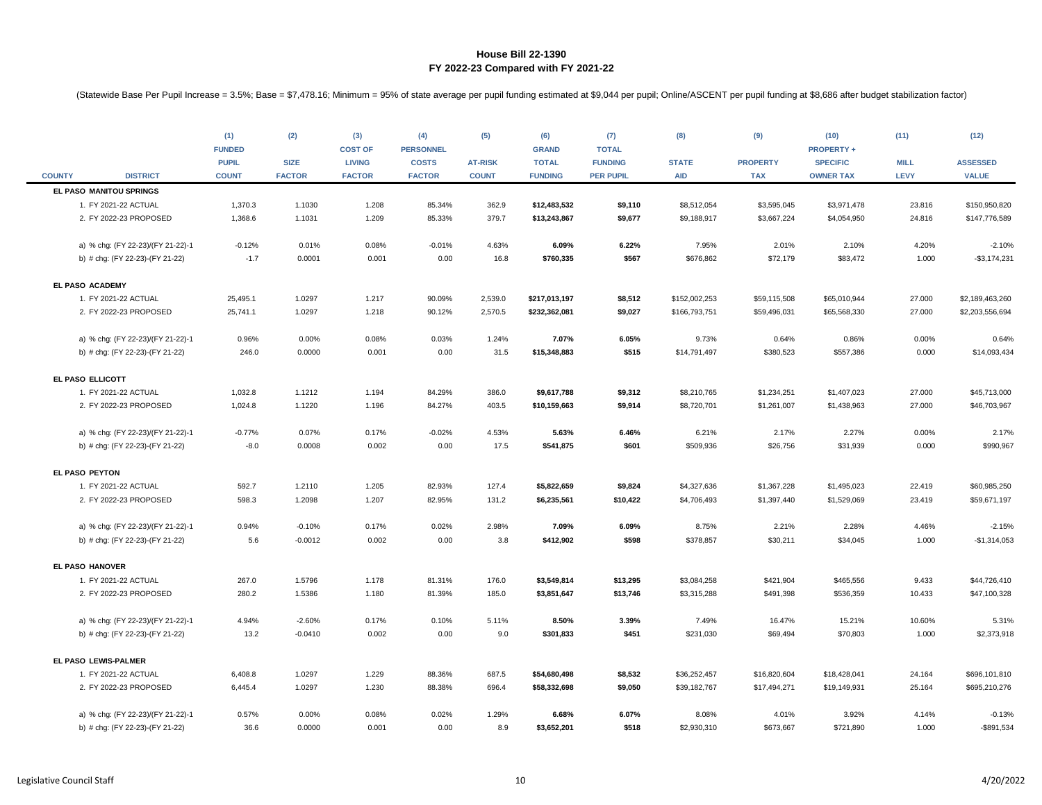# House Bill 22-1390
## FY 2022-23 Compared with FY 2021-22

(Statewide Base Per Pupil Increase = 3.5%; Base = $7,478.16; Minimum = 95% of state average per pupil funding estimated at $9,044 per pupil; Online/ASCENT per pupil funding at $8,686 after budget stabilization factor)

| COUNTY | DISTRICT | (1) FUNDED PUPIL COUNT | (2) SIZE FACTOR | (3) COST OF LIVING FACTOR | (4) PERSONNEL COSTS FACTOR | (5) AT-RISK COUNT | (6) GRAND TOTAL FUNDING | (7) TOTAL FUNDING PER PUPIL | (8) STATE AID | (9) PROPERTY TAX | (10) PROPERTY + SPECIFIC OWNER TAX | (11) MILL LEVY | (12) ASSESSED VALUE |
|---|---|---|---|---|---|---|---|---|---|---|---|---|---|
| **EL PASO** | **MANITOU SPRINGS** | | | | | | | | | | | | |
| | 1. FY 2021-22 ACTUAL | 1,370.3 | 1.1030 | 1.208 | 85.34% | 362.9 | **$12,483,532** | **$9,110** | $8,512,054 | $3,595,045 | $3,971,478 | 23.816 | $150,950,820 |
| | 2. FY 2022-23 PROPOSED | 1,368.6 | 1.1031 | 1.209 | 85.33% | 379.7 | **$13,243,867** | **$9,677** | $9,188,917 | $3,667,224 | $4,054,950 | 24.816 | $147,776,589 |
| | a) % chg: (FY 22-23)/(FY 21-22)-1 | -0.12% | 0.01% | 0.08% | -0.01% | 4.63% | **6.09%** | **6.22%** | 7.95% | 2.01% | 2.10% | 4.20% | -2.10% |
| | b) # chg: (FY 22-23)-(FY 21-22) | -1.7 | 0.0001 | 0.001 | 0.00 | 16.8 | **$760,335** | **$567** | $676,862 | $72,179 | $83,472 | 1.000 | -$3,174,231 |
| **EL PASO** | **ACADEMY** | | | | | | | | | | | | |
| | 1. FY 2021-22 ACTUAL | 25,495.1 | 1.0297 | 1.217 | 90.09% | 2,539.0 | **$217,013,197** | **$8,512** | $152,002,253 | $59,115,508 | $65,010,944 | 27.000 | $2,189,463,260 |
| | 2. FY 2022-23 PROPOSED | 25,741.1 | 1.0297 | 1.218 | 90.12% | 2,570.5 | **$232,362,081** | **$9,027** | $166,793,751 | $59,496,031 | $65,568,330 | 27.000 | $2,203,556,694 |
| | a) % chg: (FY 22-23)/(FY 21-22)-1 | 0.96% | 0.00% | 0.08% | 0.03% | 1.24% | **7.07%** | **6.05%** | 9.73% | 0.64% | 0.86% | 0.00% | 0.64% |
| | b) # chg: (FY 22-23)-(FY 21-22) | 246.0 | 0.0000 | 0.001 | 0.00 | 31.5 | **$15,348,883** | **$515** | $14,791,497 | $380,523 | $557,386 | 0.000 | $14,093,434 |
| **EL PASO** | **ELLICOTT** | | | | | | | | | | | | |
| | 1. FY 2021-22 ACTUAL | 1,032.8 | 1.1212 | 1.194 | 84.29% | 386.0 | **$9,617,788** | **$9,312** | $8,210,765 | $1,234,251 | $1,407,023 | 27.000 | $45,713,000 |
| | 2. FY 2022-23 PROPOSED | 1,024.8 | 1.1220 | 1.196 | 84.27% | 403.5 | **$10,159,663** | **$9,914** | $8,720,701 | $1,261,007 | $1,438,963 | 27.000 | $46,703,967 |
| | a) % chg: (FY 22-23)/(FY 21-22)-1 | -0.77% | 0.07% | 0.17% | -0.02% | 4.53% | **5.63%** | **6.46%** | 6.21% | 2.17% | 2.27% | 0.00% | 2.17% |
| | b) # chg: (FY 22-23)-(FY 21-22) | -8.0 | 0.0008 | 0.002 | 0.00 | 17.5 | **$541,875** | **$601** | $509,936 | $26,756 | $31,939 | 0.000 | $990,967 |
| **EL PASO** | **PEYTON** | | | | | | | | | | | | |
| | 1. FY 2021-22 ACTUAL | 592.7 | 1.2110 | 1.205 | 82.93% | 127.4 | **$5,822,659** | **$9,824** | $4,327,636 | $1,367,228 | $1,495,023 | 22.419 | $60,985,250 |
| | 2. FY 2022-23 PROPOSED | 598.3 | 1.2098 | 1.207 | 82.95% | 131.2 | **$6,235,561** | **$10,422** | $4,706,493 | $1,397,440 | $1,529,069 | 23.419 | $59,671,197 |
| | a) % chg: (FY 22-23)/(FY 21-22)-1 | 0.94% | -0.10% | 0.17% | 0.02% | 2.98% | **7.09%** | **6.09%** | 8.75% | 2.21% | 2.28% | 4.46% | -2.15% |
| | b) # chg: (FY 22-23)-(FY 21-22) | 5.6 | -0.0012 | 0.002 | 0.00 | 3.8 | **$412,902** | **$598** | $378,857 | $30,211 | $34,045 | 1.000 | -$1,314,053 |
| **EL PASO** | **HANOVER** | | | | | | | | | | | | |
| | 1. FY 2021-22 ACTUAL | 267.0 | 1.5796 | 1.178 | 81.31% | 176.0 | **$3,549,814** | **$13,295** | $3,084,258 | $421,904 | $465,556 | 9.433 | $44,726,410 |
| | 2. FY 2022-23 PROPOSED | 280.2 | 1.5386 | 1.180 | 81.39% | 185.0 | **$3,851,647** | **$13,746** | $3,315,288 | $491,398 | $536,359 | 10.433 | $47,100,328 |
| | a) % chg: (FY 22-23)/(FY 21-22)-1 | 4.94% | -2.60% | 0.17% | 0.10% | 5.11% | **8.50%** | **3.39%** | 7.49% | 16.47% | 15.21% | 10.60% | 5.31% |
| | b) # chg: (FY 22-23)-(FY 21-22) | 13.2 | -0.0410 | 0.002 | 0.00 | 9.0 | **$301,833** | **$451** | $231,030 | $69,494 | $70,803 | 1.000 | $2,373,918 |
| **EL PASO** | **LEWIS-PALMER** | | | | | | | | | | | | |
| | 1. FY 2021-22 ACTUAL | 6,408.8 | 1.0297 | 1.229 | 88.36% | 687.5 | **$54,680,498** | **$8,532** | $36,252,457 | $16,820,604 | $18,428,041 | 24.164 | $696,101,810 |
| | 2. FY 2022-23 PROPOSED | 6,445.4 | 1.0297 | 1.230 | 88.38% | 696.4 | **$58,332,698** | **$9,050** | $39,182,767 | $17,494,271 | $19,149,931 | 25.164 | $695,210,276 |
| | a) % chg: (FY 22-23)/(FY 21-22)-1 | 0.57% | 0.00% | 0.08% | 0.02% | 1.29% | **6.68%** | **6.07%** | 8.08% | 4.01% | 3.92% | 4.14% | -0.13% |
| | b) # chg: (FY 22-23)-(FY 21-22) | 36.6 | 0.0000 | 0.001 | 0.00 | 8.9 | **$3,652,201** | **$518** | $2,930,310 | $673,667 | $721,890 | 1.000 | -$891,534 |

Legislative Council Staff 4/20/2022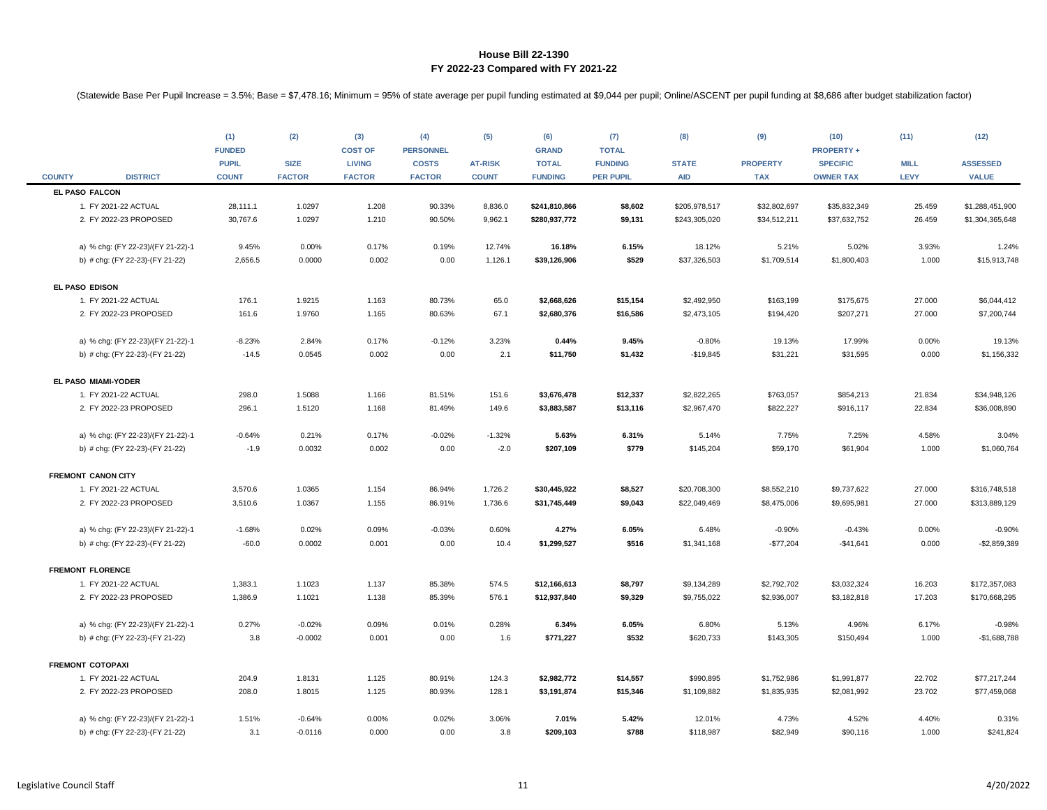# House Bill 22-1390
## FY 2022-23 Compared with FY 2021-22

(Statewide Base Per Pupil Increase = 3.5%; Base = $7,478.16; Minimum = 95% of state average per pupil funding estimated at $9,044 per pupil; Online/ASCENT per pupil funding at $8,686 after budget stabilization factor)

| COUNTY | DISTRICT | (1) FUNDED PUPIL COUNT | (2) SIZE FACTOR | (3) COST OF LIVING FACTOR | (4) PERSONNEL COSTS FACTOR | (5) AT-RISK COUNT | (6) GRAND TOTAL FUNDING | (7) TOTAL FUNDING PER PUPIL | (8) STATE AID | (9) PROPERTY TAX | (10) PROPERTY + SPECIFIC OWNER TAX | (11) MILL LEVY | (12) ASSESSED VALUE |
|---|---|---|---|---|---|---|---|---|---|---|---|---|---|
| **EL PASO** | **FALCON** | | | | | | | | | | | | |
| | 1. FY 2021-22 ACTUAL | 28,111.1 | 1.0297 | 1.208 | 90.33% | 8,836.0 | **$241,810,866** | **$8,602** | $205,978,517 | $32,802,697 | $35,832,349 | 25.459 | $1,288,451,900 |
| | 2. FY 2022-23 PROPOSED | 30,767.6 | 1.0297 | 1.210 | 90.50% | 9,962.1 | **$280,937,772** | **$9,131** | $243,305,020 | $34,512,211 | $37,632,752 | 26.459 | $1,304,365,648 |
| | a) % chg: (FY 22-23)/(FY 21-22)-1 | 9.45% | 0.00% | 0.17% | 0.19% | 12.74% | **16.18%** | **6.15%** | 18.12% | 5.21% | 5.02% | 3.93% | 1.24% |
| | b) # chg: (FY 22-23)-(FY 21-22) | 2,656.5 | 0.0000 | 0.002 | 0.00 | 1,126.1 | **$39,126,906** | **$529** | $37,326,503 | $1,709,514 | $1,800,403 | 1.000 | $15,913,748 |
| **EL PASO** | **EDISON** | | | | | | | | | | | | |
| | 1. FY 2021-22 ACTUAL | 176.1 | 1.9215 | 1.163 | 80.73% | 65.0 | **$2,668,626** | **$15,154** | $2,492,950 | $163,199 | $175,675 | 27.000 | $6,044,412 |
| | 2. FY 2022-23 PROPOSED | 161.6 | 1.9760 | 1.165 | 80.63% | 67.1 | **$2,680,376** | **$16,586** | $2,473,105 | $194,420 | $207,271 | 27.000 | $7,200,744 |
| | a) % chg: (FY 22-23)/(FY 21-22)-1 | -8.23% | 2.84% | 0.17% | -0.12% | 3.23% | **0.44%** | **9.45%** | -0.80% | 19.13% | 17.99% | 0.00% | 19.13% |
| | b) # chg: (FY 22-23)-(FY 21-22) | -14.5 | 0.0545 | 0.002 | 0.00 | 2.1 | **$11,750** | **$1,432** | -$19,845 | $31,221 | $31,595 | 0.000 | $1,156,332 |
| **EL PASO** | **MIAMI-YODER** | | | | | | | | | | | | |
| | 1. FY 2021-22 ACTUAL | 298.0 | 1.5088 | 1.166 | 81.51% | 151.6 | **$3,676,478** | **$12,337** | $2,822,265 | $763,057 | $854,213 | 21.834 | $34,948,126 |
| | 2. FY 2022-23 PROPOSED | 296.1 | 1.5120 | 1.168 | 81.49% | 149.6 | **$3,883,587** | **$13,116** | $2,967,470 | $822,227 | $916,117 | 22.834 | $36,008,890 |
| | a) % chg: (FY 22-23)/(FY 21-22)-1 | -0.64% | 0.21% | 0.17% | -0.02% | -1.32% | **5.63%** | **6.31%** | 5.14% | 7.75% | 7.25% | 4.58% | 3.04% |
| | b) # chg: (FY 22-23)-(FY 21-22) | -1.9 | 0.0032 | 0.002 | 0.00 | -2.0 | **$207,109** | **$779** | $145,204 | $59,170 | $61,904 | 1.000 | $1,060,764 |
| **FREMONT** | **CANON CITY** | | | | | | | | | | | | |
| | 1. FY 2021-22 ACTUAL | 3,570.6 | 1.0365 | 1.154 | 86.94% | 1,726.2 | **$30,445,922** | **$8,527** | $20,708,300 | $8,552,210 | $9,737,622 | 27.000 | $316,748,518 |
| | 2. FY 2022-23 PROPOSED | 3,510.6 | 1.0367 | 1.155 | 86.91% | 1,736.6 | **$31,745,449** | **$9,043** | $22,049,469 | $8,475,006 | $9,695,981 | 27.000 | $313,889,129 |
| | a) % chg: (FY 22-23)/(FY 21-22)-1 | -1.68% | 0.02% | 0.09% | -0.03% | 0.60% | **4.27%** | **6.05%** | 6.48% | -0.90% | -0.43% | 0.00% | -0.90% |
| | b) # chg: (FY 22-23)-(FY 21-22) | -60.0 | 0.0002 | 0.001 | 0.00 | 10.4 | **$1,299,527** | **$516** | $1,341,168 | -$77,204 | -$41,641 | 0.000 | -$2,859,389 |
| **FREMONT** | **FLORENCE** | | | | | | | | | | | | |
| | 1. FY 2021-22 ACTUAL | 1,383.1 | 1.1023 | 1.137 | 85.38% | 574.5 | **$12,166,613** | **$8,797** | $9,134,289 | $2,792,702 | $3,032,324 | 16.203 | $172,357,083 |
| | 2. FY 2022-23 PROPOSED | 1,386.9 | 1.1021 | 1.138 | 85.39% | 576.1 | **$12,937,840** | **$9,329** | $9,755,022 | $2,936,007 | $3,182,818 | 17.203 | $170,668,295 |
| | a) % chg: (FY 22-23)/(FY 21-22)-1 | 0.27% | -0.02% | 0.09% | 0.01% | 0.28% | **6.34%** | **6.05%** | 6.80% | 5.13% | 4.96% | 6.17% | -0.98% |
| | b) # chg: (FY 22-23)-(FY 21-22) | 3.8 | -0.0002 | 0.001 | 0.00 | 1.6 | **$771,227** | **$532** | $620,733 | $143,305 | $150,494 | 1.000 | -$1,688,788 |
| **FREMONT** | **COTOPAXI** | | | | | | | | | | | | |
| | 1. FY 2021-22 ACTUAL | 204.9 | 1.8131 | 1.125 | 80.91% | 124.3 | **$2,982,772** | **$14,557** | $990,895 | $1,752,986 | $1,991,877 | 22.702 | $77,217,244 |
| | 2. FY 2022-23 PROPOSED | 208.0 | 1.8015 | 1.125 | 80.93% | 128.1 | **$3,191,874** | **$15,346** | $1,109,882 | $1,835,935 | $2,081,992 | 23.702 | $77,459,068 |
| | a) % chg: (FY 22-23)/(FY 21-22)-1 | 1.51% | -0.64% | 0.00% | 0.02% | 3.06% | **7.01%** | **5.42%** | 12.01% | 4.73% | 4.52% | 4.40% | 0.31% |
| | b) # chg: (FY 22-23)-(FY 21-22) | 3.1 | -0.0116 | 0.000 | 0.00 | 3.8 | **$209,103** | **$788** | $118,987 | $82,949 | $90,116 | 1.000 | $241,824 |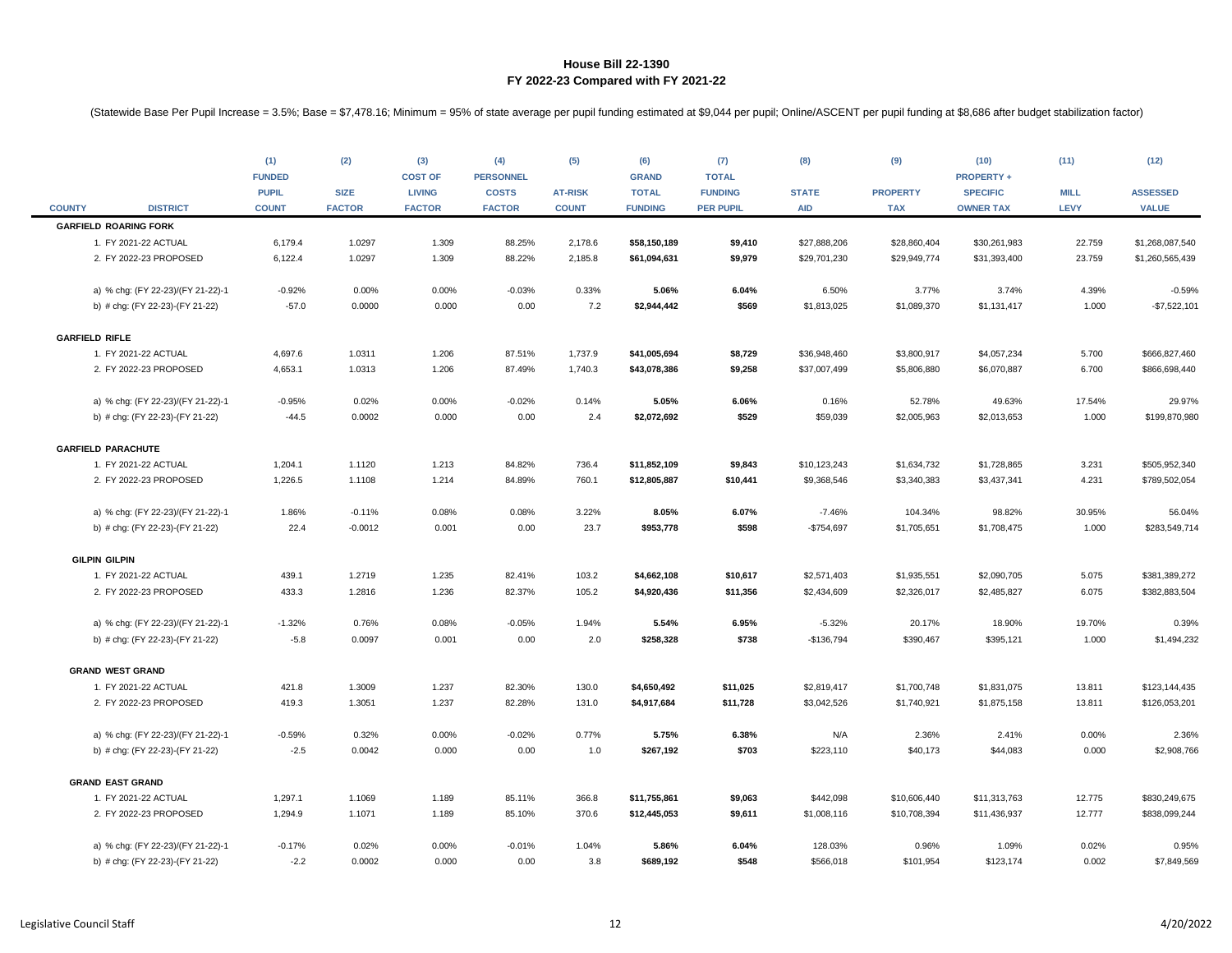## House Bill 22-1390
## FY 2022-23 Compared with FY 2021-22

(Statewide Base Per Pupil Increase = 3.5%; Base = $7,478.16; Minimum = 95% of state average per pupil funding estimated at $9,044 per pupil; Online/ASCENT per pupil funding at $8,686 after budget stabilization factor)

| COUNTY | DISTRICT | (1) FUNDED PUPIL COUNT | (2) SIZE FACTOR | (3) COST OF LIVING FACTOR | (4) PERSONNEL COSTS FACTOR | (5) AT-RISK COUNT | (6) GRAND TOTAL FUNDING | (7) TOTAL FUNDING PER PUPIL | (8) STATE AID | (9) PROPERTY TAX | (10) PROPERTY + SPECIFIC OWNER TAX | (11) MILL LEVY | (12) ASSESSED VALUE |
|---|---|---|---|---|---|---|---|---|---|---|---|---|---|
| **GARFIELD ROARING FORK** | | | | | | | | | | | | | |
| | 1. FY 2021-22 ACTUAL | 6,179.4 | 1.0297 | 1.309 | 88.25% | 2,178.6 | **$58,150,189** | **$9,410** | $27,888,206 | $28,860,404 | $30,261,983 | 22.759 | $1,268,087,540 |
| | 2. FY 2022-23 PROPOSED | 6,122.4 | 1.0297 | 1.309 | 88.22% | 2,185.8 | **$61,094,631** | **$9,979** | $29,701,230 | $29,949,774 | $31,393,400 | 23.759 | $1,260,565,439 |
| | a) % chg: (FY 22-23)/(FY 21-22)-1 | -0.92% | 0.00% | 0.00% | -0.03% | 0.33% | **5.06%** | **6.04%** | 6.50% | 3.77% | 3.74% | 4.39% | -0.59% |
| | b) # chg: (FY 22-23)-(FY 21-22) | -57.0 | 0.0000 | 0.000 | 0.00 | 7.2 | **$2,944,442** | **$569** | $1,813,025 | $1,089,370 | $1,131,417 | 1.000 | -$7,522,101 |
| **GARFIELD RIFLE** | | | | | | | | | | | | | |
| | 1. FY 2021-22 ACTUAL | 4,697.6 | 1.0311 | 1.206 | 87.51% | 1,737.9 | **$41,005,694** | **$8,729** | $36,948,460 | $3,800,917 | $4,057,234 | 5.700 | $666,827,460 |
| | 2. FY 2022-23 PROPOSED | 4,653.1 | 1.0313 | 1.206 | 87.49% | 1,740.3 | **$43,078,386** | **$9,258** | $37,007,499 | $5,806,880 | $6,070,887 | 6.700 | $866,698,440 |
| | a) % chg: (FY 22-23)/(FY 21-22)-1 | -0.95% | 0.02% | 0.00% | -0.02% | 0.14% | **5.05%** | **6.06%** | 0.16% | 52.78% | 49.63% | 17.54% | 29.97% |
| | b) # chg: (FY 22-23)-(FY 21-22) | -44.5 | 0.0002 | 0.000 | 0.00 | 2.4 | **$2,072,692** | **$529** | $59,039 | $2,005,963 | $2,013,653 | 1.000 | $199,870,980 |
| **GARFIELD PARACHUTE** | | | | | | | | | | | | | |
| | 1. FY 2021-22 ACTUAL | 1,204.1 | 1.1120 | 1.213 | 84.82% | 736.4 | **$11,852,109** | **$9,843** | $10,123,243 | $1,634,732 | $1,728,865 | 3.231 | $505,952,340 |
| | 2. FY 2022-23 PROPOSED | 1,226.5 | 1.1108 | 1.214 | 84.89% | 760.1 | **$12,805,887** | **$10,441** | $9,368,546 | $3,340,383 | $3,437,341 | 4.231 | $789,502,054 |
| | a) % chg: (FY 22-23)/(FY 21-22)-1 | 1.86% | -0.11% | 0.08% | 0.08% | 3.22% | **8.05%** | **6.07%** | -7.46% | 104.34% | 98.82% | 30.95% | 56.04% |
| | b) # chg: (FY 22-23)-(FY 21-22) | 22.4 | -0.0012 | 0.001 | 0.00 | 23.7 | **$953,778** | **$598** | -$754,697 | $1,705,651 | $1,708,475 | 1.000 | $283,549,714 |
| **GILPIN GILPIN** | | | | | | | | | | | | | |
| | 1. FY 2021-22 ACTUAL | 439.1 | 1.2719 | 1.235 | 82.41% | 103.2 | **$4,662,108** | **$10,617** | $2,571,403 | $1,935,551 | $2,090,705 | 5.075 | $381,389,272 |
| | 2. FY 2022-23 PROPOSED | 433.3 | 1.2816 | 1.236 | 82.37% | 105.2 | **$4,920,436** | **$11,356** | $2,434,609 | $2,326,017 | $2,485,827 | 6.075 | $382,883,504 |
| | a) % chg: (FY 22-23)/(FY 21-22)-1 | -1.32% | 0.76% | 0.08% | -0.05% | 1.94% | **5.54%** | **6.95%** | -5.32% | 20.17% | 18.90% | 19.70% | 0.39% |
| | b) # chg: (FY 22-23)-(FY 21-22) | -5.8 | 0.0097 | 0.001 | 0.00 | 2.0 | **$258,328** | **$738** | -$136,794 | $390,467 | $395,121 | 1.000 | $1,494,232 |
| **GRAND WEST GRAND** | | | | | | | | | | | | | |
| | 1. FY 2021-22 ACTUAL | 421.8 | 1.3009 | 1.237 | 82.30% | 130.0 | **$4,650,492** | **$11,025** | $2,819,417 | $1,700,748 | $1,831,075 | 13.811 | $123,144,435 |
| | 2. FY 2022-23 PROPOSED | 419.3 | 1.3051 | 1.237 | 82.28% | 131.0 | **$4,917,684** | **$11,728** | $3,042,526 | $1,740,921 | $1,875,158 | 13.811 | $126,053,201 |
| | a) % chg: (FY 22-23)/(FY 21-22)-1 | -0.59% | 0.32% | 0.00% | -0.02% | 0.77% | **5.75%** | **6.38%** | N/A | 2.36% | 2.41% | 0.00% | 2.36% |
| | b) # chg: (FY 22-23)-(FY 21-22) | -2.5 | 0.0042 | 0.000 | 0.00 | 1.0 | **$267,192** | **$703** | $223,110 | $40,173 | $44,083 | 0.000 | $2,908,766 |
| **GRAND EAST GRAND** | | | | | | | | | | | | | |
| | 1. FY 2021-22 ACTUAL | 1,297.1 | 1.1069 | 1.189 | 85.11% | 366.8 | **$11,755,861** | **$9,063** | $442,098 | $10,606,440 | $11,313,763 | 12.775 | $830,249,675 |
| | 2. FY 2022-23 PROPOSED | 1,294.9 | 1.1071 | 1.189 | 85.10% | 370.6 | **$12,445,053** | **$9,611** | $1,008,116 | $10,708,394 | $11,436,937 | 12.777 | $838,099,244 |
| | a) % chg: (FY 22-23)/(FY 21-22)-1 | -0.17% | 0.02% | 0.00% | -0.01% | 1.04% | **5.86%** | **6.04%** | 128.03% | 0.96% | 1.09% | 0.02% | 0.95% |
| | b) # chg: (FY 22-23)-(FY 21-22) | -2.2 | 0.0002 | 0.000 | 0.00 | 3.8 | **$689,192** | **$548** | $566,018 | $101,954 | $123,174 | 0.002 | $7,849,569 |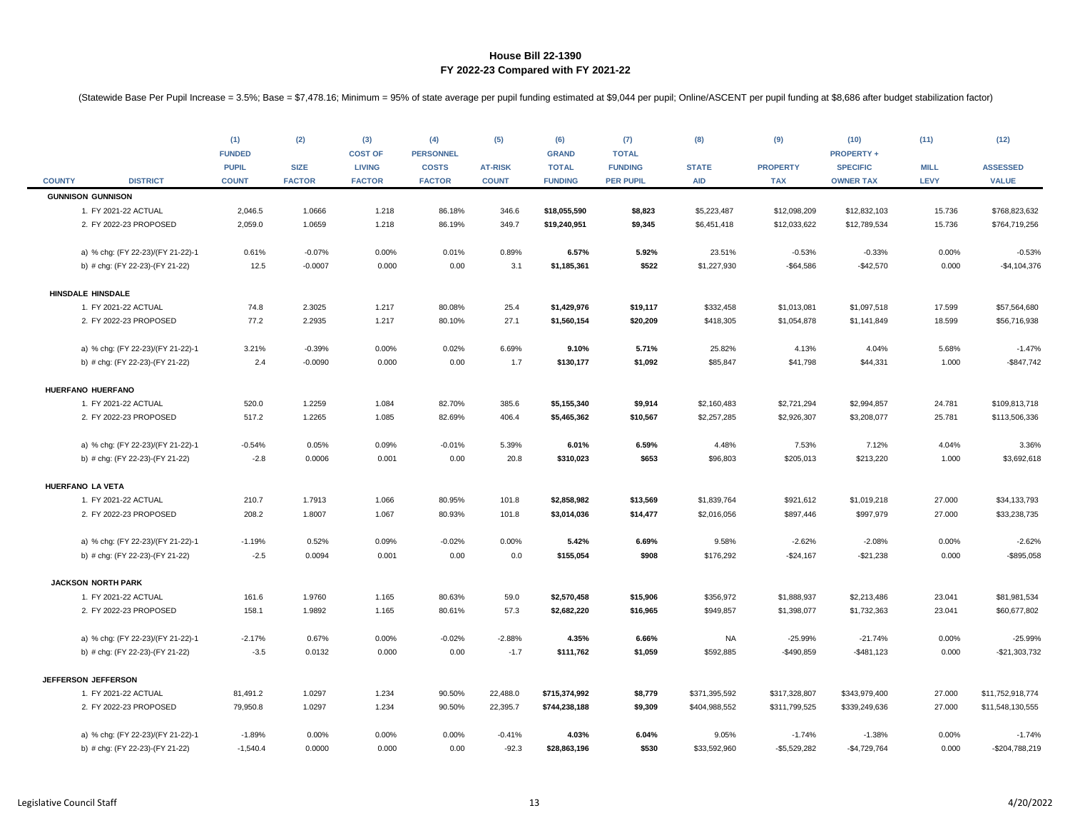# House Bill 22-1390
## FY 2022-23 Compared with FY 2021-22

(Statewide Base Per Pupil Increase = 3.5%; Base = $7,478.16; Minimum = 95% of state average per pupil funding estimated at $9,044 per pupil; Online/ASCENT per pupil funding at $8,686 after budget stabilization factor)

| COUNTY | DISTRICT | (1) FUNDED PUPIL COUNT | (2) SIZE FACTOR | (3) COST OF LIVING FACTOR | (4) PERSONNEL COSTS FACTOR | (5) AT-RISK COUNT | (6) GRAND TOTAL FUNDING | (7) TOTAL FUNDING PER PUPIL | (8) STATE AID | (9) PROPERTY TAX | (10) PROPERTY + SPECIFIC OWNER TAX | (11) MILL LEVY | (12) ASSESSED VALUE |
|---|---|---|---|---|---|---|---|---|---|---|---|---|---|
| **GUNNISON** | **GUNNISON** | | | | | | | | | | | | |
| | 1. FY 2021-22 ACTUAL | 2,046.5 | 1.0666 | 1.218 | 86.18% | 346.6 | **$18,055,590** | **$8,823** | $5,223,487 | $12,098,209 | $12,832,103 | 15.736 | $768,823,632 |
| | 2. FY 2022-23 PROPOSED | 2,059.0 | 1.0659 | 1.218 | 86.19% | 349.7 | **$19,240,951** | **$9,345** | $6,451,418 | $12,033,622 | $12,789,534 | 15.736 | $764,719,256 |
| | a) % chg: (FY 22-23)/(FY 21-22)-1 | 0.61% | -0.07% | 0.00% | 0.01% | 0.89% | **6.57%** | **5.92%** | 23.51% | -0.53% | -0.33% | 0.00% | -0.53% |
| | b) # chg: (FY 22-23)-(FY 21-22) | 12.5 | -0.0007 | 0.000 | 0.00 | 3.1 | **$1,185,361** | **$522** | $1,227,930 | -$64,586 | -$42,570 | 0.000 | -$4,104,376 |
| **HINSDALE** | **HINSDALE** | | | | | | | | | | | | |
| | 1. FY 2021-22 ACTUAL | 74.8 | 2.3025 | 1.217 | 80.08% | 25.4 | **$1,429,976** | **$19,117** | $332,458 | $1,013,081 | $1,097,518 | 17.599 | $57,564,680 |
| | 2. FY 2022-23 PROPOSED | 77.2 | 2.2935 | 1.217 | 80.10% | 27.1 | **$1,560,154** | **$20,209** | $418,305 | $1,054,878 | $1,141,849 | 18.599 | $56,716,938 |
| | a) % chg: (FY 22-23)/(FY 21-22)-1 | 3.21% | -0.39% | 0.00% | 0.02% | 6.69% | **9.10%** | **5.71%** | 25.82% | 4.13% | 4.04% | 5.68% | -1.47% |
| | b) # chg: (FY 22-23)-(FY 21-22) | 2.4 | -0.0090 | 0.000 | 0.00 | 1.7 | **$130,177** | **$1,092** | $85,847 | $41,798 | $44,331 | 1.000 | -$847,742 |
| **HUERFANO** | **HUERFANO** | | | | | | | | | | | | |
| | 1. FY 2021-22 ACTUAL | 520.0 | 1.2259 | 1.084 | 82.70% | 385.6 | **$5,155,340** | **$9,914** | $2,160,483 | $2,721,294 | $2,994,857 | 24.781 | $109,813,718 |
| | 2. FY 2022-23 PROPOSED | 517.2 | 1.2265 | 1.085 | 82.69% | 406.4 | **$5,465,362** | **$10,567** | $2,257,285 | $2,926,307 | $3,208,077 | 25.781 | $113,506,336 |
| | a) % chg: (FY 22-23)/(FY 21-22)-1 | -0.54% | 0.05% | 0.09% | -0.01% | 5.39% | **6.01%** | **6.59%** | 4.48% | 7.53% | 7.12% | 4.04% | 3.36% |
| | b) # chg: (FY 22-23)-(FY 21-22) | -2.8 | 0.0006 | 0.001 | 0.00 | 20.8 | **$310,023** | **$653** | $96,803 | $205,013 | $213,220 | 1.000 | $3,692,618 |
| **HUERFANO** | **LA VETA** | | | | | | | | | | | | |
| | 1. FY 2021-22 ACTUAL | 210.7 | 1.7913 | 1.066 | 80.95% | 101.8 | **$2,858,982** | **$13,569** | $1,839,764 | $921,612 | $1,019,218 | 27.000 | $34,133,793 |
| | 2. FY 2022-23 PROPOSED | 208.2 | 1.8007 | 1.067 | 80.93% | 101.8 | **$3,014,036** | **$14,477** | $2,016,056 | $897,446 | $997,979 | 27.000 | $33,238,735 |
| | a) % chg: (FY 22-23)/(FY 21-22)-1 | -1.19% | 0.52% | 0.09% | -0.02% | 0.00% | **5.42%** | **6.69%** | 9.58% | -2.62% | -2.08% | 0.00% | -2.62% |
| | b) # chg: (FY 22-23)-(FY 21-22) | -2.5 | 0.0094 | 0.001 | 0.00 | 0.0 | **$155,054** | **$908** | $176,292 | -$24,167 | -$21,238 | 0.000 | -$895,058 |
| **JACKSON** | **NORTH PARK** | | | | | | | | | | | | |
| | 1. FY 2021-22 ACTUAL | 161.6 | 1.9760 | 1.165 | 80.63% | 59.0 | **$2,570,458** | **$15,906** | $356,972 | $1,888,937 | $2,213,486 | 23.041 | $81,981,534 |
| | 2. FY 2022-23 PROPOSED | 158.1 | 1.9892 | 1.165 | 80.61% | 57.3 | **$2,682,220** | **$16,965** | $949,857 | $1,398,077 | $1,732,363 | 23.041 | $60,677,802 |
| | a) % chg: (FY 22-23)/(FY 21-22)-1 | -2.17% | 0.67% | 0.00% | -0.02% | -2.88% | **4.35%** | **6.66%** | NA | -25.99% | -21.74% | 0.00% | -25.99% |
| | b) # chg: (FY 22-23)-(FY 21-22) | -3.5 | 0.0132 | 0.000 | 0.00 | -1.7 | **$111,762** | **$1,059** | $592,885 | -$490,859 | -$481,123 | 0.000 | -$21,303,732 |
| **JEFFERSON** | **JEFFERSON** | | | | | | | | | | | | |
| | 1. FY 2021-22 ACTUAL | 81,491.2 | 1.0297 | 1.234 | 90.50% | 22,488.0 | **$715,374,992** | **$8,779** | $371,395,592 | $317,328,807 | $343,979,400 | 27.000 | $11,752,918,774 |
| | 2. FY 2022-23 PROPOSED | 79,950.8 | 1.0297 | 1.234 | 90.50% | 22,395.7 | **$744,238,188** | **$9,309** | $404,988,552 | $311,799,525 | $339,249,636 | 27.000 | $11,548,130,555 |
| | a) % chg: (FY 22-23)/(FY 21-22)-1 | -1.89% | 0.00% | 0.00% | 0.00% | -0.41% | **4.03%** | **6.04%** | 9.05% | -1.74% | -1.38% | 0.00% | -1.74% |
| | b) # chg: (FY 22-23)-(FY 21-22) | -1,540.4 | 0.0000 | 0.000 | 0.00 | -92.3 | **$28,863,196** | **$530** | $33,592,960 | -$5,529,282 | -$4,729,764 | 0.000 | -$204,788,219 |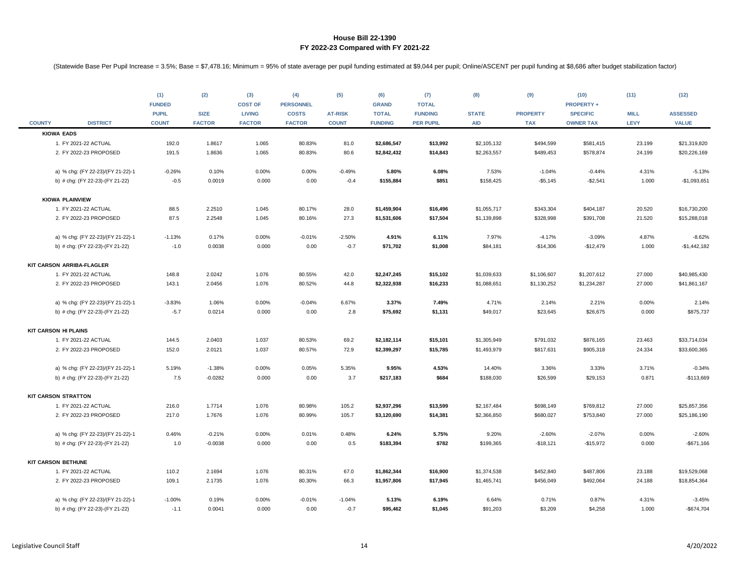**House Bill 22-1390**
**FY 2022-23 Compared with FY 2021-22**

(Statewide Base Per Pupil Increase = 3.5%; Base = $7,478.16; Minimum = 95% of state average per pupil funding estimated at $9,044 per pupil; Online/ASCENT per pupil funding at $8,686 after budget stabilization factor)

| COUNTY | DISTRICT | (1) FUNDED PUPIL COUNT | (2) SIZE FACTOR | (3) COST OF LIVING FACTOR | (4) PERSONNEL COSTS FACTOR | (5) AT-RISK COUNT | (6) GRAND TOTAL FUNDING | (7) TOTAL FUNDING PER PUPIL | (8) STATE AID | (9) PROPERTY TAX | (10) PROPERTY + SPECIFIC OWNER TAX | (11) MILL LEVY | (12) ASSESSED VALUE |
|---|---|---|---|---|---|---|---|---|---|---|---|---|---|
| **KIOWA EADS** | | | | | | | | | | | | | |
| | 1. FY 2021-22 ACTUAL | 192.0 | 1.8617 | 1.065 | 80.83% | 81.0 | **$2,686,547** | **$13,992** | $2,105,132 | $494,599 | $581,415 | 23.199 | $21,319,820 |
| | 2. FY 2022-23 PROPOSED | 191.5 | 1.8636 | 1.065 | 80.83% | 80.6 | **$2,842,432** | **$14,843** | $2,263,557 | $489,453 | $578,874 | 24.199 | $20,226,169 |
| | a) % chg: (FY 22-23)/(FY 21-22)-1 | -0.26% | 0.10% | 0.00% | 0.00% | -0.49% | **5.80%** | **6.08%** | 7.53% | -1.04% | -0.44% | 4.31% | -5.13% |
| | b) # chg: (FY 22-23)-(FY 21-22) | -0.5 | 0.0019 | 0.000 | 0.00 | -0.4 | **$155,884** | **$851** | $158,425 | -$5,145 | -$2,541 | 1.000 | -$1,093,651 |
| **KIOWA PLAINVIEW** | | | | | | | | | | | | | |
| | 1. FY 2021-22 ACTUAL | 88.5 | 2.2510 | 1.045 | 80.17% | 28.0 | **$1,459,904** | **$16,496** | $1,055,717 | $343,304 | $404,187 | 20.520 | $16,730,200 |
| | 2. FY 2022-23 PROPOSED | 87.5 | 2.2548 | 1.045 | 80.16% | 27.3 | **$1,531,606** | **$17,504** | $1,139,898 | $328,998 | $391,708 | 21.520 | $15,288,018 |
| | a) % chg: (FY 22-23)/(FY 21-22)-1 | -1.13% | 0.17% | 0.00% | -0.01% | -2.50% | **4.91%** | **6.11%** | 7.97% | -4.17% | -3.09% | 4.87% | -8.62% |
| | b) # chg: (FY 22-23)-(FY 21-22) | -1.0 | 0.0038 | 0.000 | 0.00 | -0.7 | **$71,702** | **$1,008** | $84,181 | -$14,306 | -$12,479 | 1.000 | -$1,442,182 |
| **KIT CARSON ARRIBA-FLAGLER** | | | | | | | | | | | | | |
| | 1. FY 2021-22 ACTUAL | 148.8 | 2.0242 | 1.076 | 80.55% | 42.0 | **$2,247,245** | **$15,102** | $1,039,633 | $1,106,607 | $1,207,612 | 27.000 | $40,985,430 |
| | 2. FY 2022-23 PROPOSED | 143.1 | 2.0456 | 1.076 | 80.52% | 44.8 | **$2,322,938** | **$16,233** | $1,088,651 | $1,130,252 | $1,234,287 | 27.000 | $41,861,167 |
| | a) % chg: (FY 22-23)/(FY 21-22)-1 | -3.83% | 1.06% | 0.00% | -0.04% | 6.67% | **3.37%** | **7.49%** | 4.71% | 2.14% | 2.21% | 0.00% | 2.14% |
| | b) # chg: (FY 22-23)-(FY 21-22) | -5.7 | 0.0214 | 0.000 | 0.00 | 2.8 | **$75,692** | **$1,131** | $49,017 | $23,645 | $26,675 | 0.000 | $875,737 |
| **KIT CARSON HI PLAINS** | | | | | | | | | | | | | |
| | 1. FY 2021-22 ACTUAL | 144.5 | 2.0403 | 1.037 | 80.53% | 69.2 | **$2,182,114** | **$15,101** | $1,305,949 | $791,032 | $876,165 | 23.463 | $33,714,034 |
| | 2. FY 2022-23 PROPOSED | 152.0 | 2.0121 | 1.037 | 80.57% | 72.9 | **$2,399,297** | **$15,785** | $1,493,979 | $817,631 | $905,318 | 24.334 | $33,600,365 |
| | a) % chg: (FY 22-23)/(FY 21-22)-1 | 5.19% | -1.38% | 0.00% | 0.05% | 5.35% | **9.95%** | **4.53%** | 14.40% | 3.36% | 3.33% | 3.71% | -0.34% |
| | b) # chg: (FY 22-23)-(FY 21-22) | 7.5 | -0.0282 | 0.000 | 0.00 | 3.7 | **$217,183** | **$684** | $188,030 | $26,599 | $29,153 | 0.871 | -$113,669 |
| **KIT CARSON STRATTON** | | | | | | | | | | | | | |
| | 1. FY 2021-22 ACTUAL | 216.0 | 1.7714 | 1.076 | 80.98% | 105.2 | **$2,937,296** | **$13,599** | $2,167,484 | $698,149 | $769,812 | 27.000 | $25,857,356 |
| | 2. FY 2022-23 PROPOSED | 217.0 | 1.7676 | 1.076 | 80.99% | 105.7 | **$3,120,690** | **$14,381** | $2,366,850 | $680,027 | $753,840 | 27.000 | $25,186,190 |
| | a) % chg: (FY 22-23)/(FY 21-22)-1 | 0.46% | -0.21% | 0.00% | 0.01% | 0.48% | **6.24%** | **5.75%** | 9.20% | -2.60% | -2.07% | 0.00% | -2.60% |
| | b) # chg: (FY 22-23)-(FY 21-22) | 1.0 | -0.0038 | 0.000 | 0.00 | 0.5 | **$183,394** | **$782** | $199,365 | -$18,121 | -$15,972 | 0.000 | -$671,166 |
| **KIT CARSON BETHUNE** | | | | | | | | | | | | | |
| | 1. FY 2021-22 ACTUAL | 110.2 | 2.1694 | 1.076 | 80.31% | 67.0 | **$1,862,344** | **$16,900** | $1,374,538 | $452,840 | $487,806 | 23.188 | $19,529,068 |
| | 2. FY 2022-23 PROPOSED | 109.1 | 2.1735 | 1.076 | 80.30% | 66.3 | **$1,957,806** | **$17,945** | $1,465,741 | $456,049 | $492,064 | 24.188 | $18,854,364 |
| | a) % chg: (FY 22-23)/(FY 21-22)-1 | -1.00% | 0.19% | 0.00% | -0.01% | -1.04% | **5.13%** | **6.19%** | 6.64% | 0.71% | 0.87% | 4.31% | -3.45% |
| | b) # chg: (FY 22-23)-(FY 21-22) | -1.1 | 0.0041 | 0.000 | 0.00 | -0.7 | **$95,462** | **$1,045** | $91,203 | $3,209 | $4,258 | 1.000 | -$674,704 |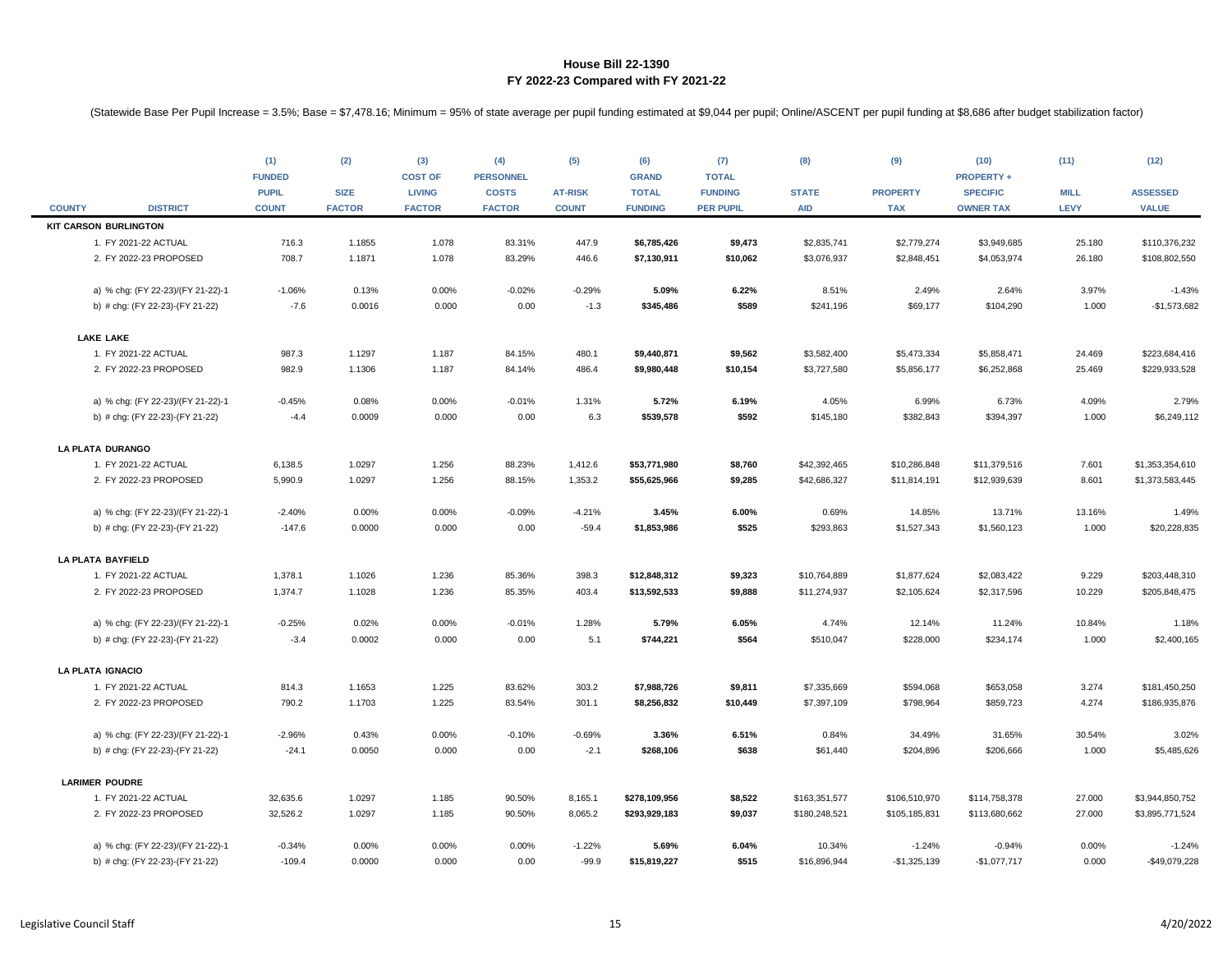## House Bill 22-1390
## FY 2022-23 Compared with FY 2021-22

(Statewide Base Per Pupil Increase = 3.5%; Base = $7,478.16; Minimum = 95% of state average per pupil funding estimated at $9,044 per pupil; Online/ASCENT per pupil funding at $8,686 after budget stabilization factor)

| COUNTY | DISTRICT | (1) FUNDED PUPIL COUNT | (2) SIZE FACTOR | (3) COST OF LIVING FACTOR | (4) PERSONNEL COSTS FACTOR | (5) AT-RISK COUNT | (6) GRAND TOTAL FUNDING | (7) TOTAL FUNDING PER PUPIL | (8) STATE AID | (9) PROPERTY TAX | (10) PROPERTY + SPECIFIC OWNER TAX | (11) MILL LEVY | (12) ASSESSED VALUE |
|---|---|---|---|---|---|---|---|---|---|---|---|---|---|
| **KIT CARSON BURLINGTON** | | | | | | | | | | | | | |
| | 1. FY 2021-22 ACTUAL | 716.3 | 1.1855 | 1.078 | 83.31% | 447.9 | **$6,785,426** | **$9,473** | $2,835,741 | $2,779,274 | $3,949,685 | 25.180 | $110,376,232 |
| | 2. FY 2022-23 PROPOSED | 708.7 | 1.1871 | 1.078 | 83.29% | 446.6 | **$7,130,911** | **$10,062** | $3,076,937 | $2,848,451 | $4,053,974 | 26.180 | $108,802,550 |
| | a) % chg: (FY 22-23)/(FY 21-22)-1 | -1.06% | 0.13% | 0.00% | -0.02% | -0.29% | **5.09%** | **6.22%** | 8.51% | 2.49% | 2.64% | 3.97% | -1.43% |
| | b) # chg: (FY 22-23)-(FY 21-22) | -7.6 | 0.0016 | 0.000 | 0.00 | -1.3 | **$345,486** | **$589** | $241,196 | $69,177 | $104,290 | 1.000 | -$1,573,682 |
| **LAKE LAKE** | | | | | | | | | | | | | |
| | 1. FY 2021-22 ACTUAL | 987.3 | 1.1297 | 1.187 | 84.15% | 480.1 | **$9,440,871** | **$9,562** | $3,582,400 | $5,473,334 | $5,858,471 | 24.469 | $223,684,416 |
| | 2. FY 2022-23 PROPOSED | 982.9 | 1.1306 | 1.187 | 84.14% | 486.4 | **$9,980,448** | **$10,154** | $3,727,580 | $5,856,177 | $6,252,868 | 25.469 | $229,933,528 |
| | a) % chg: (FY 22-23)/(FY 21-22)-1 | -0.45% | 0.08% | 0.00% | -0.01% | 1.31% | **5.72%** | **6.19%** | 4.05% | 6.99% | 6.73% | 4.09% | 2.79% |
| | b) # chg: (FY 22-23)-(FY 21-22) | -4.4 | 0.0009 | 0.000 | 0.00 | 6.3 | **$539,578** | **$592** | $145,180 | $382,843 | $394,397 | 1.000 | $6,249,112 |
| **LA PLATA DURANGO** | | | | | | | | | | | | | |
| | 1. FY 2021-22 ACTUAL | 6,138.5 | 1.0297 | 1.256 | 88.23% | 1,412.6 | **$53,771,980** | **$8,760** | $42,392,465 | $10,286,848 | $11,379,516 | 7.601 | $1,353,354,610 |
| | 2. FY 2022-23 PROPOSED | 5,990.9 | 1.0297 | 1.256 | 88.15% | 1,353.2 | **$55,625,966** | **$9,285** | $42,686,327 | $11,814,191 | $12,939,639 | 8.601 | $1,373,583,445 |
| | a) % chg: (FY 22-23)/(FY 21-22)-1 | -2.40% | 0.00% | 0.00% | -0.09% | -4.21% | **3.45%** | **6.00%** | 0.69% | 14.85% | 13.71% | 13.16% | 1.49% |
| | b) # chg: (FY 22-23)-(FY 21-22) | -147.6 | 0.0000 | 0.000 | 0.00 | -59.4 | **$1,853,986** | **$525** | $293,863 | $1,527,343 | $1,560,123 | 1.000 | $20,228,835 |
| **LA PLATA BAYFIELD** | | | | | | | | | | | | | |
| | 1. FY 2021-22 ACTUAL | 1,378.1 | 1.1026 | 1.236 | 85.36% | 398.3 | **$12,848,312** | **$9,323** | $10,764,889 | $1,877,624 | $2,083,422 | 9.229 | $203,448,310 |
| | 2. FY 2022-23 PROPOSED | 1,374.7 | 1.1028 | 1.236 | 85.35% | 403.4 | **$13,592,533** | **$9,888** | $11,274,937 | $2,105,624 | $2,317,596 | 10.229 | $205,848,475 |
| | a) % chg: (FY 22-23)/(FY 21-22)-1 | -0.25% | 0.02% | 0.00% | -0.01% | 1.28% | **5.79%** | **6.05%** | 4.74% | 12.14% | 11.24% | 10.84% | 1.18% |
| | b) # chg: (FY 22-23)-(FY 21-22) | -3.4 | 0.0002 | 0.000 | 0.00 | 5.1 | **$744,221** | **$564** | $510,047 | $228,000 | $234,174 | 1.000 | $2,400,165 |
| **LA PLATA IGNACIO** | | | | | | | | | | | | | |
| | 1. FY 2021-22 ACTUAL | 814.3 | 1.1653 | 1.225 | 83.62% | 303.2 | **$7,988,726** | **$9,811** | $7,335,669 | $594,068 | $653,058 | 3.274 | $181,450,250 |
| | 2. FY 2022-23 PROPOSED | 790.2 | 1.1703 | 1.225 | 83.54% | 301.1 | **$8,256,832** | **$10,449** | $7,397,109 | $798,964 | $859,723 | 4.274 | $186,935,876 |
| | a) % chg: (FY 22-23)/(FY 21-22)-1 | -2.96% | 0.43% | 0.00% | -0.10% | -0.69% | **3.36%** | **6.51%** | 0.84% | 34.49% | 31.65% | 30.54% | 3.02% |
| | b) # chg: (FY 22-23)-(FY 21-22) | -24.1 | 0.0050 | 0.000 | 0.00 | -2.1 | **$268,106** | **$638** | $61,440 | $204,896 | $206,666 | 1.000 | $5,485,626 |
| **LARIMER POUDRE** | | | | | | | | | | | | | |
| | 1. FY 2021-22 ACTUAL | 32,635.6 | 1.0297 | 1.185 | 90.50% | 8,165.1 | **$278,109,956** | **$8,522** | $163,351,577 | $106,510,970 | $114,758,378 | 27.000 | $3,944,850,752 |
| | 2. FY 2022-23 PROPOSED | 32,526.2 | 1.0297 | 1.185 | 90.50% | 8,065.2 | **$293,929,183** | **$9,037** | $180,248,521 | $105,185,831 | $113,680,662 | 27.000 | $3,895,771,524 |
| | a) % chg: (FY 22-23)/(FY 21-22)-1 | -0.34% | 0.00% | 0.00% | 0.00% | -1.22% | **5.69%** | **6.04%** | 10.34% | -1.24% | -0.94% | 0.00% | -1.24% |
| | b) # chg: (FY 22-23)-(FY 21-22) | -109.4 | 0.0000 | 0.000 | 0.00 | -99.9 | **$15,819,227** | **$515** | $16,896,944 | -$1,325,139 | -$1,077,717 | 0.000 | -$49,079,228 |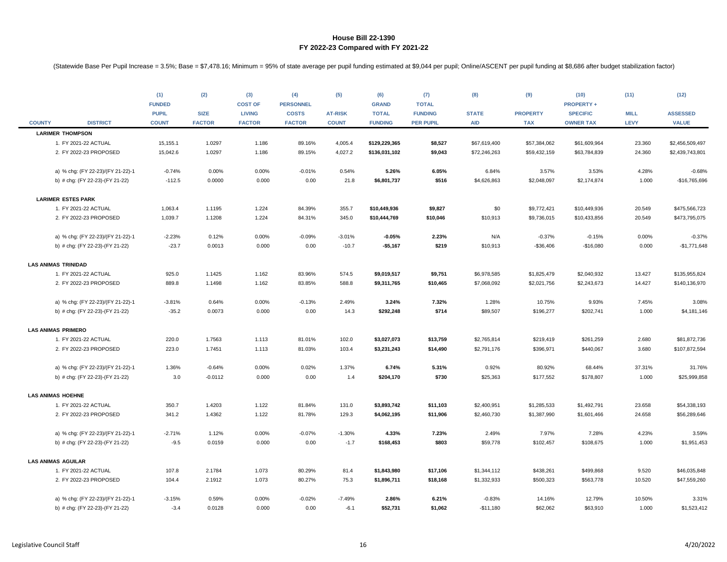# House Bill 22-1390
## FY 2022-23 Compared with FY 2021-22

(Statewide Base Per Pupil Increase = 3.5%; Base = $7,478.16; Minimum = 95% of state average per pupil funding estimated at $9,044 per pupil; Online/ASCENT per pupil funding at $8,686 after budget stabilization factor)

| COUNTY | DISTRICT | (1) FUNDED PUPIL COUNT | (2) SIZE FACTOR | (3) COST OF LIVING FACTOR | (4) PERSONNEL COSTS FACTOR | (5) AT-RISK COUNT | (6) GRAND TOTAL FUNDING | (7) TOTAL FUNDING PER PUPIL | (8) STATE AID | (9) PROPERTY TAX | (10) PROPERTY + SPECIFIC OWNER TAX | (11) MILL LEVY | (12) ASSESSED VALUE |
|---|---|---|---|---|---|---|---|---|---|---|---|---|---|
| **LARIMER** | **THOMPSON** | | | | | | | | | | | | |
| | 1. FY 2021-22 ACTUAL | 15,155.1 | 1.0297 | 1.186 | 89.16% | 4,005.4 | **$129,229,365** | **$8,527** | $67,619,400 | $57,384,062 | $61,609,964 | 23.360 | $2,456,509,497 |
| | 2. FY 2022-23 PROPOSED | 15,042.6 | 1.0297 | 1.186 | 89.15% | 4,027.2 | **$136,031,102** | **$9,043** | $72,246,263 | $59,432,159 | $63,784,839 | 24.360 | $2,439,743,801 |
| | a) % chg: (FY 22-23)/(FY 21-22)-1 | -0.74% | 0.00% | 0.00% | -0.01% | 0.54% | **5.26%** | **6.05%** | 6.84% | 3.57% | 3.53% | 4.28% | -0.68% |
| | b) # chg: (FY 22-23)-(FY 21-22) | -112.5 | 0.0000 | 0.000 | 0.00 | 21.8 | **$6,801,737** | **$516** | $4,626,863 | $2,048,097 | $2,174,874 | 1.000 | -$16,765,696 |
| **LARIMER** | **ESTES PARK** | | | | | | | | | | | | |
| | 1. FY 2021-22 ACTUAL | 1,063.4 | 1.1195 | 1.224 | 84.39% | 355.7 | **$10,449,936** | **$9,827** | $0 | $9,772,421 | $10,449,936 | 20.549 | $475,566,723 |
| | 2. FY 2022-23 PROPOSED | 1,039.7 | 1.1208 | 1.224 | 84.31% | 345.0 | **$10,444,769** | **$10,046** | $10,913 | $9,736,015 | $10,433,856 | 20.549 | $473,795,075 |
| | a) % chg: (FY 22-23)/(FY 21-22)-1 | -2.23% | 0.12% | 0.00% | -0.09% | -3.01% | **-0.05%** | **2.23%** | N/A | -0.37% | -0.15% | 0.00% | -0.37% |
| | b) # chg: (FY 22-23)-(FY 21-22) | -23.7 | 0.0013 | 0.000 | 0.00 | -10.7 | **-$5,167** | **$219** | $10,913 | -$36,406 | -$16,080 | 0.000 | -$1,771,648 |
| **LAS ANIMAS** | **TRINIDAD** | | | | | | | | | | | | |
| | 1. FY 2021-22 ACTUAL | 925.0 | 1.1425 | 1.162 | 83.96% | 574.5 | **$9,019,517** | **$9,751** | $6,978,585 | $1,825,479 | $2,040,932 | 13.427 | $135,955,824 |
| | 2. FY 2022-23 PROPOSED | 889.8 | 1.1498 | 1.162 | 83.85% | 588.8 | **$9,311,765** | **$10,465** | $7,068,092 | $2,021,756 | $2,243,673 | 14.427 | $140,136,970 |
| | a) % chg: (FY 22-23)/(FY 21-22)-1 | -3.81% | 0.64% | 0.00% | -0.13% | 2.49% | **3.24%** | **7.32%** | 1.28% | 10.75% | 9.93% | 7.45% | 3.08% |
| | b) # chg: (FY 22-23)-(FY 21-22) | -35.2 | 0.0073 | 0.000 | 0.00 | 14.3 | **$292,248** | **$714** | $89,507 | $196,277 | $202,741 | 1.000 | $4,181,146 |
| **LAS ANIMAS** | **PRIMERO** | | | | | | | | | | | | |
| | 1. FY 2021-22 ACTUAL | 220.0 | 1.7563 | 1.113 | 81.01% | 102.0 | **$3,027,073** | **$13,759** | $2,765,814 | $219,419 | $261,259 | 2.680 | $81,872,736 |
| | 2. FY 2022-23 PROPOSED | 223.0 | 1.7451 | 1.113 | 81.03% | 103.4 | **$3,231,243** | **$14,490** | $2,791,176 | $396,971 | $440,067 | 3.680 | $107,872,594 |
| | a) % chg: (FY 22-23)/(FY 21-22)-1 | 1.36% | -0.64% | 0.00% | 0.02% | 1.37% | **6.74%** | **5.31%** | 0.92% | 80.92% | 68.44% | 37.31% | 31.76% |
| | b) # chg: (FY 22-23)-(FY 21-22) | 3.0 | -0.0112 | 0.000 | 0.00 | 1.4 | **$204,170** | **$730** | $25,363 | $177,552 | $178,807 | 1.000 | $25,999,858 |
| **LAS ANIMAS** | **HOEHNE** | | | | | | | | | | | | |
| | 1. FY 2021-22 ACTUAL | 350.7 | 1.4203 | 1.122 | 81.84% | 131.0 | **$3,893,742** | **$11,103** | $2,400,951 | $1,285,533 | $1,492,791 | 23.658 | $54,338,193 |
| | 2. FY 2022-23 PROPOSED | 341.2 | 1.4362 | 1.122 | 81.78% | 129.3 | **$4,062,195** | **$11,906** | $2,460,730 | $1,387,990 | $1,601,466 | 24.658 | $56,289,646 |
| | a) % chg: (FY 22-23)/(FY 21-22)-1 | -2.71% | 1.12% | 0.00% | -0.07% | -1.30% | **4.33%** | **7.23%** | 2.49% | 7.97% | 7.28% | 4.23% | 3.59% |
| | b) # chg: (FY 22-23)-(FY 21-22) | -9.5 | 0.0159 | 0.000 | 0.00 | -1.7 | **$168,453** | **$803** | $59,778 | $102,457 | $108,675 | 1.000 | $1,951,453 |
| **LAS ANIMAS** | **AGUILAR** | | | | | | | | | | | | |
| | 1. FY 2021-22 ACTUAL | 107.8 | 2.1784 | 1.073 | 80.29% | 81.4 | **$1,843,980** | **$17,106** | $1,344,112 | $438,261 | $499,868 | 9.520 | $46,035,848 |
| | 2. FY 2022-23 PROPOSED | 104.4 | 2.1912 | 1.073 | 80.27% | 75.3 | **$1,896,711** | **$18,168** | $1,332,933 | $500,323 | $563,778 | 10.520 | $47,559,260 |
| | a) % chg: (FY 22-23)/(FY 21-22)-1 | -3.15% | 0.59% | 0.00% | -0.02% | -7.49% | **2.86%** | **6.21%** | -0.83% | 14.16% | 12.79% | 10.50% | 3.31% |
| | b) # chg: (FY 22-23)-(FY 21-22) | -3.4 | 0.0128 | 0.000 | 0.00 | -6.1 | **$52,731** | **$1,062** | -$11,180 | $62,062 | $63,910 | 1.000 | $1,523,412 |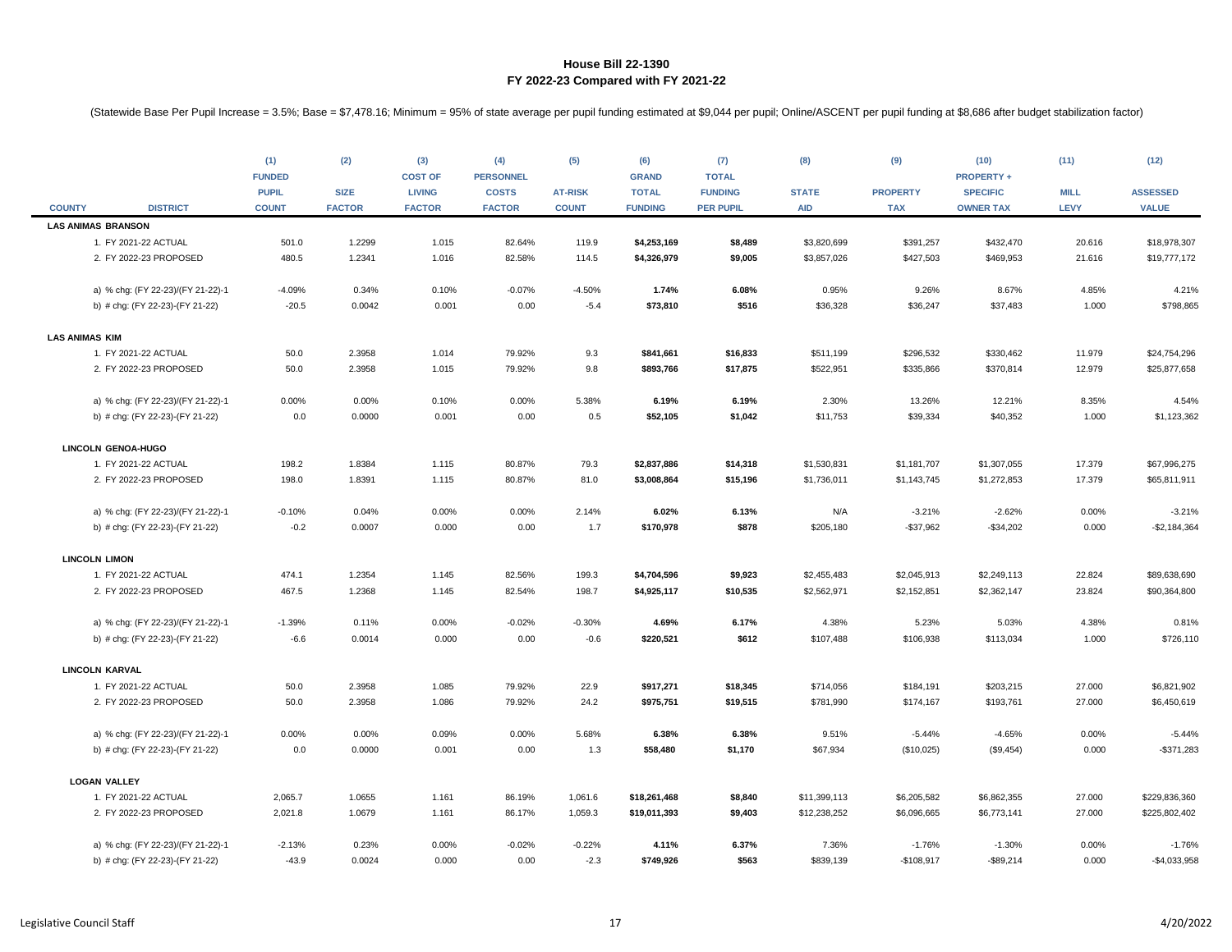## House Bill 22-1390
## FY 2022-23 Compared with FY 2021-22

(Statewide Base Per Pupil Increase = 3.5%; Base = $7,478.16; Minimum = 95% of state average per pupil funding estimated at $9,044 per pupil; Online/ASCENT per pupil funding at $8,686 after budget stabilization factor)

| COUNTY | DISTRICT | (1) FUNDED PUPIL COUNT | (2) SIZE FACTOR | (3) COST OF LIVING FACTOR | (4) PERSONNEL COSTS FACTOR | (5) AT-RISK COUNT | (6) GRAND TOTAL FUNDING | (7) TOTAL FUNDING PER PUPIL | (8) STATE AID | (9) PROPERTY TAX | (10) PROPERTY + SPECIFIC OWNER TAX | (11) MILL LEVY | (12) ASSESSED VALUE |
|---|---|---|---|---|---|---|---|---|---|---|---|---|---|
| **LAS ANIMAS BRANSON** | | | | | | | | | | | | | |
| | 1. FY 2021-22 ACTUAL | 501.0 | 1.2299 | 1.015 | 82.64% | 119.9 | **$4,253,169** | **$8,489** | $3,820,699 | $391,257 | $432,470 | 20.616 | $18,978,307 |
| | 2. FY 2022-23 PROPOSED | 480.5 | 1.2341 | 1.016 | 82.58% | 114.5 | **$4,326,979** | **$9,005** | $3,857,026 | $427,503 | $469,953 | 21.616 | $19,777,172 |
| | a) % chg: (FY 22-23)/(FY 21-22)-1 | -4.09% | 0.34% | 0.10% | -0.07% | -4.50% | **1.74%** | **6.08%** | 0.95% | 9.26% | 8.67% | 4.85% | 4.21% |
| | b) # chg: (FY 22-23)-(FY 21-22) | -20.5 | 0.0042 | 0.001 | 0.00 | -5.4 | **$73,810** | **$516** | $36,328 | $36,247 | $37,483 | 1.000 | $798,865 |
| **LAS ANIMAS KIM** | | | | | | | | | | | | | |
| | 1. FY 2021-22 ACTUAL | 50.0 | 2.3958 | 1.014 | 79.92% | 9.3 | **$841,661** | **$16,833** | $511,199 | $296,532 | $330,462 | 11.979 | $24,754,296 |
| | 2. FY 2022-23 PROPOSED | 50.0 | 2.3958 | 1.015 | 79.92% | 9.8 | **$893,766** | **$17,875** | $522,951 | $335,866 | $370,814 | 12.979 | $25,877,658 |
| | a) % chg: (FY 22-23)/(FY 21-22)-1 | 0.00% | 0.00% | 0.10% | 0.00% | 5.38% | **6.19%** | **6.19%** | 2.30% | 13.26% | 12.21% | 8.35% | 4.54% |
| | b) # chg: (FY 22-23)-(FY 21-22) | 0.0 | 0.0000 | 0.001 | 0.00 | 0.5 | **$52,105** | **$1,042** | $11,753 | $39,334 | $40,352 | 1.000 | $1,123,362 |
| **LINCOLN GENOA-HUGO** | | | | | | | | | | | | | |
| | 1. FY 2021-22 ACTUAL | 198.2 | 1.8384 | 1.115 | 80.87% | 79.3 | **$2,837,886** | **$14,318** | $1,530,831 | $1,181,707 | $1,307,055 | 17.379 | $67,996,275 |
| | 2. FY 2022-23 PROPOSED | 198.0 | 1.8391 | 1.115 | 80.87% | 81.0 | **$3,008,864** | **$15,196** | $1,736,011 | $1,143,745 | $1,272,853 | 17.379 | $65,811,911 |
| | a) % chg: (FY 22-23)/(FY 21-22)-1 | -0.10% | 0.04% | 0.00% | 0.00% | 2.14% | **6.02%** | **6.13%** | N/A | -3.21% | -2.62% | 0.00% | -3.21% |
| | b) # chg: (FY 22-23)-(FY 21-22) | -0.2 | 0.0007 | 0.000 | 0.00 | 1.7 | **$170,978** | **$878** | $205,180 | -$37,962 | -$34,202 | 0.000 | -$2,184,364 |
| **LINCOLN LIMON** | | | | | | | | | | | | | |
| | 1. FY 2021-22 ACTUAL | 474.1 | 1.2354 | 1.145 | 82.56% | 199.3 | **$4,704,596** | **$9,923** | $2,455,483 | $2,045,913 | $2,249,113 | 22.824 | $89,638,690 |
| | 2. FY 2022-23 PROPOSED | 467.5 | 1.2368 | 1.145 | 82.54% | 198.7 | **$4,925,117** | **$10,535** | $2,562,971 | $2,152,851 | $2,362,147 | 23.824 | $90,364,800 |
| | a) % chg: (FY 22-23)/(FY 21-22)-1 | -1.39% | 0.11% | 0.00% | -0.02% | -0.30% | **4.69%** | **6.17%** | 4.38% | 5.23% | 5.03% | 4.38% | 0.81% |
| | b) # chg: (FY 22-23)-(FY 21-22) | -6.6 | 0.0014 | 0.000 | 0.00 | -0.6 | **$220,521** | **$612** | $107,488 | $106,938 | $113,034 | 1.000 | $726,110 |
| **LINCOLN KARVAL** | | | | | | | | | | | | | |
| | 1. FY 2021-22 ACTUAL | 50.0 | 2.3958 | 1.085 | 79.92% | 22.9 | **$917,271** | **$18,345** | $714,056 | $184,191 | $203,215 | 27.000 | $6,821,902 |
| | 2. FY 2022-23 PROPOSED | 50.0 | 2.3958 | 1.086 | 79.92% | 24.2 | **$975,751** | **$19,515** | $781,990 | $174,167 | $193,761 | 27.000 | $6,450,619 |
| | a) % chg: (FY 22-23)/(FY 21-22)-1 | 0.00% | 0.00% | 0.09% | 0.00% | 5.68% | **6.38%** | **6.38%** | 9.51% | -5.44% | -4.65% | 0.00% | -5.44% |
| | b) # chg: (FY 22-23)-(FY 21-22) | 0.0 | 0.0000 | 0.001 | 0.00 | 1.3 | **$58,480** | **$1,170** | $67,934 | ($10,025) | ($9,454) | 0.000 | -$371,283 |
| **LOGAN VALLEY** | | | | | | | | | | | | | |
| | 1. FY 2021-22 ACTUAL | 2,065.7 | 1.0655 | 1.161 | 86.19% | 1,061.6 | **$18,261,468** | **$8,840** | $11,399,113 | $6,205,582 | $6,862,355 | 27.000 | $229,836,360 |
| | 2. FY 2022-23 PROPOSED | 2,021.8 | 1.0679 | 1.161 | 86.17% | 1,059.3 | **$19,011,393** | **$9,403** | $12,238,252 | $6,096,665 | $6,773,141 | 27.000 | $225,802,402 |
| | a) % chg: (FY 22-23)/(FY 21-22)-1 | -2.13% | 0.23% | 0.00% | -0.02% | -0.22% | **4.11%** | **6.37%** | 7.36% | -1.76% | -1.30% | 0.00% | -1.76% |
| | b) # chg: (FY 22-23)-(FY 21-22) | -43.9 | 0.0024 | 0.000 | 0.00 | -2.3 | **$749,926** | **$563** | $839,139 | -$108,917 | -$89,214 | 0.000 | -$4,033,958 |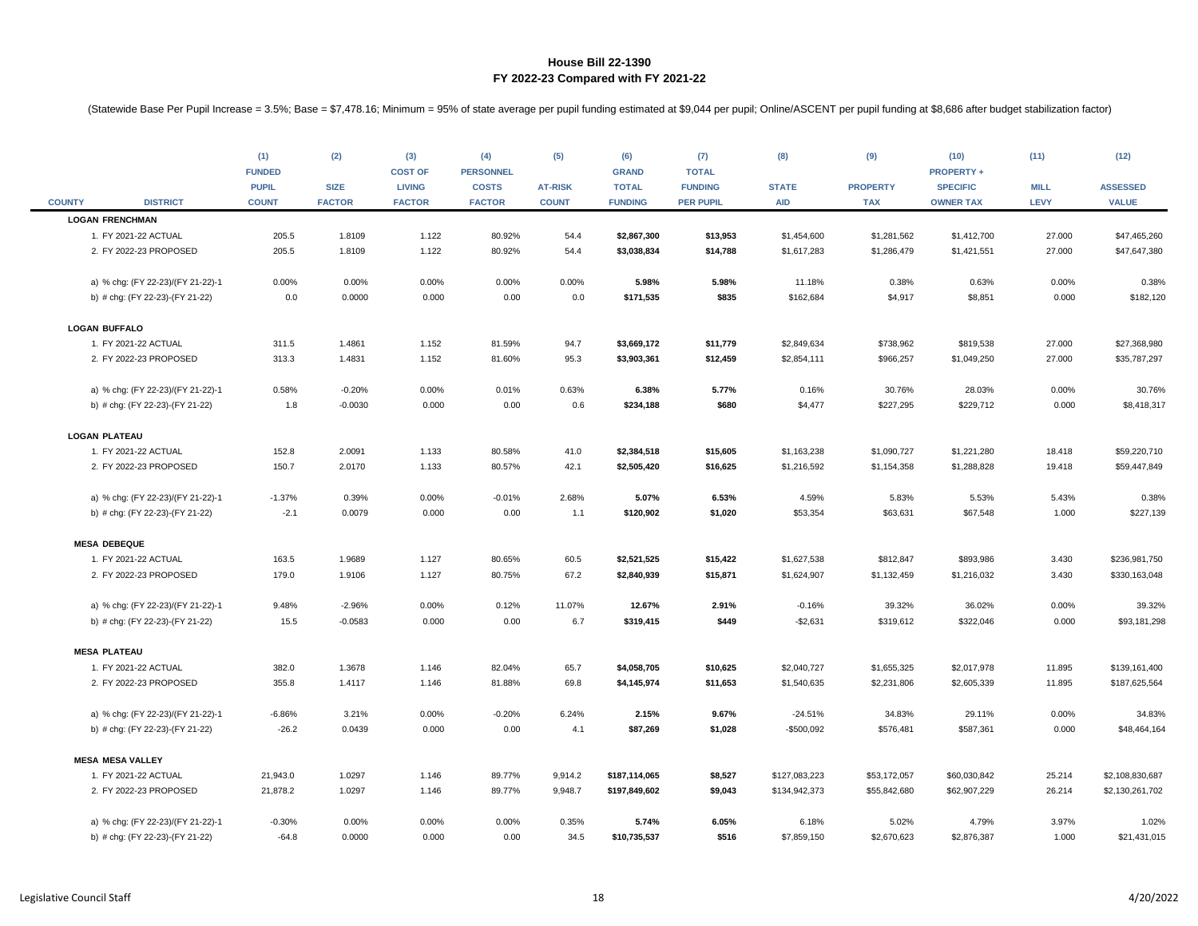# House Bill 22-1390
## FY 2022-23 Compared with FY 2021-22

(Statewide Base Per Pupil Increase = 3.5%; Base = $7,478.16; Minimum = 95% of state average per pupil funding estimated at $9,044 per pupil; Online/ASCENT per pupil funding at $8,686 after budget stabilization factor)

| COUNTY | DISTRICT | (1) FUNDED PUPIL COUNT | (2) SIZE FACTOR | (3) COST OF LIVING FACTOR | (4) PERSONNEL COSTS FACTOR | (5) AT-RISK COUNT | (6) GRAND TOTAL FUNDING | (7) TOTAL FUNDING PER PUPIL | (8) STATE AID | (9) PROPERTY TAX | (10) PROPERTY + SPECIFIC OWNER TAX | (11) MILL LEVY | (12) ASSESSED VALUE |
|---|---|---|---|---|---|---|---|---|---|---|---|---|---|
| **LOGAN FRENCHMAN** | | | | | | | | | | | | | |
| | 1. FY 2021-22 ACTUAL | 205.5 | 1.8109 | 1.122 | 80.92% | 54.4 | **$2,867,300** | **$13,953** | $1,454,600 | $1,281,562 | $1,412,700 | 27.000 | $47,465,260 |
| | 2. FY 2022-23 PROPOSED | 205.5 | 1.8109 | 1.122 | 80.92% | 54.4 | **$3,038,834** | **$14,788** | $1,617,283 | $1,286,479 | $1,421,551 | 27.000 | $47,647,380 |
| | a) % chg: (FY 22-23)/(FY 21-22)-1 | 0.00% | 0.00% | 0.00% | 0.00% | 0.00% | **5.98%** | **5.98%** | 11.18% | 0.38% | 0.63% | 0.00% | 0.38% |
| | b) # chg: (FY 22-23)-(FY 21-22) | 0.0 | 0.0000 | 0.000 | 0.00 | 0.0 | **$171,535** | **$835** | $162,684 | $4,917 | $8,851 | 0.000 | $182,120 |
| **LOGAN BUFFALO** | | | | | | | | | | | | | |
| | 1. FY 2021-22 ACTUAL | 311.5 | 1.4861 | 1.152 | 81.59% | 94.7 | **$3,669,172** | **$11,779** | $2,849,634 | $738,962 | $819,538 | 27.000 | $27,368,980 |
| | 2. FY 2022-23 PROPOSED | 313.3 | 1.4831 | 1.152 | 81.60% | 95.3 | **$3,903,361** | **$12,459** | $2,854,111 | $966,257 | $1,049,250 | 27.000 | $35,787,297 |
| | a) % chg: (FY 22-23)/(FY 21-22)-1 | 0.58% | -0.20% | 0.00% | 0.01% | 0.63% | **6.38%** | **5.77%** | 0.16% | 30.76% | 28.03% | 0.00% | 30.76% |
| | b) # chg: (FY 22-23)-(FY 21-22) | 1.8 | -0.0030 | 0.000 | 0.00 | 0.6 | **$234,188** | **$680** | $4,477 | $227,295 | $229,712 | 0.000 | $8,418,317 |
| **LOGAN PLATEAU** | | | | | | | | | | | | | |
| | 1. FY 2021-22 ACTUAL | 152.8 | 2.0091 | 1.133 | 80.58% | 41.0 | **$2,384,518** | **$15,605** | $1,163,238 | $1,090,727 | $1,221,280 | 18.418 | $59,220,710 |
| | 2. FY 2022-23 PROPOSED | 150.7 | 2.0170 | 1.133 | 80.57% | 42.1 | **$2,505,420** | **$16,625** | $1,216,592 | $1,154,358 | $1,288,828 | 19.418 | $59,447,849 |
| | a) % chg: (FY 22-23)/(FY 21-22)-1 | -1.37% | 0.39% | 0.00% | -0.01% | 2.68% | **5.07%** | **6.53%** | 4.59% | 5.83% | 5.53% | 5.43% | 0.38% |
| | b) # chg: (FY 22-23)-(FY 21-22) | -2.1 | 0.0079 | 0.000 | 0.00 | 1.1 | **$120,902** | **$1,020** | $53,354 | $63,631 | $67,548 | 1.000 | $227,139 |
| **MESA DEBEQUE** | | | | | | | | | | | | | |
| | 1. FY 2021-22 ACTUAL | 163.5 | 1.9689 | 1.127 | 80.65% | 60.5 | **$2,521,525** | **$15,422** | $1,627,538 | $812,847 | $893,986 | 3.430 | $236,981,750 |
| | 2. FY 2022-23 PROPOSED | 179.0 | 1.9106 | 1.127 | 80.75% | 67.2 | **$2,840,939** | **$15,871** | $1,624,907 | $1,132,459 | $1,216,032 | 3.430 | $330,163,048 |
| | a) % chg: (FY 22-23)/(FY 21-22)-1 | 9.48% | -2.96% | 0.00% | 0.12% | 11.07% | **12.67%** | **2.91%** | -0.16% | 39.32% | 36.02% | 0.00% | 39.32% |
| | b) # chg: (FY 22-23)-(FY 21-22) | 15.5 | -0.0583 | 0.000 | 0.00 | 6.7 | **$319,415** | **$449** | -$2,631 | $319,612 | $322,046 | 0.000 | $93,181,298 |
| **MESA PLATEAU** | | | | | | | | | | | | | |
| | 1. FY 2021-22 ACTUAL | 382.0 | 1.3678 | 1.146 | 82.04% | 65.7 | **$4,058,705** | **$10,625** | $2,040,727 | $1,655,325 | $2,017,978 | 11.895 | $139,161,400 |
| | 2. FY 2022-23 PROPOSED | 355.8 | 1.4117 | 1.146 | 81.88% | 69.8 | **$4,145,974** | **$11,653** | $1,540,635 | $2,231,806 | $2,605,339 | 11.895 | $187,625,564 |
| | a) % chg: (FY 22-23)/(FY 21-22)-1 | -6.86% | 3.21% | 0.00% | -0.20% | 6.24% | **2.15%** | **9.67%** | -24.51% | 34.83% | 29.11% | 0.00% | 34.83% |
| | b) # chg: (FY 22-23)-(FY 21-22) | -26.2 | 0.0439 | 0.000 | 0.00 | 4.1 | **$87,269** | **$1,028** | -$500,092 | $576,481 | $587,361 | 0.000 | $48,464,164 |
| **MESA MESA VALLEY** | | | | | | | | | | | | | |
| | 1. FY 2021-22 ACTUAL | 21,943.0 | 1.0297 | 1.146 | 89.77% | 9,914.2 | **$187,114,065** | **$8,527** | $127,083,223 | $53,172,057 | $60,030,842 | 25.214 | $2,108,830,687 |
| | 2. FY 2022-23 PROPOSED | 21,878.2 | 1.0297 | 1.146 | 89.77% | 9,948.7 | **$197,849,602** | **$9,043** | $134,942,373 | $55,842,680 | $62,907,229 | 26.214 | $2,130,261,702 |
| | a) % chg: (FY 22-23)/(FY 21-22)-1 | -0.30% | 0.00% | 0.00% | 0.00% | 0.35% | **5.74%** | **6.05%** | 6.18% | 5.02% | 4.79% | 3.97% | 1.02% |
| | b) # chg: (FY 22-23)-(FY 21-22) | -64.8 | 0.0000 | 0.000 | 0.00 | 34.5 | **$10,735,537** | **$516** | $7,859,150 | $2,670,623 | $2,876,387 | 1.000 | $21,431,015 |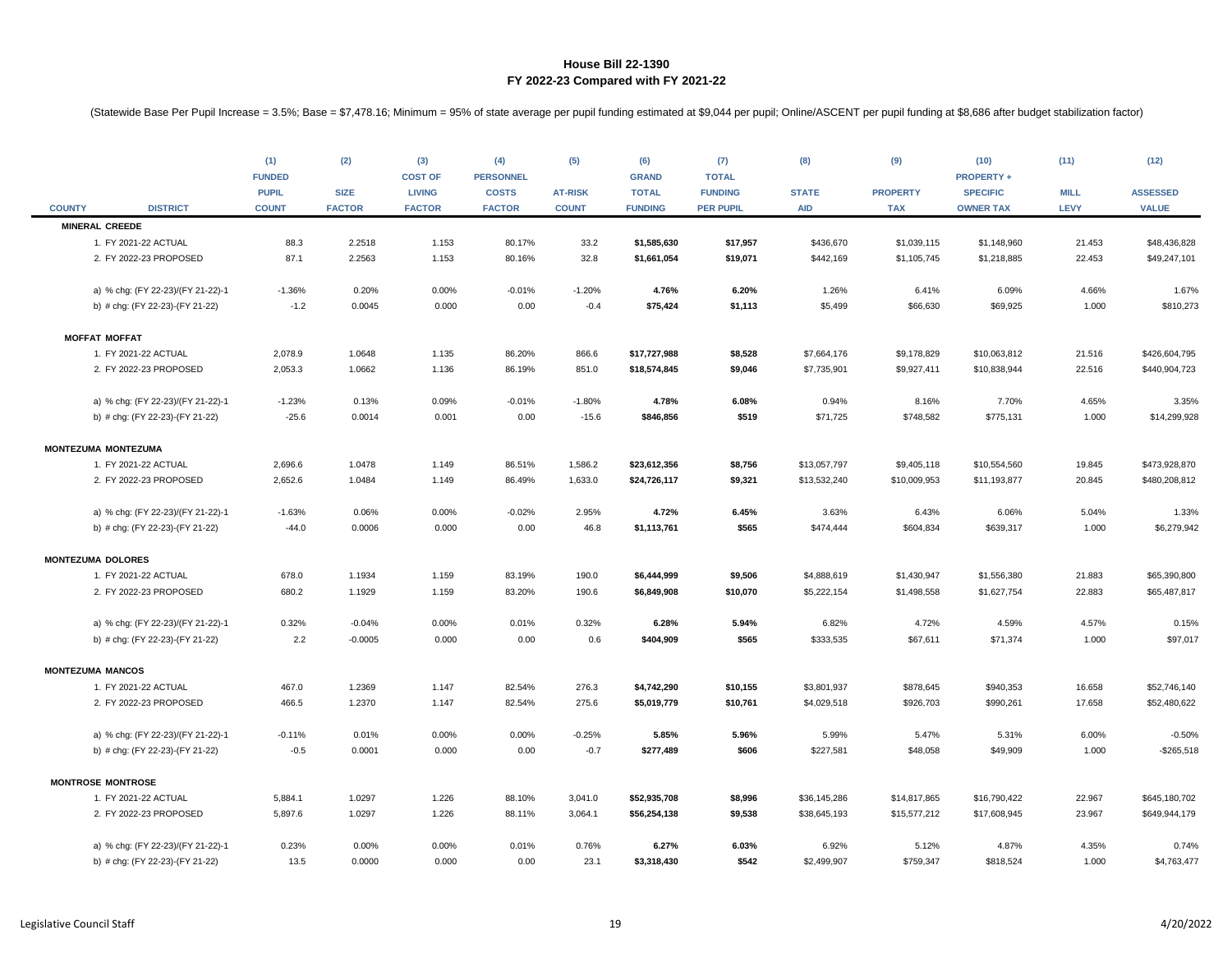## House Bill 22-1390
## FY 2022-23 Compared with FY 2021-22

(Statewide Base Per Pupil Increase = 3.5%; Base = $7,478.16; Minimum = 95% of state average per pupil funding estimated at $9,044 per pupil; Online/ASCENT per pupil funding at $8,686 after budget stabilization factor)

| COUNTY | DISTRICT | (1) FUNDED PUPIL COUNT | (2) SIZE FACTOR | (3) COST OF LIVING FACTOR | (4) PERSONNEL COSTS FACTOR | (5) AT-RISK COUNT | (6) GRAND TOTAL FUNDING | (7) TOTAL FUNDING PER PUPIL | (8) STATE AID | (9) PROPERTY TAX | (10) PROPERTY + SPECIFIC OWNER TAX | (11) MILL LEVY | (12) ASSESSED VALUE |
|---|---|---|---|---|---|---|---|---|---|---|---|---|---|
| **MINERAL CREEDE** | | | | | | | | | | | | | |
| | 1. FY 2021-22 ACTUAL | 88.3 | 2.2518 | 1.153 | 80.17% | 33.2 | **$1,585,630** | **$17,957** | $436,670 | $1,039,115 | $1,148,960 | 21.453 | $48,436,828 |
| | 2. FY 2022-23 PROPOSED | 87.1 | 2.2563 | 1.153 | 80.16% | 32.8 | **$1,661,054** | **$19,071** | $442,169 | $1,105,745 | $1,218,885 | 22.453 | $49,247,101 |
| | a) % chg: (FY 22-23)/(FY 21-22)-1 | -1.36% | 0.20% | 0.00% | -0.01% | -1.20% | **4.76%** | **6.20%** | 1.26% | 6.41% | 6.09% | 4.66% | 1.67% |
| | b) # chg: (FY 22-23)-(FY 21-22) | -1.2 | 0.0045 | 0.000 | 0.00 | -0.4 | **$75,424** | **$1,113** | $5,499 | $66,630 | $69,925 | 1.000 | $810,273 |
| **MOFFAT MOFFAT** | | | | | | | | | | | | | |
| | 1. FY 2021-22 ACTUAL | 2,078.9 | 1.0648 | 1.135 | 86.20% | 866.6 | **$17,727,988** | **$8,528** | $7,664,176 | $9,178,829 | $10,063,812 | 21.516 | $426,604,795 |
| | 2. FY 2022-23 PROPOSED | 2,053.3 | 1.0662 | 1.136 | 86.19% | 851.0 | **$18,574,845** | **$9,046** | $7,735,901 | $9,927,411 | $10,838,944 | 22.516 | $440,904,723 |
| | a) % chg: (FY 22-23)/(FY 21-22)-1 | -1.23% | 0.13% | 0.09% | -0.01% | -1.80% | **4.78%** | **6.08%** | 0.94% | 8.16% | 7.70% | 4.65% | 3.35% |
| | b) # chg: (FY 22-23)-(FY 21-22) | -25.6 | 0.0014 | 0.001 | 0.00 | -15.6 | **$846,856** | **$519** | $71,725 | $748,582 | $775,131 | 1.000 | $14,299,928 |
| **MONTEZUMA MONTEZUMA** | | | | | | | | | | | | | |
| | 1. FY 2021-22 ACTUAL | 2,696.6 | 1.0478 | 1.149 | 86.51% | 1,586.2 | **$23,612,356** | **$8,756** | $13,057,797 | $9,405,118 | $10,554,560 | 19.845 | $473,928,870 |
| | 2. FY 2022-23 PROPOSED | 2,652.6 | 1.0484 | 1.149 | 86.49% | 1,633.0 | **$24,726,117** | **$9,321** | $13,532,240 | $10,009,953 | $11,193,877 | 20.845 | $480,208,812 |
| | a) % chg: (FY 22-23)/(FY 21-22)-1 | -1.63% | 0.06% | 0.00% | -0.02% | 2.95% | **4.72%** | **6.45%** | 3.63% | 6.43% | 6.06% | 5.04% | 1.33% |
| | b) # chg: (FY 22-23)-(FY 21-22) | -44.0 | 0.0006 | 0.000 | 0.00 | 46.8 | **$1,113,761** | **$565** | $474,444 | $604,834 | $639,317 | 1.000 | $6,279,942 |
| **MONTEZUMA DOLORES** | | | | | | | | | | | | | |
| | 1. FY 2021-22 ACTUAL | 678.0 | 1.1934 | 1.159 | 83.19% | 190.0 | **$6,444,999** | **$9,506** | $4,888,619 | $1,430,947 | $1,556,380 | 21.883 | $65,390,800 |
| | 2. FY 2022-23 PROPOSED | 680.2 | 1.1929 | 1.159 | 83.20% | 190.6 | **$6,849,908** | **$10,070** | $5,222,154 | $1,498,558 | $1,627,754 | 22.883 | $65,487,817 |
| | a) % chg: (FY 22-23)/(FY 21-22)-1 | 0.32% | -0.04% | 0.00% | 0.01% | 0.32% | **6.28%** | **5.94%** | 6.82% | 4.72% | 4.59% | 4.57% | 0.15% |
| | b) # chg: (FY 22-23)-(FY 21-22) | 2.2 | -0.0005 | 0.000 | 0.00 | 0.6 | **$404,909** | **$565** | $333,535 | $67,611 | $71,374 | 1.000 | $97,017 |
| **MONTEZUMA MANCOS** | | | | | | | | | | | | | |
| | 1. FY 2021-22 ACTUAL | 467.0 | 1.2369 | 1.147 | 82.54% | 276.3 | **$4,742,290** | **$10,155** | $3,801,937 | $878,645 | $940,353 | 16.658 | $52,746,140 |
| | 2. FY 2022-23 PROPOSED | 466.5 | 1.2370 | 1.147 | 82.54% | 275.6 | **$5,019,779** | **$10,761** | $4,029,518 | $926,703 | $990,261 | 17.658 | $52,480,622 |
| | a) % chg: (FY 22-23)/(FY 21-22)-1 | -0.11% | 0.01% | 0.00% | 0.00% | -0.25% | **5.85%** | **5.96%** | 5.99% | 5.47% | 5.31% | 6.00% | -0.50% |
| | b) # chg: (FY 22-23)-(FY 21-22) | -0.5 | 0.0001 | 0.000 | 0.00 | -0.7 | **$277,489** | **$606** | $227,581 | $48,058 | $49,909 | 1.000 | -$265,518 |
| **MONTROSE MONTROSE** | | | | | | | | | | | | | |
| | 1. FY 2021-22 ACTUAL | 5,884.1 | 1.0297 | 1.226 | 88.10% | 3,041.0 | **$52,935,708** | **$8,996** | $36,145,286 | $14,817,865 | $16,790,422 | 22.967 | $645,180,702 |
| | 2. FY 2022-23 PROPOSED | 5,897.6 | 1.0297 | 1.226 | 88.11% | 3,064.1 | **$56,254,138** | **$9,538** | $38,645,193 | $15,577,212 | $17,608,945 | 23.967 | $649,944,179 |
| | a) % chg: (FY 22-23)/(FY 21-22)-1 | 0.23% | 0.00% | 0.00% | 0.01% | 0.76% | **6.27%** | **6.03%** | 6.92% | 5.12% | 4.87% | 4.35% | 0.74% |
| | b) # chg: (FY 22-23)-(FY 21-22) | 13.5 | 0.0000 | 0.000 | 0.00 | 23.1 | **$3,318,430** | **$542** | $2,499,907 | $759,347 | $818,524 | 1.000 | $4,763,477 |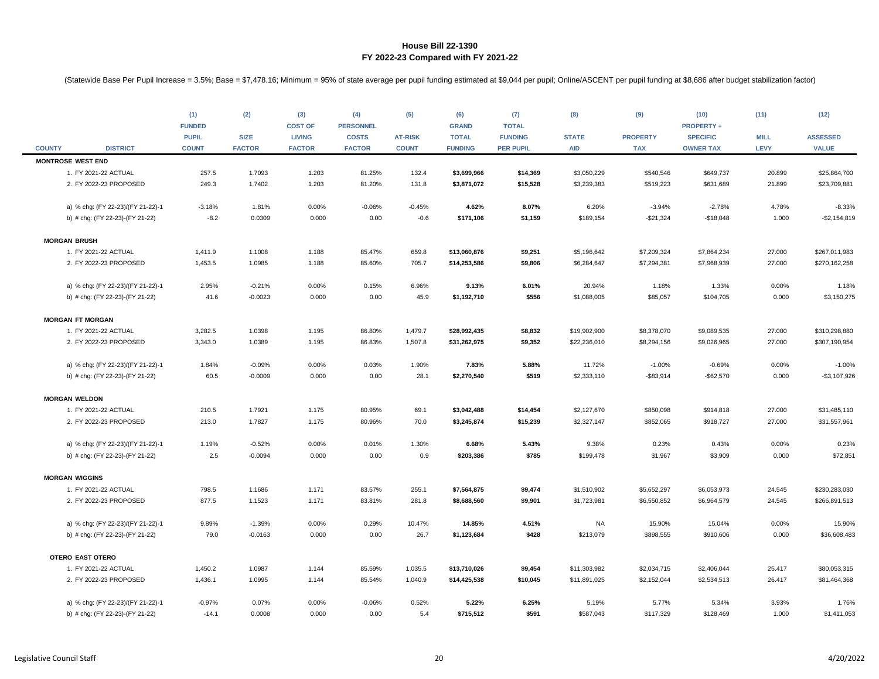# House Bill 22-1390
## FY 2022-23 Compared with FY 2021-22

(Statewide Base Per Pupil Increase = 3.5%; Base = $7,478.16; Minimum = 95% of state average per pupil funding estimated at $9,044 per pupil; Online/ASCENT per pupil funding at $8,686 after budget stabilization factor)

| COUNTY | DISTRICT | (1) FUNDED PUPIL COUNT | (2) SIZE FACTOR | (3) COST OF LIVING FACTOR | (4) PERSONNEL COSTS FACTOR | (5) AT-RISK COUNT | (6) GRAND TOTAL FUNDING | (7) TOTAL FUNDING PER PUPIL | (8) STATE AID | (9) PROPERTY TAX | (10) PROPERTY + SPECIFIC OWNER TAX | (11) MILL LEVY | (12) ASSESSED VALUE |
|---|---|---|---|---|---|---|---|---|---|---|---|---|---|
| **MONTROSE WEST END** | | | | | | | | | | | | | |
| | 1. FY 2021-22 ACTUAL | 257.5 | 1.7093 | 1.203 | 81.25% | 132.4 | **$3,699,966** | **$14,369** | $3,050,229 | $540,546 | $649,737 | 20.899 | $25,864,700 |
| | 2. FY 2022-23 PROPOSED | 249.3 | 1.7402 | 1.203 | 81.20% | 131.8 | **$3,871,072** | **$15,528** | $3,239,383 | $519,223 | $631,689 | 21.899 | $23,709,881 |
| | a) % chg: (FY 22-23)/(FY 21-22)-1 | -3.18% | 1.81% | 0.00% | -0.06% | -0.45% | **4.62%** | **8.07%** | 6.20% | -3.94% | -2.78% | 4.78% | -8.33% |
| | b) # chg: (FY 22-23)-(FY 21-22) | -8.2 | 0.0309 | 0.000 | 0.00 | -0.6 | **$171,106** | **$1,159** | $189,154 | -$21,324 | -$18,048 | 1.000 | -$2,154,819 |
| **MORGAN BRUSH** | | | | | | | | | | | | | |
| | 1. FY 2021-22 ACTUAL | 1,411.9 | 1.1008 | 1.188 | 85.47% | 659.8 | **$13,060,876** | **$9,251** | $5,196,642 | $7,209,324 | $7,864,234 | 27.000 | $267,011,983 |
| | 2. FY 2022-23 PROPOSED | 1,453.5 | 1.0985 | 1.188 | 85.60% | 705.7 | **$14,253,586** | **$9,806** | $6,284,647 | $7,294,381 | $7,968,939 | 27.000 | $270,162,258 |
| | a) % chg: (FY 22-23)/(FY 21-22)-1 | 2.95% | -0.21% | 0.00% | 0.15% | 6.96% | **9.13%** | **6.01%** | 20.94% | 1.18% | 1.33% | 0.00% | 1.18% |
| | b) # chg: (FY 22-23)-(FY 21-22) | 41.6 | -0.0023 | 0.000 | 0.00 | 45.9 | **$1,192,710** | **$556** | $1,088,005 | $85,057 | $104,705 | 0.000 | $3,150,275 |
| **MORGAN FT MORGAN** | | | | | | | | | | | | | |
| | 1. FY 2021-22 ACTUAL | 3,282.5 | 1.0398 | 1.195 | 86.80% | 1,479.7 | **$28,992,435** | **$8,832** | $19,902,900 | $8,378,070 | $9,089,535 | 27.000 | $310,298,880 |
| | 2. FY 2022-23 PROPOSED | 3,343.0 | 1.0389 | 1.195 | 86.83% | 1,507.8 | **$31,262,975** | **$9,352** | $22,236,010 | $8,294,156 | $9,026,965 | 27.000 | $307,190,954 |
| | a) % chg: (FY 22-23)/(FY 21-22)-1 | 1.84% | -0.09% | 0.00% | 0.03% | 1.90% | **7.83%** | **5.88%** | 11.72% | -1.00% | -0.69% | 0.00% | -1.00% |
| | b) # chg: (FY 22-23)-(FY 21-22) | 60.5 | -0.0009 | 0.000 | 0.00 | 28.1 | **$2,270,540** | **$519** | $2,333,110 | -$83,914 | -$62,570 | 0.000 | -$3,107,926 |
| **MORGAN WELDON** | | | | | | | | | | | | | |
| | 1. FY 2021-22 ACTUAL | 210.5 | 1.7921 | 1.175 | 80.95% | 69.1 | **$3,042,488** | **$14,454** | $2,127,670 | $850,098 | $914,818 | 27.000 | $31,485,110 |
| | 2. FY 2022-23 PROPOSED | 213.0 | 1.7827 | 1.175 | 80.96% | 70.0 | **$3,245,874** | **$15,239** | $2,327,147 | $852,065 | $918,727 | 27.000 | $31,557,961 |
| | a) % chg: (FY 22-23)/(FY 21-22)-1 | 1.19% | -0.52% | 0.00% | 0.01% | 1.30% | **6.68%** | **5.43%** | 9.38% | 0.23% | 0.43% | 0.00% | 0.23% |
| | b) # chg: (FY 22-23)-(FY 21-22) | 2.5 | -0.0094 | 0.000 | 0.00 | 0.9 | **$203,386** | **$785** | $199,478 | $1,967 | $3,909 | 0.000 | $72,851 |
| **MORGAN WIGGINS** | | | | | | | | | | | | | |
| | 1. FY 2021-22 ACTUAL | 798.5 | 1.1686 | 1.171 | 83.57% | 255.1 | **$7,564,875** | **$9,474** | $1,510,902 | $5,652,297 | $6,053,973 | 24.545 | $230,283,030 |
| | 2. FY 2022-23 PROPOSED | 877.5 | 1.1523 | 1.171 | 83.81% | 281.8 | **$8,688,560** | **$9,901** | $1,723,981 | $6,550,852 | $6,964,579 | 24.545 | $266,891,513 |
| | a) % chg: (FY 22-23)/(FY 21-22)-1 | 9.89% | -1.39% | 0.00% | 0.29% | 10.47% | **14.85%** | **4.51%** | NA | 15.90% | 15.04% | 0.00% | 15.90% |
| | b) # chg: (FY 22-23)-(FY 21-22) | 79.0 | -0.0163 | 0.000 | 0.00 | 26.7 | **$1,123,684** | **$428** | $213,079 | $898,555 | $910,606 | 0.000 | $36,608,483 |
| **OTERO EAST OTERO** | | | | | | | | | | | | | |
| | 1. FY 2021-22 ACTUAL | 1,450.2 | 1.0987 | 1.144 | 85.59% | 1,035.5 | **$13,710,026** | **$9,454** | $11,303,982 | $2,034,715 | $2,406,044 | 25.417 | $80,053,315 |
| | 2. FY 2022-23 PROPOSED | 1,436.1 | 1.0995 | 1.144 | 85.54% | 1,040.9 | **$14,425,538** | **$10,045** | $11,891,025 | $2,152,044 | $2,534,513 | 26.417 | $81,464,368 |
| | a) % chg: (FY 22-23)/(FY 21-22)-1 | -0.97% | 0.07% | 0.00% | -0.06% | 0.52% | **5.22%** | **6.25%** | 5.19% | 5.77% | 5.34% | 3.93% | 1.76% |
| | b) # chg: (FY 22-23)-(FY 21-22) | -14.1 | 0.0008 | 0.000 | 0.00 | 5.4 | **$715,512** | **$591** | $587,043 | $117,329 | $128,469 | 1.000 | $1,411,053 |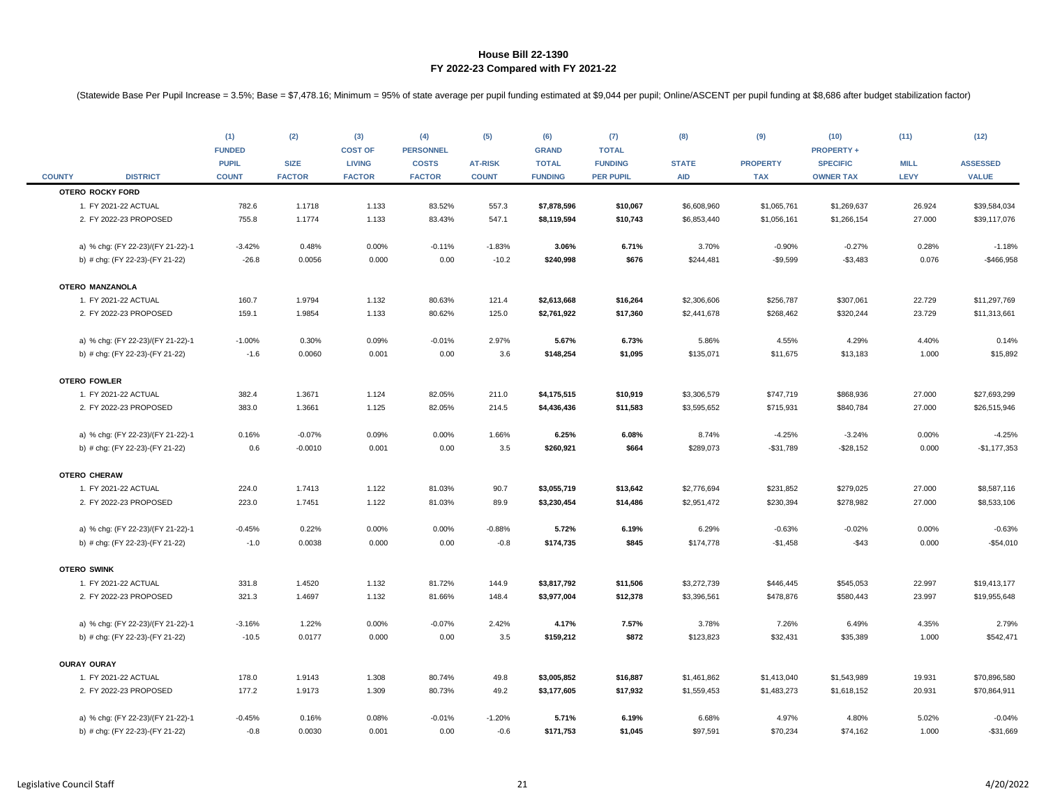**House Bill 22-1390**
**FY 2022-23 Compared with FY 2021-22**

(Statewide Base Per Pupil Increase = 3.5%; Base = $7,478.16; Minimum = 95% of state average per pupil funding estimated at $9,044 per pupil; Online/ASCENT per pupil funding at $8,686 after budget stabilization factor)

| COUNTY | DISTRICT | (1) FUNDED PUPIL COUNT | (2) SIZE FACTOR | (3) COST OF LIVING FACTOR | (4) PERSONNEL COSTS FACTOR | (5) AT-RISK COUNT | (6) GRAND TOTAL FUNDING | (7) TOTAL FUNDING PER PUPIL | (8) STATE AID | (9) PROPERTY TAX | (10) PROPERTY + SPECIFIC OWNER TAX | (11) MILL LEVY | (12) ASSESSED VALUE |
|---|---|---|---|---|---|---|---|---|---|---|---|---|---|
| **OTERO** | **ROCKY FORD** | | | | | | | | | | | | |
| | 1. FY 2021-22 ACTUAL | 782.6 | 1.1718 | 1.133 | 83.52% | 557.3 | **$7,878,596** | **$10,067** | $6,608,960 | $1,065,761 | $1,269,637 | 26.924 | $39,584,034 |
| | 2. FY 2022-23 PROPOSED | 755.8 | 1.1774 | 1.133 | 83.43% | 547.1 | **$8,119,594** | **$10,743** | $6,853,440 | $1,056,161 | $1,266,154 | 27.000 | $39,117,076 |
| | a) % chg: (FY 22-23)/(FY 21-22)-1 | -3.42% | 0.48% | 0.00% | -0.11% | -1.83% | **3.06%** | **6.71%** | 3.70% | -0.90% | -0.27% | 0.28% | -1.18% |
| | b) # chg: (FY 22-23)-(FY 21-22) | -26.8 | 0.0056 | 0.000 | 0.00 | -10.2 | **$240,998** | **$676** | $244,481 | -$9,599 | -$3,483 | 0.076 | -$466,958 |
| **OTERO** | **MANZANOLA** | | | | | | | | | | | | |
| | 1. FY 2021-22 ACTUAL | 160.7 | 1.9794 | 1.132 | 80.63% | 121.4 | **$2,613,668** | **$16,264** | $2,306,606 | $256,787 | $307,061 | 22.729 | $11,297,769 |
| | 2. FY 2022-23 PROPOSED | 159.1 | 1.9854 | 1.133 | 80.62% | 125.0 | **$2,761,922** | **$17,360** | $2,441,678 | $268,462 | $320,244 | 23.729 | $11,313,661 |
| | a) % chg: (FY 22-23)/(FY 21-22)-1 | -1.00% | 0.30% | 0.09% | -0.01% | 2.97% | **5.67%** | **6.73%** | 5.86% | 4.55% | 4.29% | 4.40% | 0.14% |
| | b) # chg: (FY 22-23)-(FY 21-22) | -1.6 | 0.0060 | 0.001 | 0.00 | 3.6 | **$148,254** | **$1,095** | $135,071 | $11,675 | $13,183 | 1.000 | $15,892 |
| **OTERO** | **FOWLER** | | | | | | | | | | | | |
| | 1. FY 2021-22 ACTUAL | 382.4 | 1.3671 | 1.124 | 82.05% | 211.0 | **$4,175,515** | **$10,919** | $3,306,579 | $747,719 | $868,936 | 27.000 | $27,693,299 |
| | 2. FY 2022-23 PROPOSED | 383.0 | 1.3661 | 1.125 | 82.05% | 214.5 | **$4,436,436** | **$11,583** | $3,595,652 | $715,931 | $840,784 | 27.000 | $26,515,946 |
| | a) % chg: (FY 22-23)/(FY 21-22)-1 | 0.16% | -0.07% | 0.09% | 0.00% | 1.66% | **6.25%** | **6.08%** | 8.74% | -4.25% | -3.24% | 0.00% | -4.25% |
| | b) # chg: (FY 22-23)-(FY 21-22) | 0.6 | -0.0010 | 0.001 | 0.00 | 3.5 | **$260,921** | **$664** | $289,073 | -$31,789 | -$28,152 | 0.000 | -$1,177,353 |
| **OTERO** | **CHERAW** | | | | | | | | | | | | |
| | 1. FY 2021-22 ACTUAL | 224.0 | 1.7413 | 1.122 | 81.03% | 90.7 | **$3,055,719** | **$13,642** | $2,776,694 | $231,852 | $279,025 | 27.000 | $8,587,116 |
| | 2. FY 2022-23 PROPOSED | 223.0 | 1.7451 | 1.122 | 81.03% | 89.9 | **$3,230,454** | **$14,486** | $2,951,472 | $230,394 | $278,982 | 27.000 | $8,533,106 |
| | a) % chg: (FY 22-23)/(FY 21-22)-1 | -0.45% | 0.22% | 0.00% | 0.00% | -0.88% | **5.72%** | **6.19%** | 6.29% | -0.63% | -0.02% | 0.00% | -0.63% |
| | b) # chg: (FY 22-23)-(FY 21-22) | -1.0 | 0.0038 | 0.000 | 0.00 | -0.8 | **$174,735** | **$845** | $174,778 | -$1,458 | -$43 | 0.000 | -$54,010 |
| **OTERO** | **SWINK** | | | | | | | | | | | | |
| | 1. FY 2021-22 ACTUAL | 331.8 | 1.4520 | 1.132 | 81.72% | 144.9 | **$3,817,792** | **$11,506** | $3,272,739 | $446,445 | $545,053 | 22.997 | $19,413,177 |
| | 2. FY 2022-23 PROPOSED | 321.3 | 1.4697 | 1.132 | 81.66% | 148.4 | **$3,977,004** | **$12,378** | $3,396,561 | $478,876 | $580,443 | 23.997 | $19,955,648 |
| | a) % chg: (FY 22-23)/(FY 21-22)-1 | -3.16% | 1.22% | 0.00% | -0.07% | 2.42% | **4.17%** | **7.57%** | 3.78% | 7.26% | 6.49% | 4.35% | 2.79% |
| | b) # chg: (FY 22-23)-(FY 21-22) | -10.5 | 0.0177 | 0.000 | 0.00 | 3.5 | **$159,212** | **$872** | $123,823 | $32,431 | $35,389 | 1.000 | $542,471 |
| **OURAY** | **OURAY** | | | | | | | | | | | | |
| | 1. FY 2021-22 ACTUAL | 178.0 | 1.9143 | 1.308 | 80.74% | 49.8 | **$3,005,852** | **$16,887** | $1,461,862 | $1,413,040 | $1,543,989 | 19.931 | $70,896,580 |
| | 2. FY 2022-23 PROPOSED | 177.2 | 1.9173 | 1.309 | 80.73% | 49.2 | **$3,177,605** | **$17,932** | $1,559,453 | $1,483,273 | $1,618,152 | 20.931 | $70,864,911 |
| | a) % chg: (FY 22-23)/(FY 21-22)-1 | -0.45% | 0.16% | 0.08% | -0.01% | -1.20% | **5.71%** | **6.19%** | 6.68% | 4.97% | 4.80% | 5.02% | -0.04% |
| | b) # chg: (FY 22-23)-(FY 21-22) | -0.8 | 0.0030 | 0.001 | 0.00 | -0.6 | **$171,753** | **$1,045** | $97,591 | $70,234 | $74,162 | 1.000 | -$31,669 |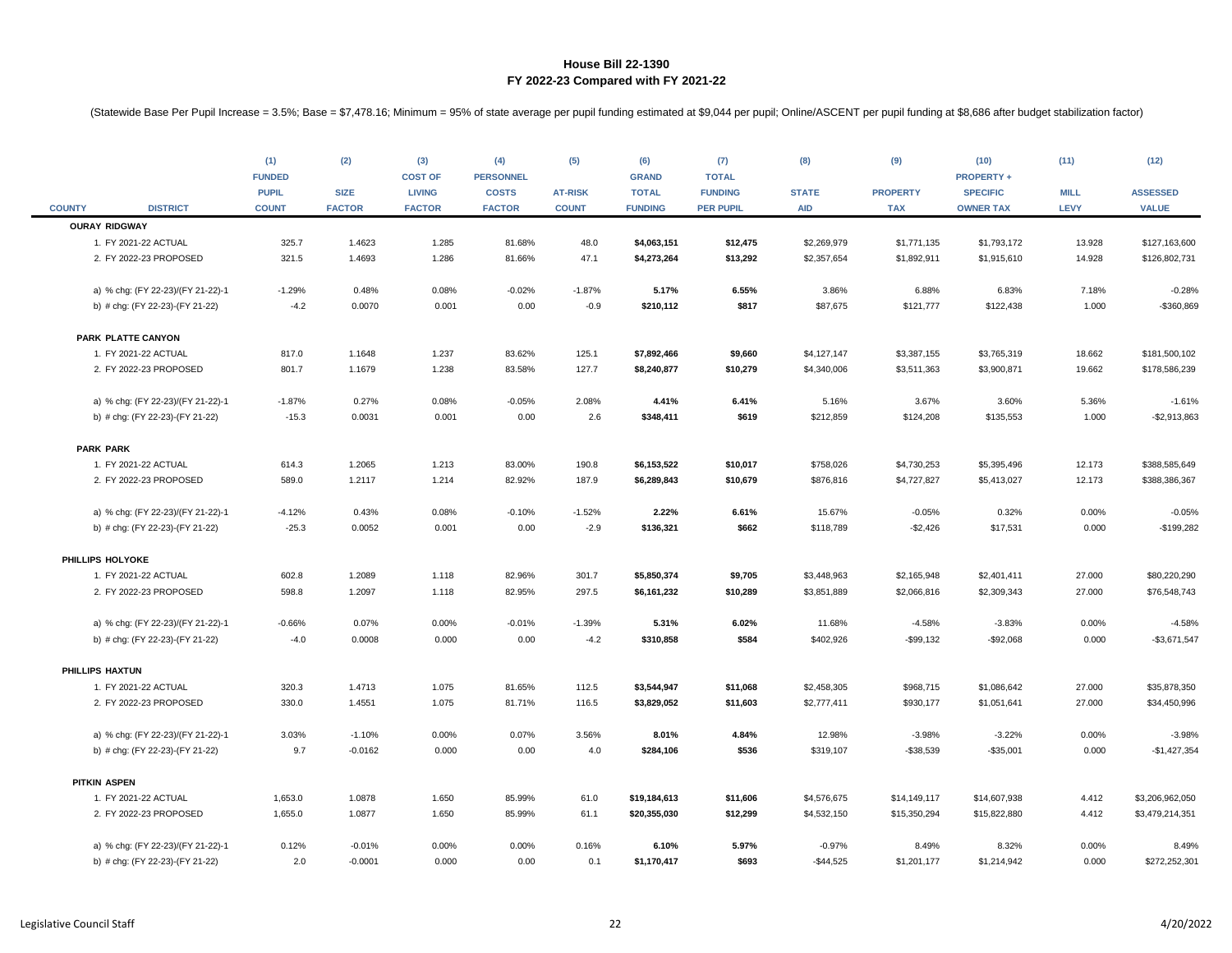**House Bill 22-1390**
**FY 2022-23 Compared with FY 2021-22**

(Statewide Base Per Pupil Increase = 3.5%; Base = $7,478.16; Minimum = 95% of state average per pupil funding estimated at $9,044 per pupil; Online/ASCENT per pupil funding at $8,686 after budget stabilization factor)

| COUNTY | DISTRICT | (1) FUNDED PUPIL COUNT | (2) SIZE FACTOR | (3) COST OF LIVING FACTOR | (4) PERSONNEL COSTS FACTOR | (5) AT-RISK COUNT | (6) GRAND TOTAL FUNDING | (7) TOTAL FUNDING PER PUPIL | (8) STATE AID | (9) PROPERTY TAX | (10) PROPERTY + SPECIFIC OWNER TAX | (11) MILL LEVY | (12) ASSESSED VALUE |
|---|---|---|---|---|---|---|---|---|---|---|---|---|---|
| **OURAY RIDGWAY** | | | | | | | | | | | | | |
| | 1. FY 2021-22 ACTUAL | 325.7 | 1.4623 | 1.285 | 81.68% | 48.0 | **$4,063,151** | **$12,475** | $2,269,979 | $1,771,135 | $1,793,172 | 13.928 | $127,163,600 |
| | 2. FY 2022-23 PROPOSED | 321.5 | 1.4693 | 1.286 | 81.66% | 47.1 | **$4,273,264** | **$13,292** | $2,357,654 | $1,892,911 | $1,915,610 | 14.928 | $126,802,731 |
| | a) % chg: (FY 22-23)/(FY 21-22)-1 | -1.29% | 0.48% | 0.08% | -0.02% | -1.87% | **5.17%** | **6.55%** | 3.86% | 6.88% | 6.83% | 7.18% | -0.28% |
| | b) # chg: (FY 22-23)-(FY 21-22) | -4.2 | 0.0070 | 0.001 | 0.00 | -0.9 | **$210,112** | **$817** | $87,675 | $121,777 | $122,438 | 1.000 | -$360,869 |
| **PARK PLATTE CANYON** | | | | | | | | | | | | | |
| | 1. FY 2021-22 ACTUAL | 817.0 | 1.1648 | 1.237 | 83.62% | 125.1 | **$7,892,466** | **$9,660** | $4,127,147 | $3,387,155 | $3,765,319 | 18.662 | $181,500,102 |
| | 2. FY 2022-23 PROPOSED | 801.7 | 1.1679 | 1.238 | 83.58% | 127.7 | **$8,240,877** | **$10,279** | $4,340,006 | $3,511,363 | $3,900,871 | 19.662 | $178,586,239 |
| | a) % chg: (FY 22-23)/(FY 21-22)-1 | -1.87% | 0.27% | 0.08% | -0.05% | 2.08% | **4.41%** | **6.41%** | 5.16% | 3.67% | 3.60% | 5.36% | -1.61% |
| | b) # chg: (FY 22-23)-(FY 21-22) | -15.3 | 0.0031 | 0.001 | 0.00 | 2.6 | **$348,411** | **$619** | $212,859 | $124,208 | $135,553 | 1.000 | -$2,913,863 |
| **PARK PARK** | | | | | | | | | | | | | |
| | 1. FY 2021-22 ACTUAL | 614.3 | 1.2065 | 1.213 | 83.00% | 190.8 | **$6,153,522** | **$10,017** | $758,026 | $4,730,253 | $5,395,496 | 12.173 | $388,585,649 |
| | 2. FY 2022-23 PROPOSED | 589.0 | 1.2117 | 1.214 | 82.92% | 187.9 | **$6,289,843** | **$10,679** | $876,816 | $4,727,827 | $5,413,027 | 12.173 | $388,386,367 |
| | a) % chg: (FY 22-23)/(FY 21-22)-1 | -4.12% | 0.43% | 0.08% | -0.10% | -1.52% | **2.22%** | **6.61%** | 15.67% | -0.05% | 0.32% | 0.00% | -0.05% |
| | b) # chg: (FY 22-23)-(FY 21-22) | -25.3 | 0.0052 | 0.001 | 0.00 | -2.9 | **$136,321** | **$662** | $118,789 | -$2,426 | $17,531 | 0.000 | -$199,282 |
| **PHILLIPS HOLYOKE** | | | | | | | | | | | | | |
| | 1. FY 2021-22 ACTUAL | 602.8 | 1.2089 | 1.118 | 82.96% | 301.7 | **$5,850,374** | **$9,705** | $3,448,963 | $2,165,948 | $2,401,411 | 27.000 | $80,220,290 |
| | 2. FY 2022-23 PROPOSED | 598.8 | 1.2097 | 1.118 | 82.95% | 297.5 | **$6,161,232** | **$10,289** | $3,851,889 | $2,066,816 | $2,309,343 | 27.000 | $76,548,743 |
| | a) % chg: (FY 22-23)/(FY 21-22)-1 | -0.66% | 0.07% | 0.00% | -0.01% | -1.39% | **5.31%** | **6.02%** | 11.68% | -4.58% | -3.83% | 0.00% | -4.58% |
| | b) # chg: (FY 22-23)-(FY 21-22) | -4.0 | 0.0008 | 0.000 | 0.00 | -4.2 | **$310,858** | **$584** | $402,926 | -$99,132 | -$92,068 | 0.000 | -$3,671,547 |
| **PHILLIPS HAXTUN** | | | | | | | | | | | | | |
| | 1. FY 2021-22 ACTUAL | 320.3 | 1.4713 | 1.075 | 81.65% | 112.5 | **$3,544,947** | **$11,068** | $2,458,305 | $968,715 | $1,086,642 | 27.000 | $35,878,350 |
| | 2. FY 2022-23 PROPOSED | 330.0 | 1.4551 | 1.075 | 81.71% | 116.5 | **$3,829,052** | **$11,603** | $2,777,411 | $930,177 | $1,051,641 | 27.000 | $34,450,996 |
| | a) % chg: (FY 22-23)/(FY 21-22)-1 | 3.03% | -1.10% | 0.00% | 0.07% | 3.56% | **8.01%** | **4.84%** | 12.98% | -3.98% | -3.22% | 0.00% | -3.98% |
| | b) # chg: (FY 22-23)-(FY 21-22) | 9.7 | -0.0162 | 0.000 | 0.00 | 4.0 | **$284,106** | **$536** | $319,107 | -$38,539 | -$35,001 | 0.000 | -$1,427,354 |
| **PITKIN ASPEN** | | | | | | | | | | | | | |
| | 1. FY 2021-22 ACTUAL | 1,653.0 | 1.0878 | 1.650 | 85.99% | 61.0 | **$19,184,613** | **$11,606** | $4,576,675 | $14,149,117 | $14,607,938 | 4.412 | $3,206,962,050 |
| | 2. FY 2022-23 PROPOSED | 1,655.0 | 1.0877 | 1.650 | 85.99% | 61.1 | **$20,355,030** | **$12,299** | $4,532,150 | $15,350,294 | $15,822,880 | 4.412 | $3,479,214,351 |
| | a) % chg: (FY 22-23)/(FY 21-22)-1 | 0.12% | -0.01% | 0.00% | 0.00% | 0.16% | **6.10%** | **5.97%** | -0.97% | 8.49% | 8.32% | 0.00% | 8.49% |
| | b) # chg: (FY 22-23)-(FY 21-22) | 2.0 | -0.0001 | 0.000 | 0.00 | 0.1 | **$1,170,417** | **$693** | -$44,525 | $1,201,177 | $1,214,942 | 0.000 | $272,252,301 |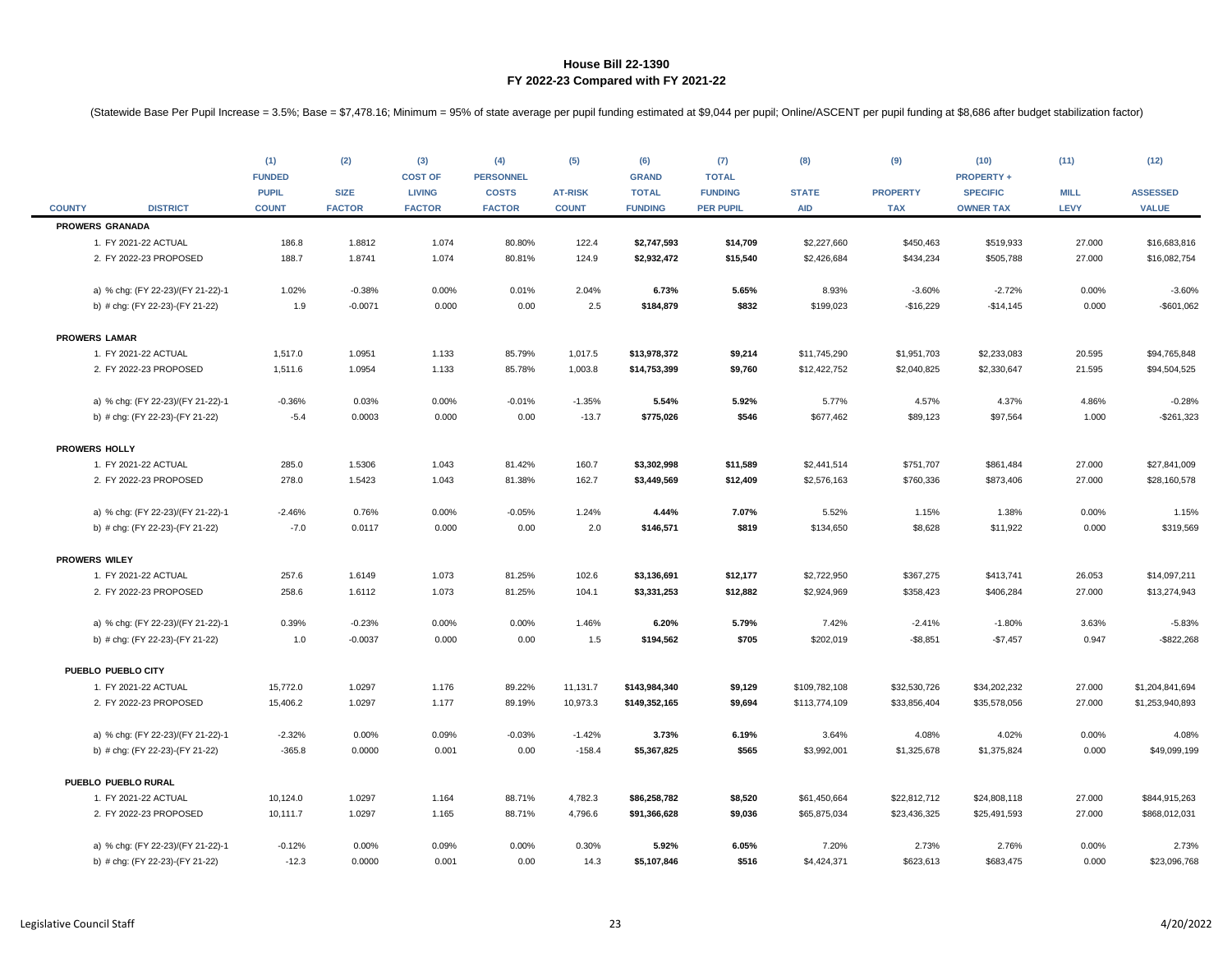# House Bill 22-1390
## FY 2022-23 Compared with FY 2021-22

(Statewide Base Per Pupil Increase = 3.5%; Base = $7,478.16; Minimum = 95% of state average per pupil funding estimated at $9,044 per pupil; Online/ASCENT per pupil funding at $8,686 after budget stabilization factor)

| COUNTY | DISTRICT | (1) FUNDED PUPIL COUNT | (2) SIZE FACTOR | (3) COST OF LIVING FACTOR | (4) PERSONNEL COSTS FACTOR | (5) AT-RISK COUNT | (6) GRAND TOTAL FUNDING | (7) TOTAL FUNDING PER PUPIL | (8) STATE AID | (9) PROPERTY TAX | (10) PROPERTY + SPECIFIC OWNER TAX | (11) MILL LEVY | (12) ASSESSED VALUE |
|---|---|---|---|---|---|---|---|---|---|---|---|---|---|
| **PROWERS GRANADA** | | | | | | | | | | | | | |
| | 1. FY 2021-22 ACTUAL | 186.8 | 1.8812 | 1.074 | 80.80% | 122.4 | **$2,747,593** | **$14,709** | $2,227,660 | $450,463 | $519,933 | 27.000 | $16,683,816 |
| | 2. FY 2022-23 PROPOSED | 188.7 | 1.8741 | 1.074 | 80.81% | 124.9 | **$2,932,472** | **$15,540** | $2,426,684 | $434,234 | $505,788 | 27.000 | $16,082,754 |
| | a) % chg: (FY 22-23)/(FY 21-22)-1 | 1.02% | -0.38% | 0.00% | 0.01% | 2.04% | **6.73%** | **5.65%** | 8.93% | -3.60% | -2.72% | 0.00% | -3.60% |
| | b) # chg: (FY 22-23)-(FY 21-22) | 1.9 | -0.0071 | 0.000 | 0.00 | 2.5 | **$184,879** | **$832** | $199,023 | -$16,229 | -$14,145 | 0.000 | -$601,062 |
| **PROWERS LAMAR** | | | | | | | | | | | | | |
| | 1. FY 2021-22 ACTUAL | 1,517.0 | 1.0951 | 1.133 | 85.79% | 1,017.5 | **$13,978,372** | **$9,214** | $11,745,290 | $1,951,703 | $2,233,083 | 20.595 | $94,765,848 |
| | 2. FY 2022-23 PROPOSED | 1,511.6 | 1.0954 | 1.133 | 85.78% | 1,003.8 | **$14,753,399** | **$9,760** | $12,422,752 | $2,040,825 | $2,330,647 | 21.595 | $94,504,525 |
| | a) % chg: (FY 22-23)/(FY 21-22)-1 | -0.36% | 0.03% | 0.00% | -0.01% | -1.35% | **5.54%** | **5.92%** | 5.77% | 4.57% | 4.37% | 4.86% | -0.28% |
| | b) # chg: (FY 22-23)-(FY 21-22) | -5.4 | 0.0003 | 0.000 | 0.00 | -13.7 | **$775,026** | **$546** | $677,462 | $89,123 | $97,564 | 1.000 | -$261,323 |
| **PROWERS HOLLY** | | | | | | | | | | | | | |
| | 1. FY 2021-22 ACTUAL | 285.0 | 1.5306 | 1.043 | 81.42% | 160.7 | **$3,302,998** | **$11,589** | $2,441,514 | $751,707 | $861,484 | 27.000 | $27,841,009 |
| | 2. FY 2022-23 PROPOSED | 278.0 | 1.5423 | 1.043 | 81.38% | 162.7 | **$3,449,569** | **$12,409** | $2,576,163 | $760,336 | $873,406 | 27.000 | $28,160,578 |
| | a) % chg: (FY 22-23)/(FY 21-22)-1 | -2.46% | 0.76% | 0.00% | -0.05% | 1.24% | **4.44%** | **7.07%** | 5.52% | 1.15% | 1.38% | 0.00% | 1.15% |
| | b) # chg: (FY 22-23)-(FY 21-22) | -7.0 | 0.0117 | 0.000 | 0.00 | 2.0 | **$146,571** | **$819** | $134,650 | $8,628 | $11,922 | 0.000 | $319,569 |
| **PROWERS WILEY** | | | | | | | | | | | | | |
| | 1. FY 2021-22 ACTUAL | 257.6 | 1.6149 | 1.073 | 81.25% | 102.6 | **$3,136,691** | **$12,177** | $2,722,950 | $367,275 | $413,741 | 26.053 | $14,097,211 |
| | 2. FY 2022-23 PROPOSED | 258.6 | 1.6112 | 1.073 | 81.25% | 104.1 | **$3,331,253** | **$12,882** | $2,924,969 | $358,423 | $406,284 | 27.000 | $13,274,943 |
| | a) % chg: (FY 22-23)/(FY 21-22)-1 | 0.39% | -0.23% | 0.00% | 0.00% | 1.46% | **6.20%** | **5.79%** | 7.42% | -2.41% | -1.80% | 3.63% | -5.83% |
| | b) # chg: (FY 22-23)-(FY 21-22) | 1.0 | -0.0037 | 0.000 | 0.00 | 1.5 | **$194,562** | **$705** | $202,019 | -$8,851 | -$7,457 | 0.947 | -$822,268 |
| **PUEBLO PUEBLO CITY** | | | | | | | | | | | | | |
| | 1. FY 2021-22 ACTUAL | 15,772.0 | 1.0297 | 1.176 | 89.22% | 11,131.7 | **$143,984,340** | **$9,129** | $109,782,108 | $32,530,726 | $34,202,232 | 27.000 | $1,204,841,694 |
| | 2. FY 2022-23 PROPOSED | 15,406.2 | 1.0297 | 1.177 | 89.19% | 10,973.3 | **$149,352,165** | **$9,694** | $113,774,109 | $33,856,404 | $35,578,056 | 27.000 | $1,253,940,893 |
| | a) % chg: (FY 22-23)/(FY 21-22)-1 | -2.32% | 0.00% | 0.09% | -0.03% | -1.42% | **3.73%** | **6.19%** | 3.64% | 4.08% | 4.02% | 0.00% | 4.08% |
| | b) # chg: (FY 22-23)-(FY 21-22) | -365.8 | 0.0000 | 0.001 | 0.00 | -158.4 | **$5,367,825** | **$565** | $3,992,001 | $1,325,678 | $1,375,824 | 0.000 | $49,099,199 |
| **PUEBLO PUEBLO RURAL** | | | | | | | | | | | | | |
| | 1. FY 2021-22 ACTUAL | 10,124.0 | 1.0297 | 1.164 | 88.71% | 4,782.3 | **$86,258,782** | **$8,520** | $61,450,664 | $22,812,712 | $24,808,118 | 27.000 | $844,915,263 |
| | 2. FY 2022-23 PROPOSED | 10,111.7 | 1.0297 | 1.165 | 88.71% | 4,796.6 | **$91,366,628** | **$9,036** | $65,875,034 | $23,436,325 | $25,491,593 | 27.000 | $868,012,031 |
| | a) % chg: (FY 22-23)/(FY 21-22)-1 | -0.12% | 0.00% | 0.09% | 0.00% | 0.30% | **5.92%** | **6.05%** | 7.20% | 2.73% | 2.76% | 0.00% | 2.73% |
| | b) # chg: (FY 22-23)-(FY 21-22) | -12.3 | 0.0000 | 0.001 | 0.00 | 14.3 | **$5,107,846** | **$516** | $4,424,371 | $623,613 | $683,475 | 0.000 | $23,096,768 |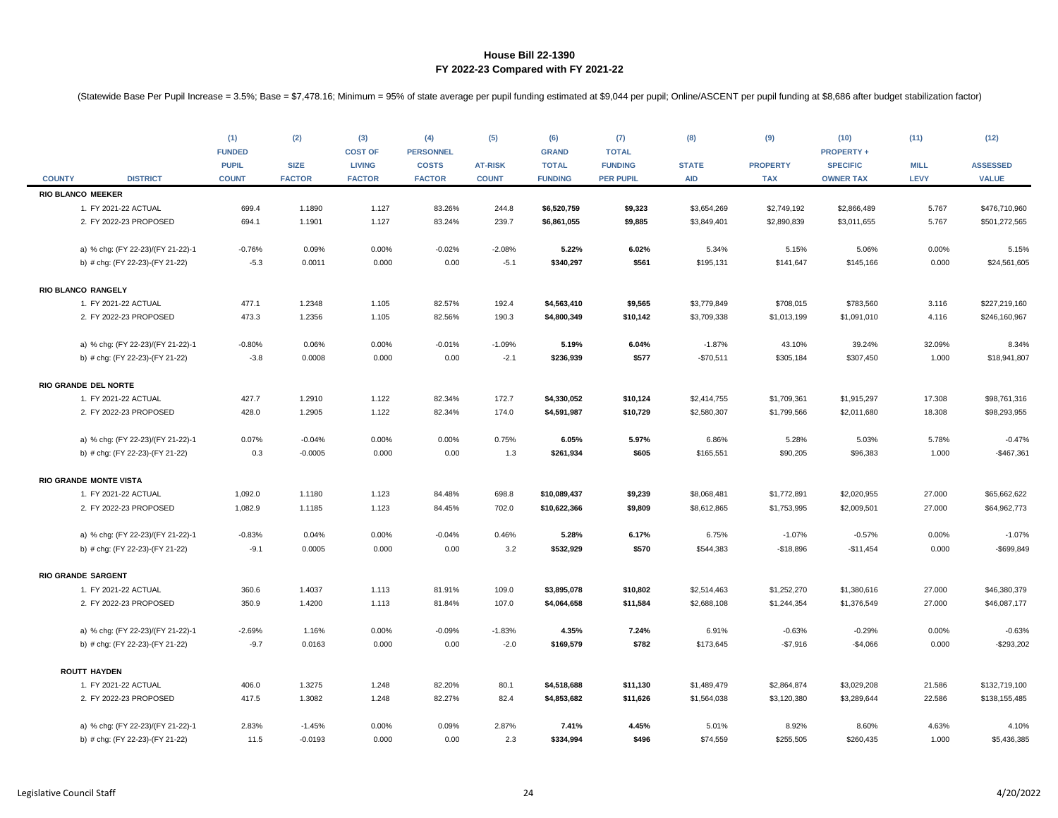# House Bill 22-1390
## FY 2022-23 Compared with FY 2021-22

(Statewide Base Per Pupil Increase = 3.5%; Base = $7,478.16; Minimum = 95% of state average per pupil funding estimated at $9,044 per pupil; Online/ASCENT per pupil funding at $8,686 after budget stabilization factor)

| COUNTY | DISTRICT | (1) FUNDED PUPIL COUNT | (2) SIZE FACTOR | (3) COST OF LIVING FACTOR | (4) PERSONNEL COSTS FACTOR | (5) AT-RISK COUNT | (6) GRAND TOTAL FUNDING | (7) TOTAL FUNDING PER PUPIL | (8) STATE AID | (9) PROPERTY TAX | (10) PROPERTY + SPECIFIC OWNER TAX | (11) MILL LEVY | (12) ASSESSED VALUE |
|---|---|---|---|---|---|---|---|---|---|---|---|---|---|
| **RIO BLANCO MEEKER** | | | | | | | | | | | | | |
| | 1. FY 2021-22 ACTUAL | 699.4 | 1.1890 | 1.127 | 83.26% | 244.8 | **$6,520,759** | **$9,323** | $3,654,269 | $2,749,192 | $2,866,489 | 5.767 | $476,710,960 |
| | 2. FY 2022-23 PROPOSED | 694.1 | 1.1901 | 1.127 | 83.24% | 239.7 | **$6,861,055** | **$9,885** | $3,849,401 | $2,890,839 | $3,011,655 | 5.767 | $501,272,565 |
| | a) % chg: (FY 22-23)/(FY 21-22)-1 | -0.76% | 0.09% | 0.00% | -0.02% | -2.08% | **5.22%** | **6.02%** | 5.34% | 5.15% | 5.06% | 0.00% | 5.15% |
| | b) # chg: (FY 22-23)-(FY 21-22) | -5.3 | 0.0011 | 0.000 | 0.00 | -5.1 | **$340,297** | **$561** | $195,131 | $141,647 | $145,166 | 0.000 | $24,561,605 |
| **RIO BLANCO RANGELY** | | | | | | | | | | | | | |
| | 1. FY 2021-22 ACTUAL | 477.1 | 1.2348 | 1.105 | 82.57% | 192.4 | **$4,563,410** | **$9,565** | $3,779,849 | $708,015 | $783,560 | 3.116 | $227,219,160 |
| | 2. FY 2022-23 PROPOSED | 473.3 | 1.2356 | 1.105 | 82.56% | 190.3 | **$4,800,349** | **$10,142** | $3,709,338 | $1,013,199 | $1,091,010 | 4.116 | $246,160,967 |
| | a) % chg: (FY 22-23)/(FY 21-22)-1 | -0.80% | 0.06% | 0.00% | -0.01% | -1.09% | **5.19%** | **6.04%** | -1.87% | 43.10% | 39.24% | 32.09% | 8.34% |
| | b) # chg: (FY 22-23)-(FY 21-22) | -3.8 | 0.0008 | 0.000 | 0.00 | -2.1 | **$236,939** | **$577** | -$70,511 | $305,184 | $307,450 | 1.000 | $18,941,807 |
| **RIO GRANDE DEL NORTE** | | | | | | | | | | | | | |
| | 1. FY 2021-22 ACTUAL | 427.7 | 1.2910 | 1.122 | 82.34% | 172.7 | **$4,330,052** | **$10,124** | $2,414,755 | $1,709,361 | $1,915,297 | 17.308 | $98,761,316 |
| | 2. FY 2022-23 PROPOSED | 428.0 | 1.2905 | 1.122 | 82.34% | 174.0 | **$4,591,987** | **$10,729** | $2,580,307 | $1,799,566 | $2,011,680 | 18.308 | $98,293,955 |
| | a) % chg: (FY 22-23)/(FY 21-22)-1 | 0.07% | -0.04% | 0.00% | 0.00% | 0.75% | **6.05%** | **5.97%** | 6.86% | 5.28% | 5.03% | 5.78% | -0.47% |
| | b) # chg: (FY 22-23)-(FY 21-22) | 0.3 | -0.0005 | 0.000 | 0.00 | 1.3 | **$261,934** | **$605** | $165,551 | $90,205 | $96,383 | 1.000 | -$467,361 |
| **RIO GRANDE MONTE VISTA** | | | | | | | | | | | | | |
| | 1. FY 2021-22 ACTUAL | 1,092.0 | 1.1180 | 1.123 | 84.48% | 698.8 | **$10,089,437** | **$9,239** | $8,068,481 | $1,772,891 | $2,020,955 | 27.000 | $65,662,622 |
| | 2. FY 2022-23 PROPOSED | 1,082.9 | 1.1185 | 1.123 | 84.45% | 702.0 | **$10,622,366** | **$9,809** | $8,612,865 | $1,753,995 | $2,009,501 | 27.000 | $64,962,773 |
| | a) % chg: (FY 22-23)/(FY 21-22)-1 | -0.83% | 0.04% | 0.00% | -0.04% | 0.46% | **5.28%** | **6.17%** | 6.75% | -1.07% | -0.57% | 0.00% | -1.07% |
| | b) # chg: (FY 22-23)-(FY 21-22) | -9.1 | 0.0005 | 0.000 | 0.00 | 3.2 | **$532,929** | **$570** | $544,383 | -$18,896 | -$11,454 | 0.000 | -$699,849 |
| **RIO GRANDE SARGENT** | | | | | | | | | | | | | |
| | 1. FY 2021-22 ACTUAL | 360.6 | 1.4037 | 1.113 | 81.91% | 109.0 | **$3,895,078** | **$10,802** | $2,514,463 | $1,252,270 | $1,380,616 | 27.000 | $46,380,379 |
| | 2. FY 2022-23 PROPOSED | 350.9 | 1.4200 | 1.113 | 81.84% | 107.0 | **$4,064,658** | **$11,584** | $2,688,108 | $1,244,354 | $1,376,549 | 27.000 | $46,087,177 |
| | a) % chg: (FY 22-23)/(FY 21-22)-1 | -2.69% | 1.16% | 0.00% | -0.09% | -1.83% | **4.35%** | **7.24%** | 6.91% | -0.63% | -0.29% | 0.00% | -0.63% |
| | b) # chg: (FY 22-23)-(FY 21-22) | -9.7 | 0.0163 | 0.000 | 0.00 | -2.0 | **$169,579** | **$782** | $173,645 | -$7,916 | -$4,066 | 0.000 | -$293,202 |
| **ROUTT HAYDEN** | | | | | | | | | | | | | |
| | 1. FY 2021-22 ACTUAL | 406.0 | 1.3275 | 1.248 | 82.20% | 80.1 | **$4,518,688** | **$11,130** | $1,489,479 | $2,864,874 | $3,029,208 | 21.586 | $132,719,100 |
| | 2. FY 2022-23 PROPOSED | 417.5 | 1.3082 | 1.248 | 82.27% | 82.4 | **$4,853,682** | **$11,626** | $1,564,038 | $3,120,380 | $3,289,644 | 22.586 | $138,155,485 |
| | a) % chg: (FY 22-23)/(FY 21-22)-1 | 2.83% | -1.45% | 0.00% | 0.09% | 2.87% | **7.41%** | **4.45%** | 5.01% | 8.92% | 8.60% | 4.63% | 4.10% |
| | b) # chg: (FY 22-23)-(FY 21-22) | 11.5 | -0.0193 | 0.000 | 0.00 | 2.3 | **$334,994** | **$496** | $74,559 | $255,505 | $260,435 | 1.000 | $5,436,385 |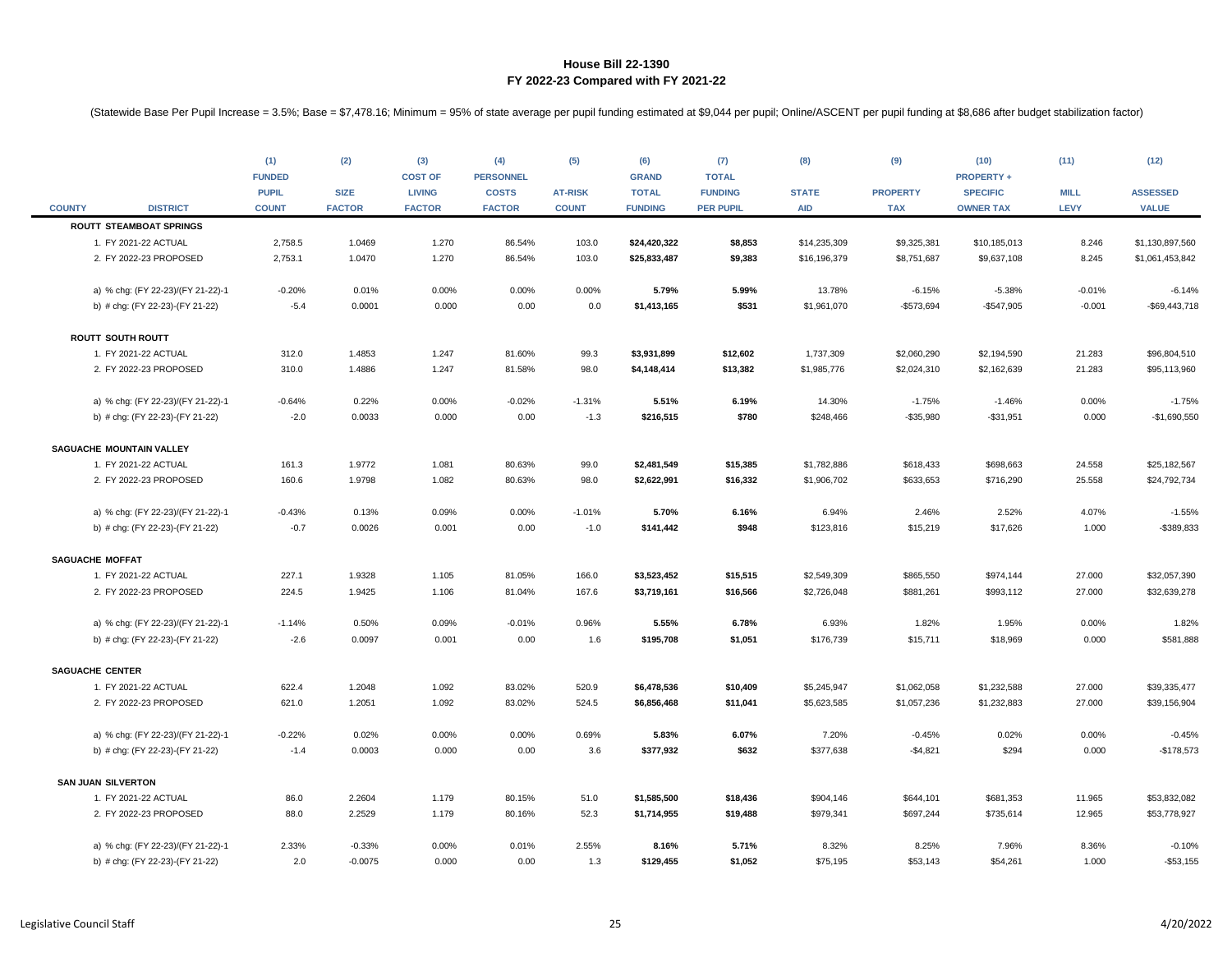# House Bill 22-1390
## FY 2022-23 Compared with FY 2021-22

(Statewide Base Per Pupil Increase = 3.5%; Base = $7,478.16; Minimum = 95% of state average per pupil funding estimated at $9,044 per pupil; Online/ASCENT per pupil funding at $8,686 after budget stabilization factor)

| COUNTY | DISTRICT | (1) FUNDED PUPIL COUNT | (2) SIZE FACTOR | (3) COST OF LIVING FACTOR | (4) PERSONNEL COSTS FACTOR | (5) AT-RISK COUNT | (6) GRAND TOTAL FUNDING | (7) TOTAL FUNDING PER PUPIL | (8) STATE AID | (9) PROPERTY TAX | (10) PROPERTY + SPECIFIC OWNER TAX | (11) MILL LEVY | (12) ASSESSED VALUE |
|---|---|---|---|---|---|---|---|---|---|---|---|---|---|
| **ROUTT** | **STEAMBOAT SPRINGS** | | | | | | | | | | | | |
| | 1. FY 2021-22 ACTUAL | 2,758.5 | 1.0469 | 1.270 | 86.54% | 103.0 | **$24,420,322** | **$8,853** | $14,235,309 | $9,325,381 | $10,185,013 | 8.246 | $1,130,897,560 |
| | 2. FY 2022-23 PROPOSED | 2,753.1 | 1.0470 | 1.270 | 86.54% | 103.0 | **$25,833,487** | **$9,383** | $16,196,379 | $8,751,687 | $9,637,108 | 8.245 | $1,061,453,842 |
| | a) % chg: (FY 22-23)/(FY 21-22)-1 | -0.20% | 0.01% | 0.00% | 0.00% | 0.00% | **5.79%** | **5.99%** | 13.78% | -6.15% | -5.38% | -0.01% | -6.14% |
| | b) # chg: (FY 22-23)-(FY 21-22) | -5.4 | 0.0001 | 0.000 | 0.00 | 0.0 | **$1,413,165** | **$531** | $1,961,070 | -$573,694 | -$547,905 | -0.001 | -$69,443,718 |
| **ROUTT** | **SOUTH ROUTT** | | | | | | | | | | | | |
| | 1. FY 2021-22 ACTUAL | 312.0 | 1.4853 | 1.247 | 81.60% | 99.3 | **$3,931,899** | **$12,602** | 1,737,309 | $2,060,290 | $2,194,590 | 21.283 | $96,804,510 |
| | 2. FY 2022-23 PROPOSED | 310.0 | 1.4886 | 1.247 | 81.58% | 98.0 | **$4,148,414** | **$13,382** | $1,985,776 | $2,024,310 | $2,162,639 | 21.283 | $95,113,960 |
| | a) % chg: (FY 22-23)/(FY 21-22)-1 | -0.64% | 0.22% | 0.00% | -0.02% | -1.31% | **5.51%** | **6.19%** | 14.30% | -1.75% | -1.46% | 0.00% | -1.75% |
| | b) # chg: (FY 22-23)-(FY 21-22) | -2.0 | 0.0033 | 0.000 | 0.00 | -1.3 | **$216,515** | **$780** | $248,466 | -$35,980 | -$31,951 | 0.000 | -$1,690,550 |
| **SAGUACHE** | **MOUNTAIN VALLEY** | | | | | | | | | | | | |
| | 1. FY 2021-22 ACTUAL | 161.3 | 1.9772 | 1.081 | 80.63% | 99.0 | **$2,481,549** | **$15,385** | $1,782,886 | $618,433 | $698,663 | 24.558 | $25,182,567 |
| | 2. FY 2022-23 PROPOSED | 160.6 | 1.9798 | 1.082 | 80.63% | 98.0 | **$2,622,991** | **$16,332** | $1,906,702 | $633,653 | $716,290 | 25.558 | $24,792,734 |
| | a) % chg: (FY 22-23)/(FY 21-22)-1 | -0.43% | 0.13% | 0.09% | 0.00% | -1.01% | **5.70%** | **6.16%** | 6.94% | 2.46% | 2.52% | 4.07% | -1.55% |
| | b) # chg: (FY 22-23)-(FY 21-22) | -0.7 | 0.0026 | 0.001 | 0.00 | -1.0 | **$141,442** | **$948** | $123,816 | $15,219 | $17,626 | 1.000 | -$389,833 |
| **SAGUACHE** | **MOFFAT** | | | | | | | | | | | | |
| | 1. FY 2021-22 ACTUAL | 227.1 | 1.9328 | 1.105 | 81.05% | 166.0 | **$3,523,452** | **$15,515** | $2,549,309 | $865,550 | $974,144 | 27.000 | $32,057,390 |
| | 2. FY 2022-23 PROPOSED | 224.5 | 1.9425 | 1.106 | 81.04% | 167.6 | **$3,719,161** | **$16,566** | $2,726,048 | $881,261 | $993,112 | 27.000 | $32,639,278 |
| | a) % chg: (FY 22-23)/(FY 21-22)-1 | -1.14% | 0.50% | 0.09% | -0.01% | 0.96% | **5.55%** | **6.78%** | 6.93% | 1.82% | 1.95% | 0.00% | 1.82% |
| | b) # chg: (FY 22-23)-(FY 21-22) | -2.6 | 0.0097 | 0.001 | 0.00 | 1.6 | **$195,708** | **$1,051** | $176,739 | $15,711 | $18,969 | 0.000 | $581,888 |
| **SAGUACHE** | **CENTER** | | | | | | | | | | | | |
| | 1. FY 2021-22 ACTUAL | 622.4 | 1.2048 | 1.092 | 83.02% | 520.9 | **$6,478,536** | **$10,409** | $5,245,947 | $1,062,058 | $1,232,588 | 27.000 | $39,335,477 |
| | 2. FY 2022-23 PROPOSED | 621.0 | 1.2051 | 1.092 | 83.02% | 524.5 | **$6,856,468** | **$11,041** | $5,623,585 | $1,057,236 | $1,232,883 | 27.000 | $39,156,904 |
| | a) % chg: (FY 22-23)/(FY 21-22)-1 | -0.22% | 0.02% | 0.00% | 0.00% | 0.69% | **5.83%** | **6.07%** | 7.20% | -0.45% | 0.02% | 0.00% | -0.45% |
| | b) # chg: (FY 22-23)-(FY 21-22) | -1.4 | 0.0003 | 0.000 | 0.00 | 3.6 | **$377,932** | **$632** | $377,638 | -$4,821 | $294 | 0.000 | -$178,573 |
| **SAN JUAN** | **SILVERTON** | | | | | | | | | | | | |
| | 1. FY 2021-22 ACTUAL | 86.0 | 2.2604 | 1.179 | 80.15% | 51.0 | **$1,585,500** | **$18,436** | $904,146 | $644,101 | $681,353 | 11.965 | $53,832,082 |
| | 2. FY 2022-23 PROPOSED | 88.0 | 2.2529 | 1.179 | 80.16% | 52.3 | **$1,714,955** | **$19,488** | $979,341 | $697,244 | $735,614 | 12.965 | $53,778,927 |
| | a) % chg: (FY 22-23)/(FY 21-22)-1 | 2.33% | -0.33% | 0.00% | 0.01% | 2.55% | **8.16%** | **5.71%** | 8.32% | 8.25% | 7.96% | 8.36% | -0.10% |
| | b) # chg: (FY 22-23)-(FY 21-22) | 2.0 | -0.0075 | 0.000 | 0.00 | 1.3 | **$129,455** | **$1,052** | $75,195 | $53,143 | $54,261 | 1.000 | -$53,155 |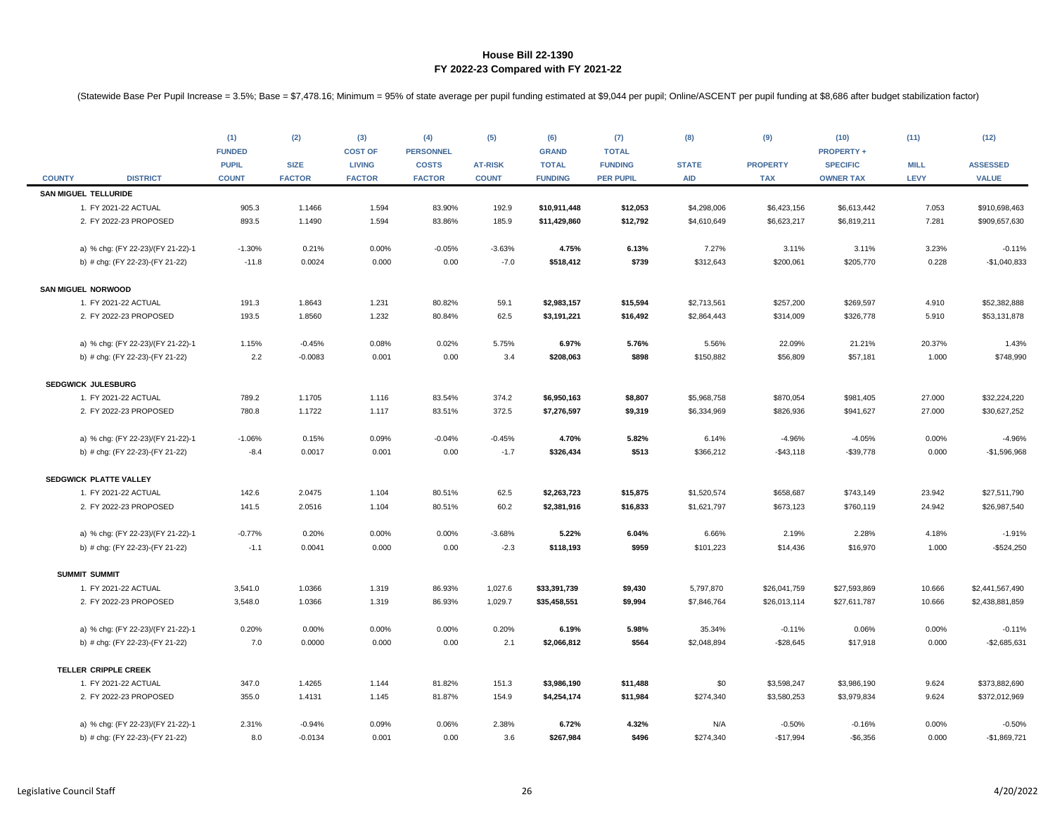# House Bill 22-1390

## FY 2022-23 Compared with FY 2021-22

(Statewide Base Per Pupil Increase = 3.5%; Base = $7,478.16; Minimum = 95% of state average per pupil funding estimated at $9,044 per pupil; Online/ASCENT per pupil funding at $8,686 after budget stabilization factor)

| COUNTY | DISTRICT | (1) FUNDED PUPIL COUNT | (2) SIZE FACTOR | (3) COST OF LIVING FACTOR | (4) PERSONNEL COSTS FACTOR | (5) AT-RISK COUNT | (6) GRAND TOTAL FUNDING | (7) TOTAL FUNDING PER PUPIL | (8) STATE AID | (9) PROPERTY TAX | (10) PROPERTY + SPECIFIC OWNER TAX | (11) MILL LEVY | (12) ASSESSED VALUE |
|---|---|---|---|---|---|---|---|---|---|---|---|---|---|
| **SAN MIGUEL** | **TELLURIDE** | | | | | | | | | | | | |
| | 1. FY 2021-22 ACTUAL | 905.3 | 1.1466 | 1.594 | 83.90% | 192.9 | **$10,911,448** | **$12,053** | $4,298,006 | $6,423,156 | $6,613,442 | 7.053 | $910,698,463 |
| | 2. FY 2022-23 PROPOSED | 893.5 | 1.1490 | 1.594 | 83.86% | 185.9 | **$11,429,860** | **$12,792** | $4,610,649 | $6,623,217 | $6,819,211 | 7.281 | $909,657,630 |
| | a) % chg: (FY 22-23)/(FY 21-22)-1 | -1.30% | 0.21% | 0.00% | -0.05% | -3.63% | **4.75%** | **6.13%** | 7.27% | 3.11% | 3.11% | 3.23% | -0.11% |
| | b) # chg: (FY 22-23)-(FY 21-22) | -11.8 | 0.0024 | 0.000 | 0.00 | -7.0 | **$518,412** | **$739** | $312,643 | $200,061 | $205,770 | 0.228 | -$1,040,833 |
| **SAN MIGUEL** | **NORWOOD** | | | | | | | | | | | | |
| | 1. FY 2021-22 ACTUAL | 191.3 | 1.8643 | 1.231 | 80.82% | 59.1 | **$2,983,157** | **$15,594** | $2,713,561 | $257,200 | $269,597 | 4.910 | $52,382,888 |
| | 2. FY 2022-23 PROPOSED | 193.5 | 1.8560 | 1.232 | 80.84% | 62.5 | **$3,191,221** | **$16,492** | $2,864,443 | $314,009 | $326,778 | 5.910 | $53,131,878 |
| | a) % chg: (FY 22-23)/(FY 21-22)-1 | 1.15% | -0.45% | 0.08% | 0.02% | 5.75% | **6.97%** | **5.76%** | 5.56% | 22.09% | 21.21% | 20.37% | 1.43% |
| | b) # chg: (FY 22-23)-(FY 21-22) | 2.2 | -0.0083 | 0.001 | 0.00 | 3.4 | **$208,063** | **$898** | $150,882 | $56,809 | $57,181 | 1.000 | $748,990 |
| **SEDGWICK** | **JULESBURG** | | | | | | | | | | | | |
| | 1. FY 2021-22 ACTUAL | 789.2 | 1.1705 | 1.116 | 83.54% | 374.2 | **$6,950,163** | **$8,807** | $5,968,758 | $870,054 | $981,405 | 27.000 | $32,224,220 |
| | 2. FY 2022-23 PROPOSED | 780.8 | 1.1722 | 1.117 | 83.51% | 372.5 | **$7,276,597** | **$9,319** | $6,334,969 | $826,936 | $941,627 | 27.000 | $30,627,252 |
| | a) % chg: (FY 22-23)/(FY 21-22)-1 | -1.06% | 0.15% | 0.09% | -0.04% | -0.45% | **4.70%** | **5.82%** | 6.14% | -4.96% | -4.05% | 0.00% | -4.96% |
| | b) # chg: (FY 22-23)-(FY 21-22) | -8.4 | 0.0017 | 0.001 | 0.00 | -1.7 | **$326,434** | **$513** | $366,212 | -$43,118 | -$39,778 | 0.000 | -$1,596,968 |
| **SEDGWICK** | **PLATTE VALLEY** | | | | | | | | | | | | |
| | 1. FY 2021-22 ACTUAL | 142.6 | 2.0475 | 1.104 | 80.51% | 62.5 | **$2,263,723** | **$15,875** | $1,520,574 | $658,687 | $743,149 | 23.942 | $27,511,790 |
| | 2. FY 2022-23 PROPOSED | 141.5 | 2.0516 | 1.104 | 80.51% | 60.2 | **$2,381,916** | **$16,833** | $1,621,797 | $673,123 | $760,119 | 24.942 | $26,987,540 |
| | a) % chg: (FY 22-23)/(FY 21-22)-1 | -0.77% | 0.20% | 0.00% | 0.00% | -3.68% | **5.22%** | **6.04%** | 6.66% | 2.19% | 2.28% | 4.18% | -1.91% |
| | b) # chg: (FY 22-23)-(FY 21-22) | -1.1 | 0.0041 | 0.000 | 0.00 | -2.3 | **$118,193** | **$959** | $101,223 | $14,436 | $16,970 | 1.000 | -$524,250 |
| **SUMMIT** | **SUMMIT** | | | | | | | | | | | | |
| | 1. FY 2021-22 ACTUAL | 3,541.0 | 1.0366 | 1.319 | 86.93% | 1,027.6 | **$33,391,739** | **$9,430** | 5,797,870 | $26,041,759 | $27,593,869 | 10.666 | $2,441,567,490 |
| | 2. FY 2022-23 PROPOSED | 3,548.0 | 1.0366 | 1.319 | 86.93% | 1,029.7 | **$35,458,551** | **$9,994** | $7,846,764 | $26,013,114 | $27,611,787 | 10.666 | $2,438,881,859 |
| | a) % chg: (FY 22-23)/(FY 21-22)-1 | 0.20% | 0.00% | 0.00% | 0.00% | 0.20% | **6.19%** | **5.98%** | 35.34% | -0.11% | 0.06% | 0.00% | -0.11% |
| | b) # chg: (FY 22-23)-(FY 21-22) | 7.0 | 0.0000 | 0.000 | 0.00 | 2.1 | **$2,066,812** | **$564** | $2,048,894 | -$28,645 | $17,918 | 0.000 | -$2,685,631 |
| **TELLER** | **CRIPPLE CREEK** | | | | | | | | | | | | |
| | 1. FY 2021-22 ACTUAL | 347.0 | 1.4265 | 1.144 | 81.82% | 151.3 | **$3,986,190** | **$11,488** | $0 | $3,598,247 | $3,986,190 | 9.624 | $373,882,690 |
| | 2. FY 2022-23 PROPOSED | 355.0 | 1.4131 | 1.145 | 81.87% | 154.9 | **$4,254,174** | **$11,984** | $274,340 | $3,580,253 | $3,979,834 | 9.624 | $372,012,969 |
| | a) % chg: (FY 22-23)/(FY 21-22)-1 | 2.31% | -0.94% | 0.09% | 0.06% | 2.38% | **6.72%** | **4.32%** | N/A | -0.50% | -0.16% | 0.00% | -0.50% |
| | b) # chg: (FY 22-23)-(FY 21-22) | 8.0 | -0.0134 | 0.001 | 0.00 | 3.6 | **$267,984** | **$496** | $274,340 | -$17,994 | -$6,356 | 0.000 | -$1,869,721 |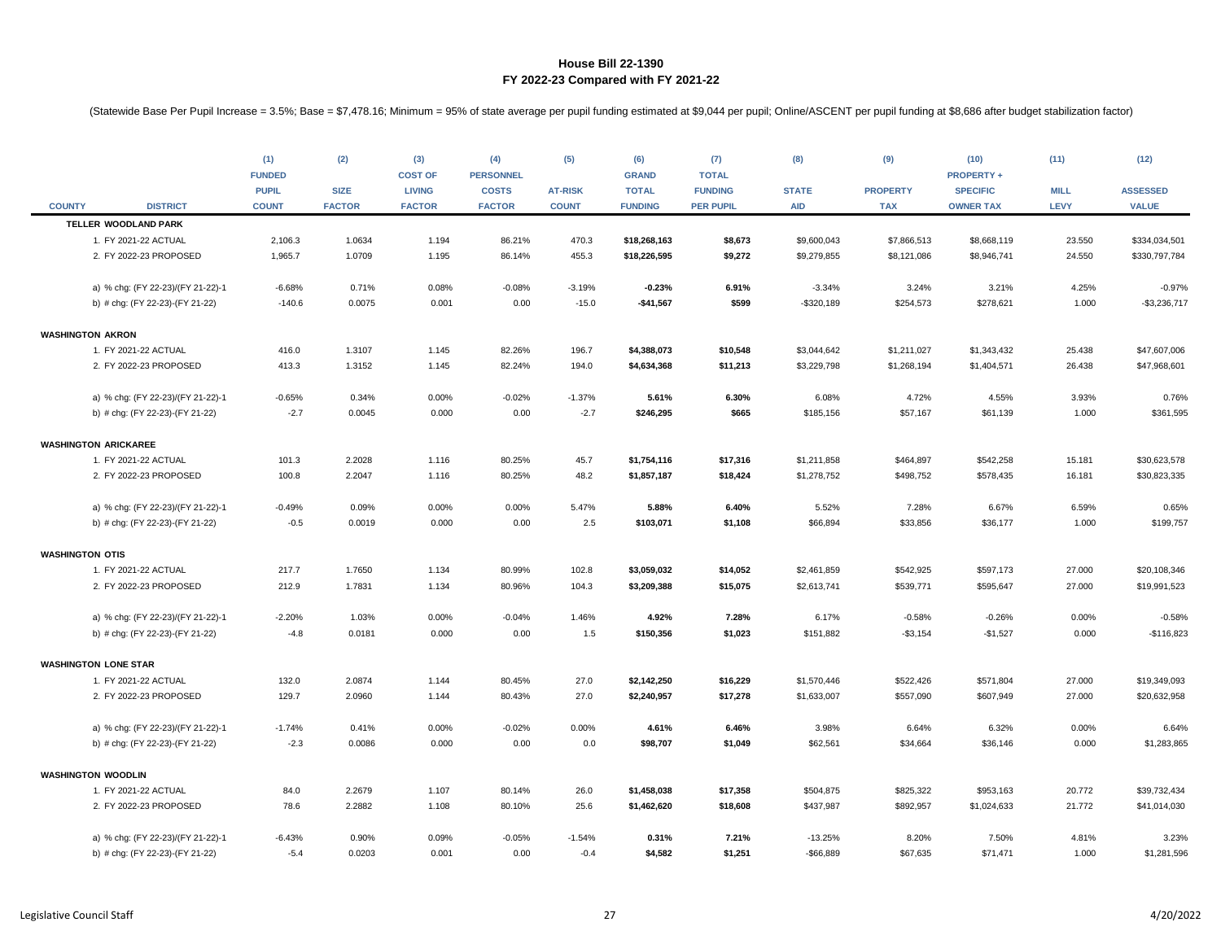**House Bill 22-1390**
**FY 2022-23 Compared with FY 2021-22**

(Statewide Base Per Pupil Increase = 3.5%; Base = $7,478.16; Minimum = 95% of state average per pupil funding estimated at $9,044 per pupil; Online/ASCENT per pupil funding at $8,686 after budget stabilization factor)

| COUNTY | DISTRICT | (1) FUNDED PUPIL COUNT | (2) SIZE FACTOR | (3) COST OF LIVING FACTOR | (4) PERSONNEL COSTS FACTOR | (5) AT-RISK COUNT | (6) GRAND TOTAL FUNDING | (7) TOTAL FUNDING PER PUPIL | (8) STATE AID | (9) PROPERTY TAX | (10) PROPERTY + SPECIFIC OWNER TAX | (11) MILL LEVY | (12) ASSESSED VALUE |
|---|---|---|---|---|---|---|---|---|---|---|---|---|---|
| **TELLER WOODLAND PARK** | | | | | | | | | | | | | |
| | 1. FY 2021-22 ACTUAL | 2,106.3 | 1.0634 | 1.194 | 86.21% | 470.3 | **$18,268,163** | **$8,673** | $9,600,043 | $7,866,513 | $8,668,119 | 23.550 | $334,034,501 |
| | 2. FY 2022-23 PROPOSED | 1,965.7 | 1.0709 | 1.195 | 86.14% | 455.3 | **$18,226,595** | **$9,272** | $9,279,855 | $8,121,086 | $8,946,741 | 24.550 | $330,797,784 |
| | a) % chg: (FY 22-23)/(FY 21-22)-1 | -6.68% | 0.71% | 0.08% | -0.08% | -3.19% | **-0.23%** | **6.91%** | -3.34% | 3.24% | 3.21% | 4.25% | -0.97% |
| | b) # chg: (FY 22-23)-(FY 21-22) | -140.6 | 0.0075 | 0.001 | 0.00 | -15.0 | **-$41,567** | **$599** | -$320,189 | $254,573 | $278,621 | 1.000 | -$3,236,717 |
| **WASHINGTON AKRON** | | | | | | | | | | | | | |
| | 1. FY 2021-22 ACTUAL | 416.0 | 1.3107 | 1.145 | 82.26% | 196.7 | **$4,388,073** | **$10,548** | $3,044,642 | $1,211,027 | $1,343,432 | 25.438 | $47,607,006 |
| | 2. FY 2022-23 PROPOSED | 413.3 | 1.3152 | 1.145 | 82.24% | 194.0 | **$4,634,368** | **$11,213** | $3,229,798 | $1,268,194 | $1,404,571 | 26.438 | $47,968,601 |
| | a) % chg: (FY 22-23)/(FY 21-22)-1 | -0.65% | 0.34% | 0.00% | -0.02% | -1.37% | **5.61%** | **6.30%** | 6.08% | 4.72% | 4.55% | 3.93% | 0.76% |
| | b) # chg: (FY 22-23)-(FY 21-22) | -2.7 | 0.0045 | 0.000 | 0.00 | -2.7 | **$246,295** | **$665** | $185,156 | $57,167 | $61,139 | 1.000 | $361,595 |
| **WASHINGTON ARICKAREE** | | | | | | | | | | | | | |
| | 1. FY 2021-22 ACTUAL | 101.3 | 2.2028 | 1.116 | 80.25% | 45.7 | **$1,754,116** | **$17,316** | $1,211,858 | $464,897 | $542,258 | 15.181 | $30,623,578 |
| | 2. FY 2022-23 PROPOSED | 100.8 | 2.2047 | 1.116 | 80.25% | 48.2 | **$1,857,187** | **$18,424** | $1,278,752 | $498,752 | $578,435 | 16.181 | $30,823,335 |
| | a) % chg: (FY 22-23)/(FY 21-22)-1 | -0.49% | 0.09% | 0.00% | 0.00% | 5.47% | **5.88%** | **6.40%** | 5.52% | 7.28% | 6.67% | 6.59% | 0.65% |
| | b) # chg: (FY 22-23)-(FY 21-22) | -0.5 | 0.0019 | 0.000 | 0.00 | 2.5 | **$103,071** | **$1,108** | $66,894 | $33,856 | $36,177 | 1.000 | $199,757 |
| **WASHINGTON OTIS** | | | | | | | | | | | | | |
| | 1. FY 2021-22 ACTUAL | 217.7 | 1.7650 | 1.134 | 80.99% | 102.8 | **$3,059,032** | **$14,052** | $2,461,859 | $542,925 | $597,173 | 27.000 | $20,108,346 |
| | 2. FY 2022-23 PROPOSED | 212.9 | 1.7831 | 1.134 | 80.96% | 104.3 | **$3,209,388** | **$15,075** | $2,613,741 | $539,771 | $595,647 | 27.000 | $19,991,523 |
| | a) % chg: (FY 22-23)/(FY 21-22)-1 | -2.20% | 1.03% | 0.00% | -0.04% | 1.46% | **4.92%** | **7.28%** | 6.17% | -0.58% | -0.26% | 0.00% | -0.58% |
| | b) # chg: (FY 22-23)-(FY 21-22) | -4.8 | 0.0181 | 0.000 | 0.00 | 1.5 | **$150,356** | **$1,023** | $151,882 | -$3,154 | -$1,527 | 0.000 | -$116,823 |
| **WASHINGTON LONE STAR** | | | | | | | | | | | | | |
| | 1. FY 2021-22 ACTUAL | 132.0 | 2.0874 | 1.144 | 80.45% | 27.0 | **$2,142,250** | **$16,229** | $1,570,446 | $522,426 | $571,804 | 27.000 | $19,349,093 |
| | 2. FY 2022-23 PROPOSED | 129.7 | 2.0960 | 1.144 | 80.43% | 27.0 | **$2,240,957** | **$17,278** | $1,633,007 | $557,090 | $607,949 | 27.000 | $20,632,958 |
| | a) % chg: (FY 22-23)/(FY 21-22)-1 | -1.74% | 0.41% | 0.00% | -0.02% | 0.00% | **4.61%** | **6.46%** | 3.98% | 6.64% | 6.32% | 0.00% | 6.64% |
| | b) # chg: (FY 22-23)-(FY 21-22) | -2.3 | 0.0086 | 0.000 | 0.00 | 0.0 | **$98,707** | **$1,049** | $62,561 | $34,664 | $36,146 | 0.000 | $1,283,865 |
| **WASHINGTON WOODLIN** | | | | | | | | | | | | | |
| | 1. FY 2021-22 ACTUAL | 84.0 | 2.2679 | 1.107 | 80.14% | 26.0 | **$1,458,038** | **$17,358** | $504,875 | $825,322 | $953,163 | 20.772 | $39,732,434 |
| | 2. FY 2022-23 PROPOSED | 78.6 | 2.2882 | 1.108 | 80.10% | 25.6 | **$1,462,620** | **$18,608** | $437,987 | $892,957 | $1,024,633 | 21.772 | $41,014,030 |
| | a) % chg: (FY 22-23)/(FY 21-22)-1 | -6.43% | 0.90% | 0.09% | -0.05% | -1.54% | **0.31%** | **7.21%** | -13.25% | 8.20% | 7.50% | 4.81% | 3.23% |
| | b) # chg: (FY 22-23)-(FY 21-22) | -5.4 | 0.0203 | 0.001 | 0.00 | -0.4 | **$4,582** | **$1,251** | -$66,889 | $67,635 | $71,471 | 1.000 | $1,281,596 |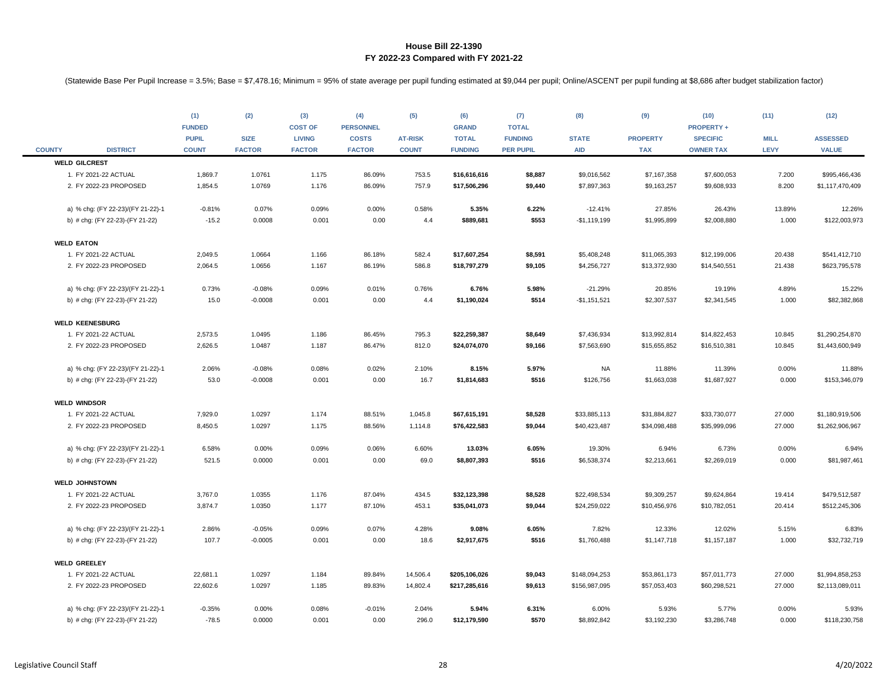**House Bill 22-1390**
**FY 2022-23 Compared with FY 2021-22**

(Statewide Base Per Pupil Increase = 3.5%; Base = $7,478.16; Minimum = 95% of state average per pupil funding estimated at $9,044 per pupil; Online/ASCENT per pupil funding at $8,686 after budget stabilization factor)

| COUNTY | DISTRICT | (1) FUNDED PUPIL COUNT | (2) SIZE FACTOR | (3) COST OF LIVING FACTOR | (4) PERSONNEL COSTS FACTOR | (5) AT-RISK COUNT | (6) GRAND TOTAL FUNDING | (7) TOTAL FUNDING PER PUPIL | (8) STATE AID | (9) PROPERTY TAX | (10) PROPERTY + SPECIFIC OWNER TAX | (11) MILL LEVY | (12) ASSESSED VALUE |
|---|---|---|---|---|---|---|---|---|---|---|---|---|---|
| **WELD GILCREST** | | | | | | | | | | | | | |
| | 1. FY 2021-22 ACTUAL | 1,869.7 | 1.0761 | 1.175 | 86.09% | 753.5 | **$16,616,616** | **$8,887** | $9,016,562 | $7,167,358 | $7,600,053 | 7.200 | $995,466,436 |
| | 2. FY 2022-23 PROPOSED | 1,854.5 | 1.0769 | 1.176 | 86.09% | 757.9 | **$17,506,296** | **$9,440** | $7,897,363 | $9,163,257 | $9,608,933 | 8.200 | $1,117,470,409 |
| | a) % chg: (FY 22-23)/(FY 21-22)-1 | -0.81% | 0.07% | 0.09% | 0.00% | 0.58% | **5.35%** | **6.22%** | -12.41% | 27.85% | 26.43% | 13.89% | 12.26% |
| | b) # chg: (FY 22-23)-(FY 21-22) | -15.2 | 0.0008 | 0.001 | 0.00 | 4.4 | **$889,681** | **$553** | -$1,119,199 | $1,995,899 | $2,008,880 | 1.000 | $122,003,973 |
| **WELD EATON** | | | | | | | | | | | | | |
| | 1. FY 2021-22 ACTUAL | 2,049.5 | 1.0664 | 1.166 | 86.18% | 582.4 | **$17,607,254** | **$8,591** | $5,408,248 | $11,065,393 | $12,199,006 | 20.438 | $541,412,710 |
| | 2. FY 2022-23 PROPOSED | 2,064.5 | 1.0656 | 1.167 | 86.19% | 586.8 | **$18,797,279** | **$9,105** | $4,256,727 | $13,372,930 | $14,540,551 | 21.438 | $623,795,578 |
| | a) % chg: (FY 22-23)/(FY 21-22)-1 | 0.73% | -0.08% | 0.09% | 0.01% | 0.76% | **6.76%** | **5.98%** | -21.29% | 20.85% | 19.19% | 4.89% | 15.22% |
| | b) # chg: (FY 22-23)-(FY 21-22) | 15.0 | -0.0008 | 0.001 | 0.00 | 4.4 | **$1,190,024** | **$514** | -$1,151,521 | $2,307,537 | $2,341,545 | 1.000 | $82,382,868 |
| **WELD KEENESBURG** | | | | | | | | | | | | | |
| | 1. FY 2021-22 ACTUAL | 2,573.5 | 1.0495 | 1.186 | 86.45% | 795.3 | **$22,259,387** | **$8,649** | $7,436,934 | $13,992,814 | $14,822,453 | 10.845 | $1,290,254,870 |
| | 2. FY 2022-23 PROPOSED | 2,626.5 | 1.0487 | 1.187 | 86.47% | 812.0 | **$24,074,070** | **$9,166** | $7,563,690 | $15,655,852 | $16,510,381 | 10.845 | $1,443,600,949 |
| | a) % chg: (FY 22-23)/(FY 21-22)-1 | 2.06% | -0.08% | 0.08% | 0.02% | 2.10% | **8.15%** | **5.97%** | NA | 11.88% | 11.39% | 0.00% | 11.88% |
| | b) # chg: (FY 22-23)-(FY 21-22) | 53.0 | -0.0008 | 0.001 | 0.00 | 16.7 | **$1,814,683** | **$516** | $126,756 | $1,663,038 | $1,687,927 | 0.000 | $153,346,079 |
| **WELD WINDSOR** | | | | | | | | | | | | | |
| | 1. FY 2021-22 ACTUAL | 7,929.0 | 1.0297 | 1.174 | 88.51% | 1,045.8 | **$67,615,191** | **$8,528** | $33,885,113 | $31,884,827 | $33,730,077 | 27.000 | $1,180,919,506 |
| | 2. FY 2022-23 PROPOSED | 8,450.5 | 1.0297 | 1.175 | 88.56% | 1,114.8 | **$76,422,583** | **$9,044** | $40,423,487 | $34,098,488 | $35,999,096 | 27.000 | $1,262,906,967 |
| | a) % chg: (FY 22-23)/(FY 21-22)-1 | 6.58% | 0.00% | 0.09% | 0.06% | 6.60% | **13.03%** | **6.05%** | 19.30% | 6.94% | 6.73% | 0.00% | 6.94% |
| | b) # chg: (FY 22-23)-(FY 21-22) | 521.5 | 0.0000 | 0.001 | 0.00 | 69.0 | **$8,807,393** | **$516** | $6,538,374 | $2,213,661 | $2,269,019 | 0.000 | $81,987,461 |
| **WELD JOHNSTOWN** | | | | | | | | | | | | | |
| | 1. FY 2021-22 ACTUAL | 3,767.0 | 1.0355 | 1.176 | 87.04% | 434.5 | **$32,123,398** | **$8,528** | $22,498,534 | $9,309,257 | $9,624,864 | 19.414 | $479,512,587 |
| | 2. FY 2022-23 PROPOSED | 3,874.7 | 1.0350 | 1.177 | 87.10% | 453.1 | **$35,041,073** | **$9,044** | $24,259,022 | $10,456,976 | $10,782,051 | 20.414 | $512,245,306 |
| | a) % chg: (FY 22-23)/(FY 21-22)-1 | 2.86% | -0.05% | 0.09% | 0.07% | 4.28% | **9.08%** | **6.05%** | 7.82% | 12.33% | 12.02% | 5.15% | 6.83% |
| | b) # chg: (FY 22-23)-(FY 21-22) | 107.7 | -0.0005 | 0.001 | 0.00 | 18.6 | **$2,917,675** | **$516** | $1,760,488 | $1,147,718 | $1,157,187 | 1.000 | $32,732,719 |
| **WELD GREELEY** | | | | | | | | | | | | | |
| | 1. FY 2021-22 ACTUAL | 22,681.1 | 1.0297 | 1.184 | 89.84% | 14,506.4 | **$205,106,026** | **$9,043** | $148,094,253 | $53,861,173 | $57,011,773 | 27.000 | $1,994,858,253 |
| | 2. FY 2022-23 PROPOSED | 22,602.6 | 1.0297 | 1.185 | 89.83% | 14,802.4 | **$217,285,616** | **$9,613** | $156,987,095 | $57,053,403 | $60,298,521 | 27.000 | $2,113,089,011 |
| | a) % chg: (FY 22-23)/(FY 21-22)-1 | -0.35% | 0.00% | 0.08% | -0.01% | 2.04% | **5.94%** | **6.31%** | 6.00% | 5.93% | 5.77% | 0.00% | 5.93% |
| | b) # chg: (FY 22-23)-(FY 21-22) | -78.5 | 0.0000 | 0.001 | 0.00 | 296.0 | **$12,179,590** | **$570** | $8,892,842 | $3,192,230 | $3,286,748 | 0.000 | $118,230,758 |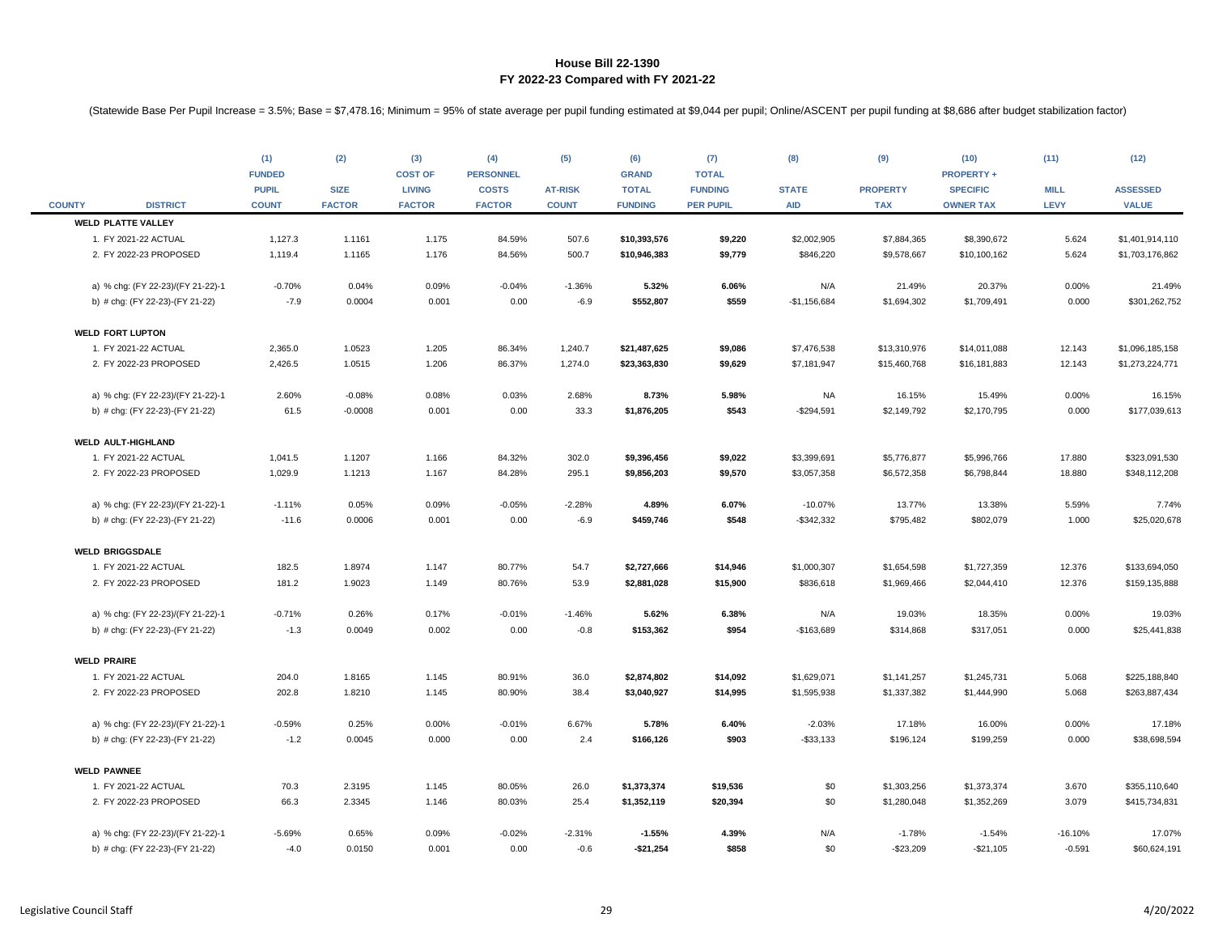**House Bill 22-1390**
**FY 2022-23 Compared with FY 2021-22**

(Statewide Base Per Pupil Increase = 3.5%; Base = $7,478.16; Minimum = 95% of state average per pupil funding estimated at $9,044 per pupil; Online/ASCENT per pupil funding at $8,686 after budget stabilization factor)

| COUNTY | DISTRICT | (1) FUNDED PUPIL COUNT | (2) SIZE FACTOR | (3) COST OF LIVING FACTOR | (4) PERSONNEL COSTS FACTOR | (5) AT-RISK COUNT | (6) GRAND TOTAL FUNDING | (7) TOTAL FUNDING PER PUPIL | (8) STATE AID | (9) PROPERTY TAX | (10) PROPERTY + SPECIFIC OWNER TAX | (11) MILL LEVY | (12) ASSESSED VALUE |
|---|---|---|---|---|---|---|---|---|---|---|---|---|---|
| **WELD** | **PLATTE VALLEY** | | | | | | | | | | | | |
| | 1. FY 2021-22 ACTUAL | 1,127.3 | 1.1161 | 1.175 | 84.59% | 507.6 | **$10,393,576** | **$9,220** | $2,002,905 | $7,884,365 | $8,390,672 | 5.624 | $1,401,914,110 |
| | 2. FY 2022-23 PROPOSED | 1,119.4 | 1.1165 | 1.176 | 84.56% | 500.7 | **$10,946,383** | **$9,779** | $846,220 | $9,578,667 | $10,100,162 | 5.624 | $1,703,176,862 |
| | a) % chg: (FY 22-23)/(FY 21-22)-1 | -0.70% | 0.04% | 0.09% | -0.04% | -1.36% | **5.32%** | **6.06%** | N/A | 21.49% | 20.37% | 0.00% | 21.49% |
| | b) # chg: (FY 22-23)-(FY 21-22) | -7.9 | 0.0004 | 0.001 | 0.00 | -6.9 | **$552,807** | **$559** | -$1,156,684 | $1,694,302 | $1,709,491 | 0.000 | $301,262,752 |
| **WELD** | **FORT LUPTON** | | | | | | | | | | | | |
| | 1. FY 2021-22 ACTUAL | 2,365.0 | 1.0523 | 1.205 | 86.34% | 1,240.7 | **$21,487,625** | **$9,086** | $7,476,538 | $13,310,976 | $14,011,088 | 12.143 | $1,096,185,158 |
| | 2. FY 2022-23 PROPOSED | 2,426.5 | 1.0515 | 1.206 | 86.37% | 1,274.0 | **$23,363,830** | **$9,629** | $7,181,947 | $15,460,768 | $16,181,883 | 12.143 | $1,273,224,771 |
| | a) % chg: (FY 22-23)/(FY 21-22)-1 | 2.60% | -0.08% | 0.08% | 0.03% | 2.68% | **8.73%** | **5.98%** | NA | 16.15% | 15.49% | 0.00% | 16.15% |
| | b) # chg: (FY 22-23)-(FY 21-22) | 61.5 | -0.0008 | 0.001 | 0.00 | 33.3 | **$1,876,205** | **$543** | -$294,591 | $2,149,792 | $2,170,795 | 0.000 | $177,039,613 |
| **WELD** | **AULT-HIGHLAND** | | | | | | | | | | | | |
| | 1. FY 2021-22 ACTUAL | 1,041.5 | 1.1207 | 1.166 | 84.32% | 302.0 | **$9,396,456** | **$9,022** | $3,399,691 | $5,776,877 | $5,996,766 | 17.880 | $323,091,530 |
| | 2. FY 2022-23 PROPOSED | 1,029.9 | 1.1213 | 1.167 | 84.28% | 295.1 | **$9,856,203** | **$9,570** | $3,057,358 | $6,572,358 | $6,798,844 | 18.880 | $348,112,208 |
| | a) % chg: (FY 22-23)/(FY 21-22)-1 | -1.11% | 0.05% | 0.09% | -0.05% | -2.28% | **4.89%** | **6.07%** | -10.07% | 13.77% | 13.38% | 5.59% | 7.74% |
| | b) # chg: (FY 22-23)-(FY 21-22) | -11.6 | 0.0006 | 0.001 | 0.00 | -6.9 | **$459,746** | **$548** | -$342,332 | $795,482 | $802,079 | 1.000 | $25,020,678 |
| **WELD** | **BRIGGSDALE** | | | | | | | | | | | | |
| | 1. FY 2021-22 ACTUAL | 182.5 | 1.8974 | 1.147 | 80.77% | 54.7 | **$2,727,666** | **$14,946** | $1,000,307 | $1,654,598 | $1,727,359 | 12.376 | $133,694,050 |
| | 2. FY 2022-23 PROPOSED | 181.2 | 1.9023 | 1.149 | 80.76% | 53.9 | **$2,881,028** | **$15,900** | $836,618 | $1,969,466 | $2,044,410 | 12.376 | $159,135,888 |
| | a) % chg: (FY 22-23)/(FY 21-22)-1 | -0.71% | 0.26% | 0.17% | -0.01% | -1.46% | **5.62%** | **6.38%** | N/A | 19.03% | 18.35% | 0.00% | 19.03% |
| | b) # chg: (FY 22-23)-(FY 21-22) | -1.3 | 0.0049 | 0.002 | 0.00 | -0.8 | **$153,362** | **$954** | -$163,689 | $314,868 | $317,051 | 0.000 | $25,441,838 |
| **WELD** | **PRAIRE** | | | | | | | | | | | | |
| | 1. FY 2021-22 ACTUAL | 204.0 | 1.8165 | 1.145 | 80.91% | 36.0 | **$2,874,802** | **$14,092** | $1,629,071 | $1,141,257 | $1,245,731 | 5.068 | $225,188,840 |
| | 2. FY 2022-23 PROPOSED | 202.8 | 1.8210 | 1.145 | 80.90% | 38.4 | **$3,040,927** | **$14,995** | $1,595,938 | $1,337,382 | $1,444,990 | 5.068 | $263,887,434 |
| | a) % chg: (FY 22-23)/(FY 21-22)-1 | -0.59% | 0.25% | 0.00% | -0.01% | 6.67% | **5.78%** | **6.40%** | -2.03% | 17.18% | 16.00% | 0.00% | 17.18% |
| | b) # chg: (FY 22-23)-(FY 21-22) | -1.2 | 0.0045 | 0.000 | 0.00 | 2.4 | **$166,126** | **$903** | -$33,133 | $196,124 | $199,259 | 0.000 | $38,698,594 |
| **WELD** | **PAWNEE** | | | | | | | | | | | | |
| | 1. FY 2021-22 ACTUAL | 70.3 | 2.3195 | 1.145 | 80.05% | 26.0 | **$1,373,374** | **$19,536** | $0 | $1,303,256 | $1,373,374 | 3.670 | $355,110,640 |
| | 2. FY 2022-23 PROPOSED | 66.3 | 2.3345 | 1.146 | 80.03% | 25.4 | **$1,352,119** | **$20,394** | $0 | $1,280,048 | $1,352,269 | 3.079 | $415,734,831 |
| | a) % chg: (FY 22-23)/(FY 21-22)-1 | -5.69% | 0.65% | 0.09% | -0.02% | -2.31% | **-1.55%** | **4.39%** | N/A | -1.78% | -1.54% | -16.10% | 17.07% |
| | b) # chg: (FY 22-23)-(FY 21-22) | -4.0 | 0.0150 | 0.001 | 0.00 | -0.6 | **-$21,254** | **$858** | $0 | -$23,209 | -$21,105 | -0.591 | $60,624,191 |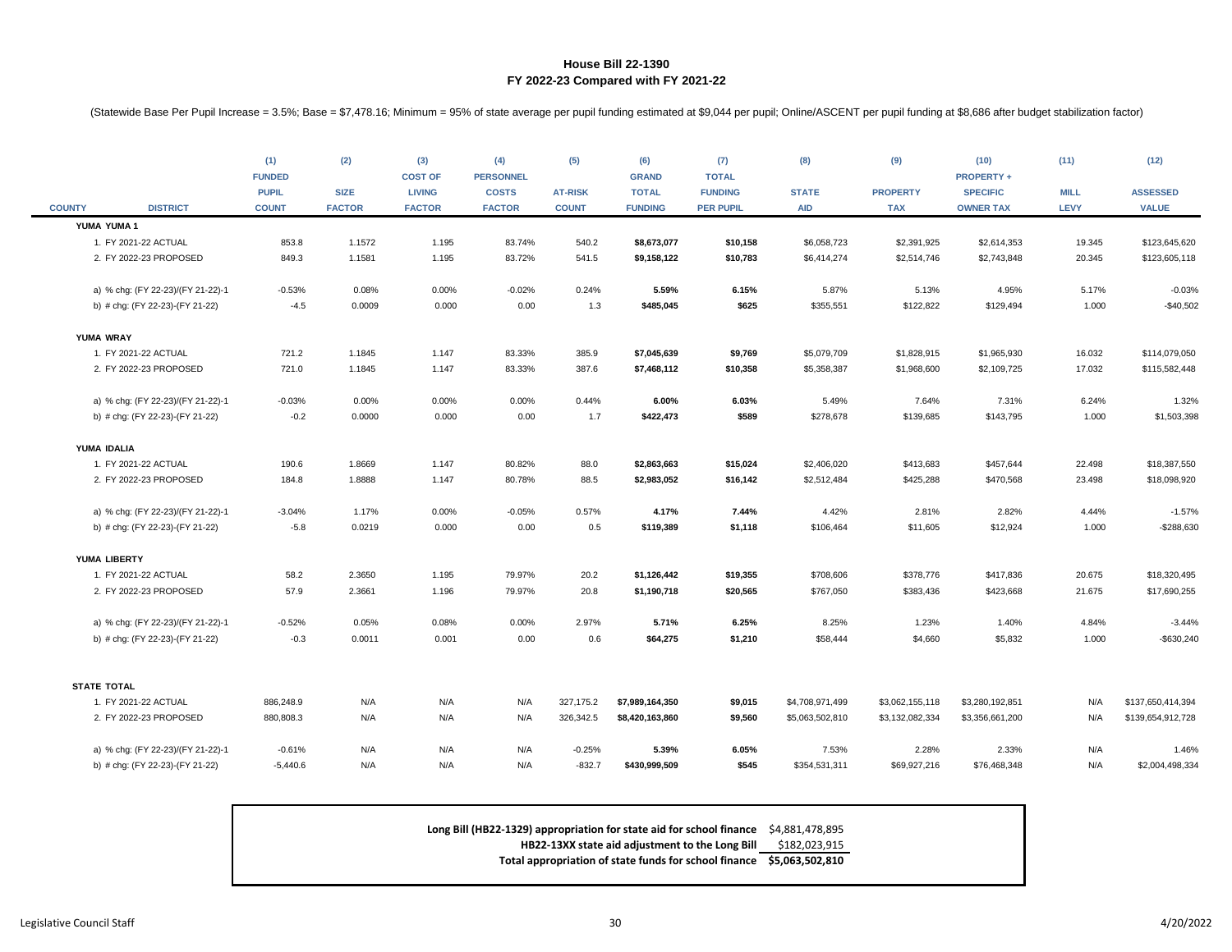**House Bill 22-1390**
**FY 2022-23 Compared with FY 2021-22**

(Statewide Base Per Pupil Increase = 3.5%; Base = $7,478.16; Minimum = 95% of state average per pupil funding estimated at $9,044 per pupil; Online/ASCENT per pupil funding at $8,686 after budget stabilization factor)

| COUNTY | DISTRICT | (1) FUNDED PUPIL COUNT | (2) SIZE FACTOR | (3) COST OF LIVING FACTOR | (4) PERSONNEL COSTS FACTOR | (5) AT-RISK COUNT | (6) GRAND TOTAL FUNDING | (7) TOTAL FUNDING PER PUPIL | (8) STATE AID | (9) PROPERTY TAX | (10) PROPERTY + SPECIFIC OWNER TAX | (11) MILL LEVY | (12) ASSESSED VALUE |
|---|---|---|---|---|---|---|---|---|---|---|---|---|---|
| YUMA | YUMA 1 | | | | | | | | | | | | |
| | 1. FY 2021-22 ACTUAL | 853.8 | 1.1572 | 1.195 | 83.74% | 540.2 | **$8,673,077** | **$10,158** | $6,058,723 | $2,391,925 | $2,614,353 | 19.345 | $123,645,620 |
| | 2. FY 2022-23 PROPOSED | 849.3 | 1.1581 | 1.195 | 83.72% | 541.5 | **$9,158,122** | **$10,783** | $6,414,274 | $2,514,746 | $2,743,848 | 20.345 | $123,605,118 |
| | a) % chg: (FY 22-23)/(FY 21-22)-1 | -0.53% | 0.08% | 0.00% | -0.02% | 0.24% | **5.59%** | **6.15%** | 5.87% | 5.13% | 4.95% | 5.17% | -0.03% |
| | b) # chg: (FY 22-23)-(FY 21-22) | -4.5 | 0.0009 | 0.000 | 0.00 | 1.3 | **$485,045** | **$625** | $355,551 | $122,822 | $129,494 | 1.000 | -$40,502 |
| YUMA | WRAY | | | | | | | | | | | | |
| | 1. FY 2021-22 ACTUAL | 721.2 | 1.1845 | 1.147 | 83.33% | 385.9 | **$7,045,639** | **$9,769** | $5,079,709 | $1,828,915 | $1,965,930 | 16.032 | $114,079,050 |
| | 2. FY 2022-23 PROPOSED | 721.0 | 1.1845 | 1.147 | 83.33% | 387.6 | **$7,468,112** | **$10,358** | $5,358,387 | $1,968,600 | $2,109,725 | 17.032 | $115,582,448 |
| | a) % chg: (FY 22-23)/(FY 21-22)-1 | -0.03% | 0.00% | 0.00% | 0.00% | 0.44% | **6.00%** | **6.03%** | 5.49% | 7.64% | 7.31% | 6.24% | 1.32% |
| | b) # chg: (FY 22-23)-(FY 21-22) | -0.2 | 0.0000 | 0.000 | 0.00 | 1.7 | **$422,473** | **$589** | $278,678 | $139,685 | $143,795 | 1.000 | $1,503,398 |
| YUMA | IDALIA | | | | | | | | | | | | |
| | 1. FY 2021-22 ACTUAL | 190.6 | 1.8669 | 1.147 | 80.82% | 88.0 | **$2,863,663** | **$15,024** | $2,406,020 | $413,683 | $457,644 | 22.498 | $18,387,550 |
| | 2. FY 2022-23 PROPOSED | 184.8 | 1.8888 | 1.147 | 80.78% | 88.5 | **$2,983,052** | **$16,142** | $2,512,484 | $425,288 | $470,568 | 23.498 | $18,098,920 |
| | a) % chg: (FY 22-23)/(FY 21-22)-1 | -3.04% | 1.17% | 0.00% | -0.05% | 0.57% | **4.17%** | **7.44%** | 4.42% | 2.81% | 2.82% | 4.44% | -1.57% |
| | b) # chg: (FY 22-23)-(FY 21-22) | -5.8 | 0.0219 | 0.000 | 0.00 | 0.5 | **$119,389** | **$1,118** | $106,464 | $11,605 | $12,924 | 1.000 | -$288,630 |
| YUMA | LIBERTY | | | | | | | | | | | | |
| | 1. FY 2021-22 ACTUAL | 58.2 | 2.3650 | 1.195 | 79.97% | 20.2 | **$1,126,442** | **$19,355** | $708,606 | $378,776 | $417,836 | 20.675 | $18,320,495 |
| | 2. FY 2022-23 PROPOSED | 57.9 | 2.3661 | 1.196 | 79.97% | 20.8 | **$1,190,718** | **$20,565** | $767,050 | $383,436 | $423,668 | 21.675 | $17,690,255 |
| | a) % chg: (FY 22-23)/(FY 21-22)-1 | -0.52% | 0.05% | 0.08% | 0.00% | 2.97% | **5.71%** | **6.25%** | 8.25% | 1.23% | 1.40% | 4.84% | -3.44% |
| | b) # chg: (FY 22-23)-(FY 21-22) | -0.3 | 0.0011 | 0.001 | 0.00 | 0.6 | **$64,275** | **$1,210** | $58,444 | $4,660 | $5,832 | 1.000 | -$630,240 |
| STATE TOTAL | | | | | | | | | | | | | |
| | 1. FY 2021-22 ACTUAL | 886,248.9 | N/A | N/A | N/A | 327,175.2 | **$7,989,164,350** | **$9,015** | $4,708,971,499 | $3,062,155,118 | $3,280,192,851 | N/A | $137,650,414,394 |
| | 2. FY 2022-23 PROPOSED | 880,808.3 | N/A | N/A | N/A | 326,342.5 | **$8,420,163,860** | **$9,560** | $5,063,502,810 | $3,132,082,334 | $3,356,661,200 | N/A | $139,654,912,728 |
| | a) % chg: (FY 22-23)/(FY 21-22)-1 | -0.61% | N/A | N/A | N/A | -0.25% | **5.39%** | **6.05%** | 7.53% | 2.28% | 2.33% | N/A | 1.46% |
| | b) # chg: (FY 22-23)-(FY 21-22) | -5,440.6 | N/A | N/A | N/A | -832.7 | **$430,999,509** | **$545** | $354,531,311 | $69,927,216 | $76,468,348 | N/A | $2,004,498,334 |

| | |
|---|---|
| **Long Bill (HB22-1329) appropriation for state aid for school finance** | $4,881,478,895 |
| **HB22-13XX state aid adjustment to the Long Bill** | $182,023,915 |
| **Total appropriation of state funds for school finance** | **$5,063,502,810** |